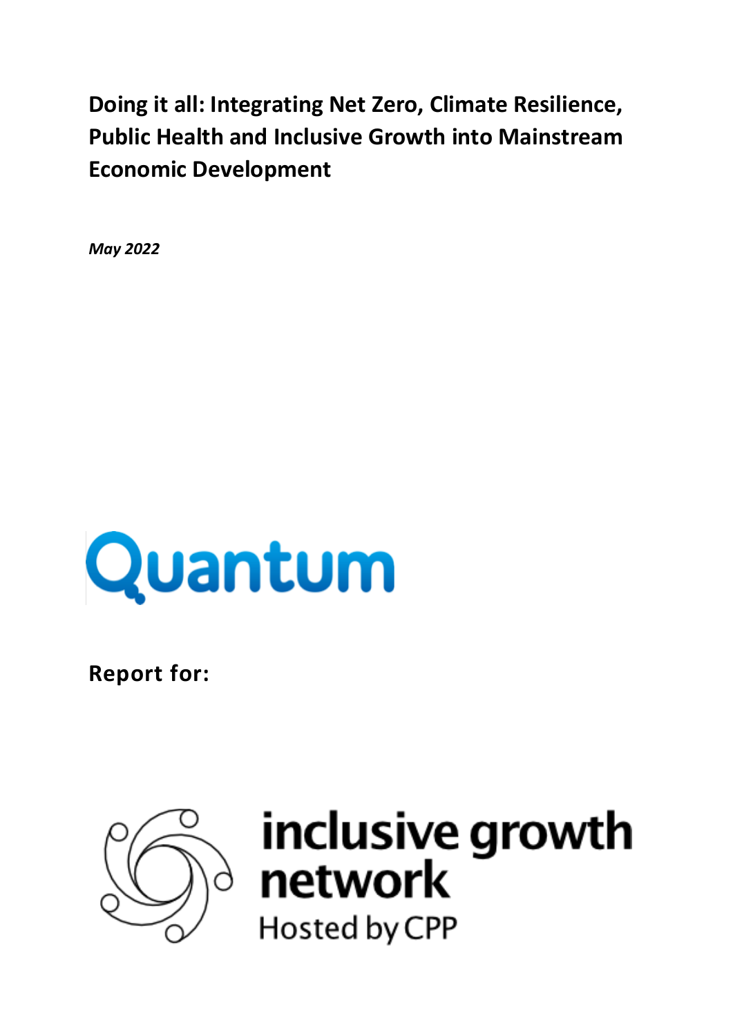# Doing it all: Integrating Net Zero, Climate Resilience, Public Health and Inclusive Growth into Mainstream Economic Development

*May 2022*

Quantum

**Report for:**

inclusive growth network

Hosted by CPP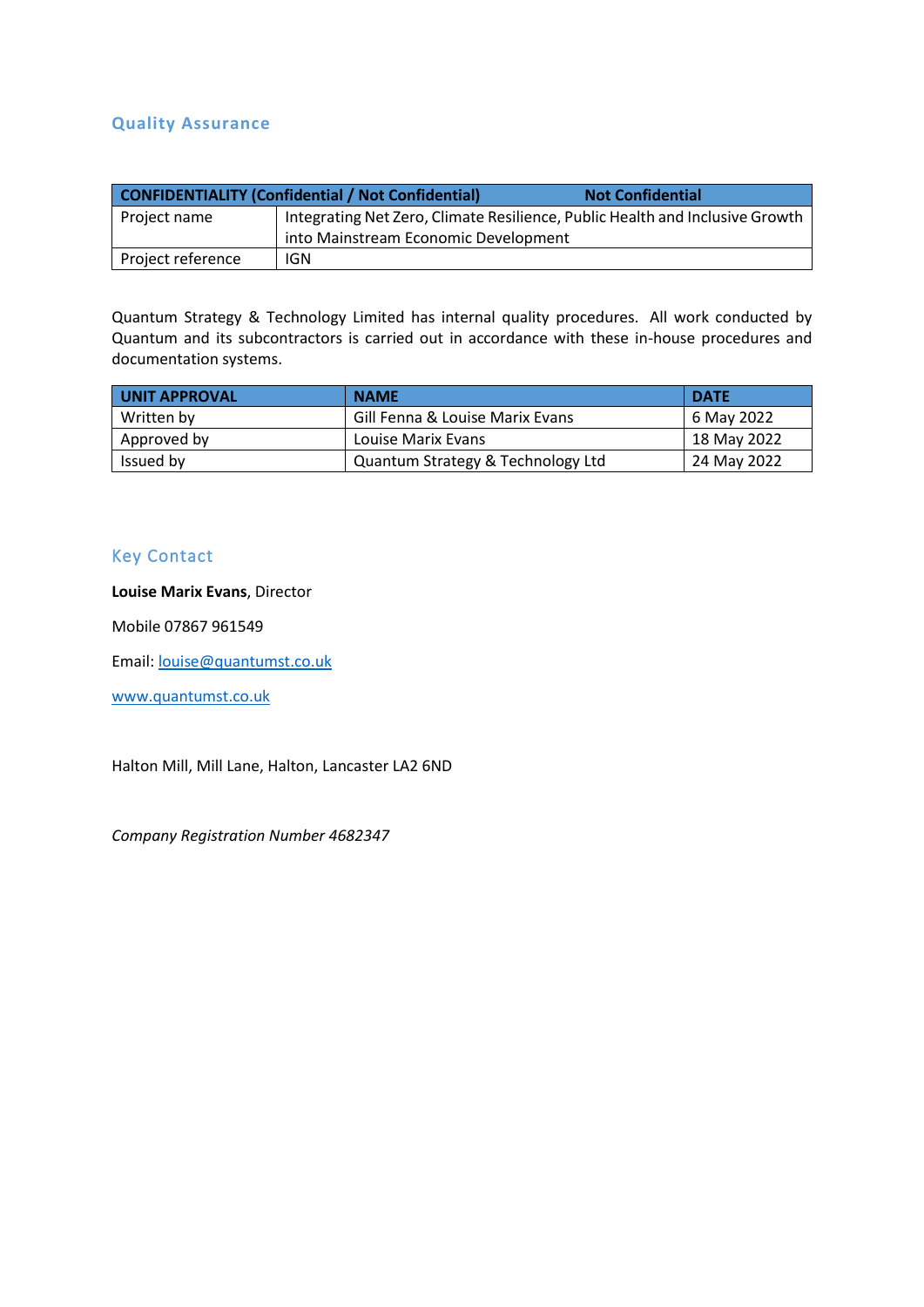## Quality Assurance

| CONFIDENTIALITY (Confidential / Not Confidential) | Not Confidential |
|---|---|
| Project name | Integrating Net Zero, Climate Resilience, Public Health and Inclusive Growth into Mainstream Economic Development |
| Project reference | IGN |

Quantum Strategy & Technology Limited has internal quality procedures. All work conducted by Quantum and its subcontractors is carried out in accordance with these in-house procedures and documentation systems.

| UNIT APPROVAL | NAME | DATE |
|---|---|---|
| Written by | Gill Fenna & Louise Marix Evans | 6 May 2022 |
| Approved by | Louise Marix Evans | 18 May 2022 |
| Issued by | Quantum Strategy & Technology Ltd | 24 May 2022 |

## Key Contact

**Louise Marix Evans**, Director

Mobile 07867 961549

Email: louise@quantumst.co.uk

www.quantumst.co.uk

Halton Mill, Mill Lane, Halton, Lancaster LA2 6ND

*Company Registration Number 4682347*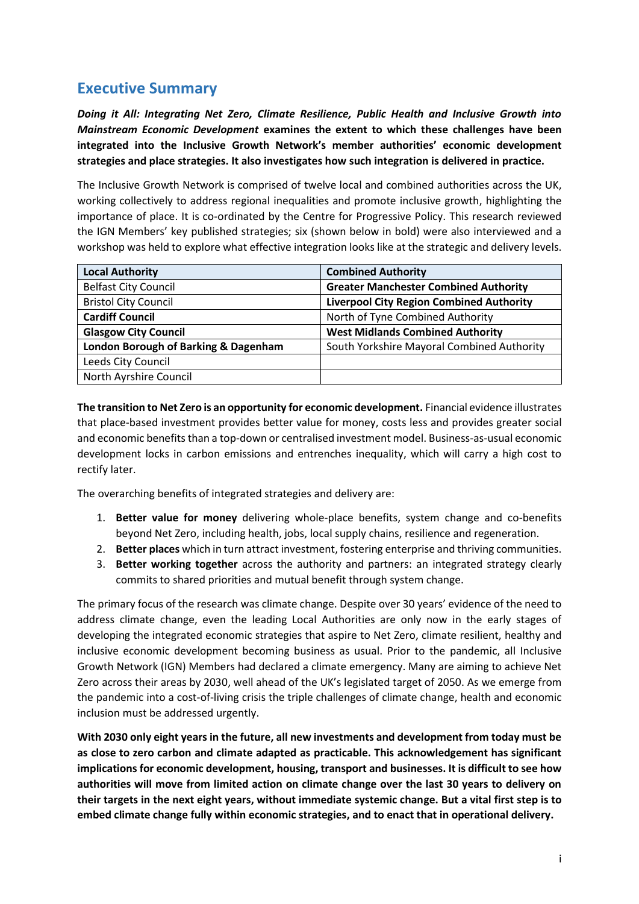# Executive Summary

***Doing it All: Integrating Net Zero, Climate Resilience, Public Health and Inclusive Growth into Mainstream Economic Development*** **examines the extent to which these challenges have been integrated into the Inclusive Growth Network's member authorities' economic development strategies and place strategies. It also investigates how such integration is delivered in practice.**

The Inclusive Growth Network is comprised of twelve local and combined authorities across the UK, working collectively to address regional inequalities and promote inclusive growth, highlighting the importance of place. It is co-ordinated by the Centre for Progressive Policy. This research reviewed the IGN Members' key published strategies; six (shown below in bold) were also interviewed and a workshop was held to explore what effective integration looks like at the strategic and delivery levels.

| Local Authority | Combined Authority |
|---|---|
| Belfast City Council | **Greater Manchester Combined Authority** |
| Bristol City Council | **Liverpool City Region Combined Authority** |
| **Cardiff Council** | North of Tyne Combined Authority |
| **Glasgow City Council** | **West Midlands Combined Authority** |
| **London Borough of Barking & Dagenham** | South Yorkshire Mayoral Combined Authority |
| Leeds City Council | |
| North Ayrshire Council | |

**The transition to Net Zero is an opportunity for economic development.** Financial evidence illustrates that place-based investment provides better value for money, costs less and provides greater social and economic benefits than a top-down or centralised investment model. Business-as-usual economic development locks in carbon emissions and entrenches inequality, which will carry a high cost to rectify later.

The overarching benefits of integrated strategies and delivery are:

1. **Better value for money** delivering whole-place benefits, system change and co-benefits beyond Net Zero, including health, jobs, local supply chains, resilience and regeneration.
2. **Better places** which in turn attract investment, fostering enterprise and thriving communities.
3. **Better working together** across the authority and partners: an integrated strategy clearly commits to shared priorities and mutual benefit through system change.

The primary focus of the research was climate change. Despite over 30 years' evidence of the need to address climate change, even the leading Local Authorities are only now in the early stages of developing the integrated economic strategies that aspire to Net Zero, climate resilient, healthy and inclusive economic development becoming business as usual. Prior to the pandemic, all Inclusive Growth Network (IGN) Members had declared a climate emergency. Many are aiming to achieve Net Zero across their areas by 2030, well ahead of the UK's legislated target of 2050. As we emerge from the pandemic into a cost-of-living crisis the triple challenges of climate change, health and economic inclusion must be addressed urgently.

**With 2030 only eight years in the future, all new investments and development from today must be as close to zero carbon and climate adapted as practicable. This acknowledgement has significant implications for economic development, housing, transport and businesses. It is difficult to see how authorities will move from limited action on climate change over the last 30 years to delivery on their targets in the next eight years, without immediate systemic change. But a vital first step is to embed climate change fully within economic strategies, and to enact that in operational delivery.**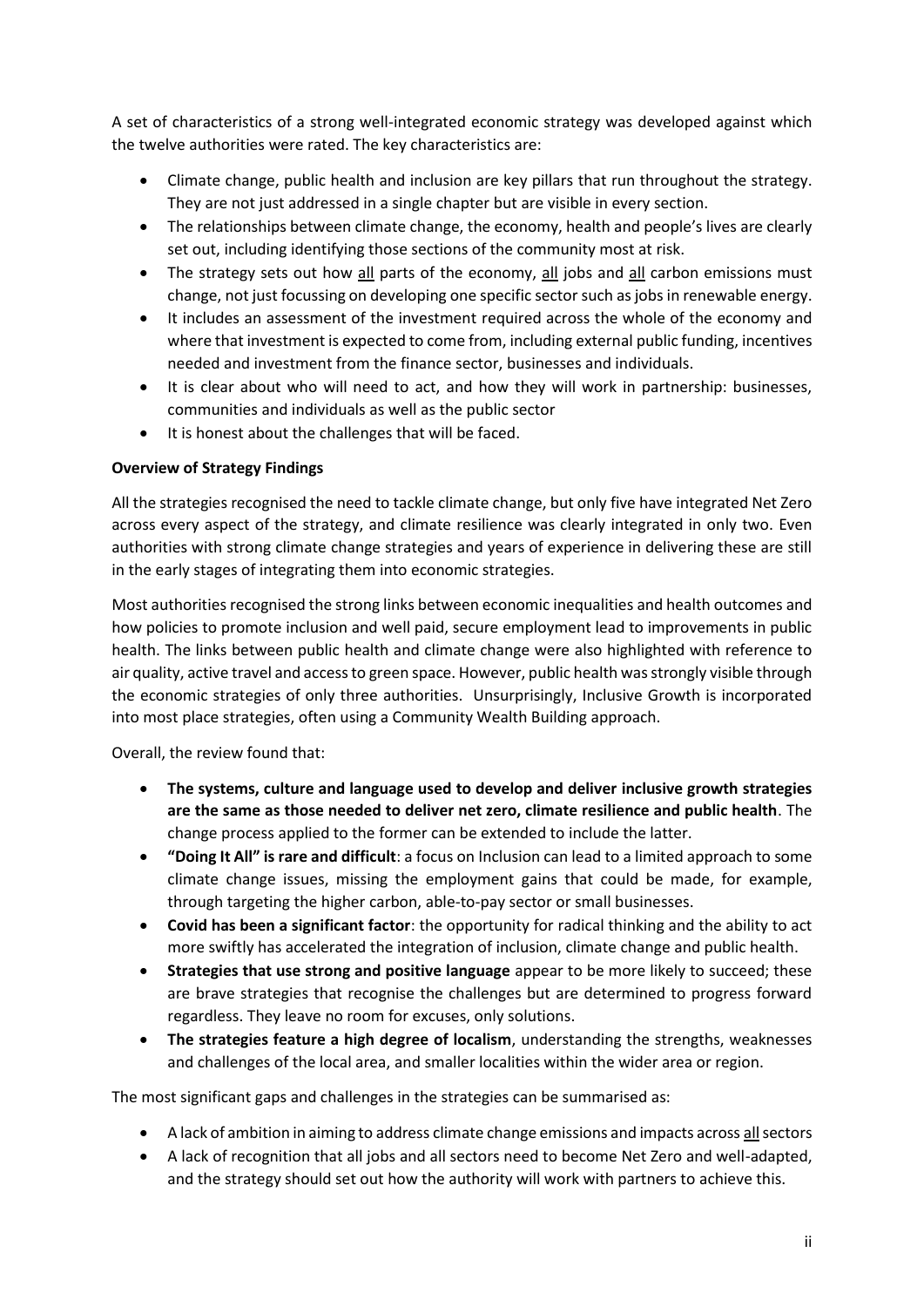A set of characteristics of a strong well-integrated economic strategy was developed against which the twelve authorities were rated. The key characteristics are:

- Climate change, public health and inclusion are key pillars that run throughout the strategy. They are not just addressed in a single chapter but are visible in every section.
- The relationships between climate change, the economy, health and people's lives are clearly set out, including identifying those sections of the community most at risk.
- The strategy sets out how <u>all</u> parts of the economy, <u>all</u> jobs and <u>all</u> carbon emissions must change, not just focussing on developing one specific sector such as jobs in renewable energy.
- It includes an assessment of the investment required across the whole of the economy and where that investment is expected to come from, including external public funding, incentives needed and investment from the finance sector, businesses and individuals.
- It is clear about who will need to act, and how they will work in partnership: businesses, communities and individuals as well as the public sector
- It is honest about the challenges that will be faced.

**Overview of Strategy Findings**

All the strategies recognised the need to tackle climate change, but only five have integrated Net Zero across every aspect of the strategy, and climate resilience was clearly integrated in only two. Even authorities with strong climate change strategies and years of experience in delivering these are still in the early stages of integrating them into economic strategies.

Most authorities recognised the strong links between economic inequalities and health outcomes and how policies to promote inclusion and well paid, secure employment lead to improvements in public health. The links between public health and climate change were also highlighted with reference to air quality, active travel and access to green space. However, public health was strongly visible through the economic strategies of only three authorities. Unsurprisingly, Inclusive Growth is incorporated into most place strategies, often using a Community Wealth Building approach.

Overall, the review found that:

- **The systems, culture and language used to develop and deliver inclusive growth strategies are the same as those needed to deliver net zero, climate resilience and public health**. The change process applied to the former can be extended to include the latter.
- **"Doing It All" is rare and difficult**: a focus on Inclusion can lead to a limited approach to some climate change issues, missing the employment gains that could be made, for example, through targeting the higher carbon, able-to-pay sector or small businesses.
- **Covid has been a significant factor**: the opportunity for radical thinking and the ability to act more swiftly has accelerated the integration of inclusion, climate change and public health.
- **Strategies that use strong and positive language** appear to be more likely to succeed; these are brave strategies that recognise the challenges but are determined to progress forward regardless. They leave no room for excuses, only solutions.
- **The strategies feature a high degree of localism**, understanding the strengths, weaknesses and challenges of the local area, and smaller localities within the wider area or region.

The most significant gaps and challenges in the strategies can be summarised as:

- A lack of ambition in aiming to address climate change emissions and impacts across <u>all</u> sectors
- A lack of recognition that all jobs and all sectors need to become Net Zero and well-adapted, and the strategy should set out how the authority will work with partners to achieve this.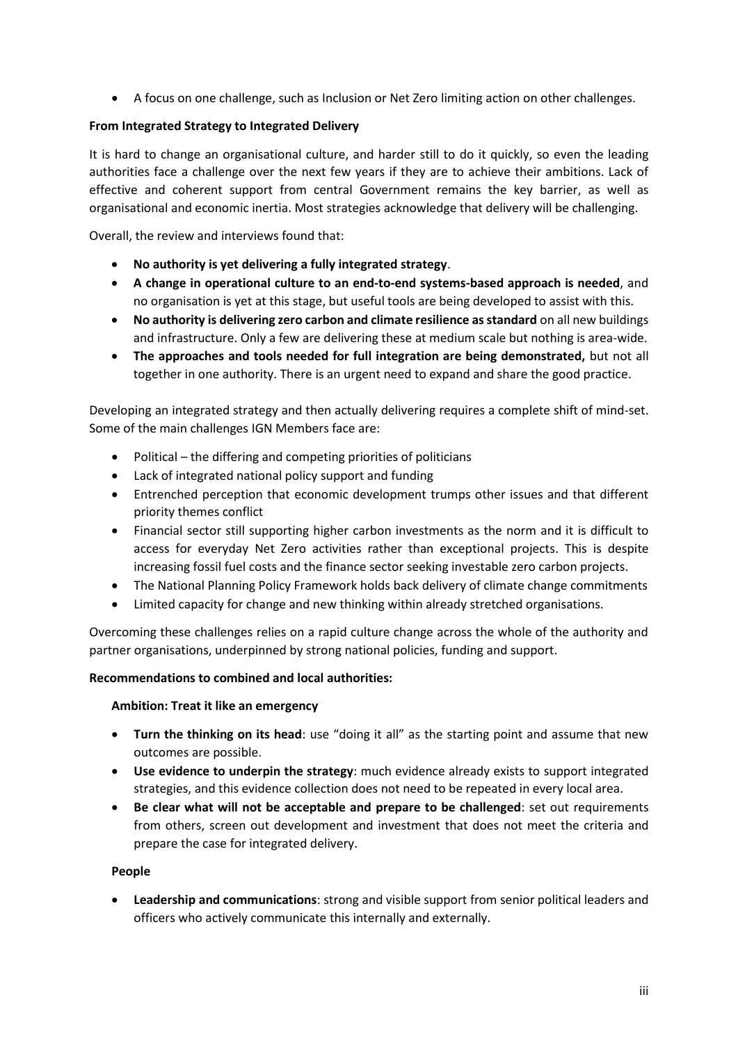- A focus on one challenge, such as Inclusion or Net Zero limiting action on other challenges.

**From Integrated Strategy to Integrated Delivery**

It is hard to change an organisational culture, and harder still to do it quickly, so even the leading authorities face a challenge over the next few years if they are to achieve their ambitions. Lack of effective and coherent support from central Government remains the key barrier, as well as organisational and economic inertia. Most strategies acknowledge that delivery will be challenging.

Overall, the review and interviews found that:

- **No authority is yet delivering a fully integrated strategy**.
- **A change in operational culture to an end-to-end systems-based approach is needed**, and no organisation is yet at this stage, but useful tools are being developed to assist with this.
- **No authority is delivering zero carbon and climate resilience as standard** on all new buildings and infrastructure. Only a few are delivering these at medium scale but nothing is area-wide.
- **The approaches and tools needed for full integration are being demonstrated,** but not all together in one authority. There is an urgent need to expand and share the good practice.

Developing an integrated strategy and then actually delivering requires a complete shift of mind-set. Some of the main challenges IGN Members face are:

- Political – the differing and competing priorities of politicians
- Lack of integrated national policy support and funding
- Entrenched perception that economic development trumps other issues and that different priority themes conflict
- Financial sector still supporting higher carbon investments as the norm and it is difficult to access for everyday Net Zero activities rather than exceptional projects. This is despite increasing fossil fuel costs and the finance sector seeking investable zero carbon projects.
- The National Planning Policy Framework holds back delivery of climate change commitments
- Limited capacity for change and new thinking within already stretched organisations.

Overcoming these challenges relies on a rapid culture change across the whole of the authority and partner organisations, underpinned by strong national policies, funding and support.

**Recommendations to combined and local authorities:**

**Ambition: Treat it like an emergency**

- **Turn the thinking on its head**: use "doing it all" as the starting point and assume that new outcomes are possible.
- **Use evidence to underpin the strategy**: much evidence already exists to support integrated strategies, and this evidence collection does not need to be repeated in every local area.
- **Be clear what will not be acceptable and prepare to be challenged**: set out requirements from others, screen out development and investment that does not meet the criteria and prepare the case for integrated delivery.

**People**

- **Leadership and communications**: strong and visible support from senior political leaders and officers who actively communicate this internally and externally.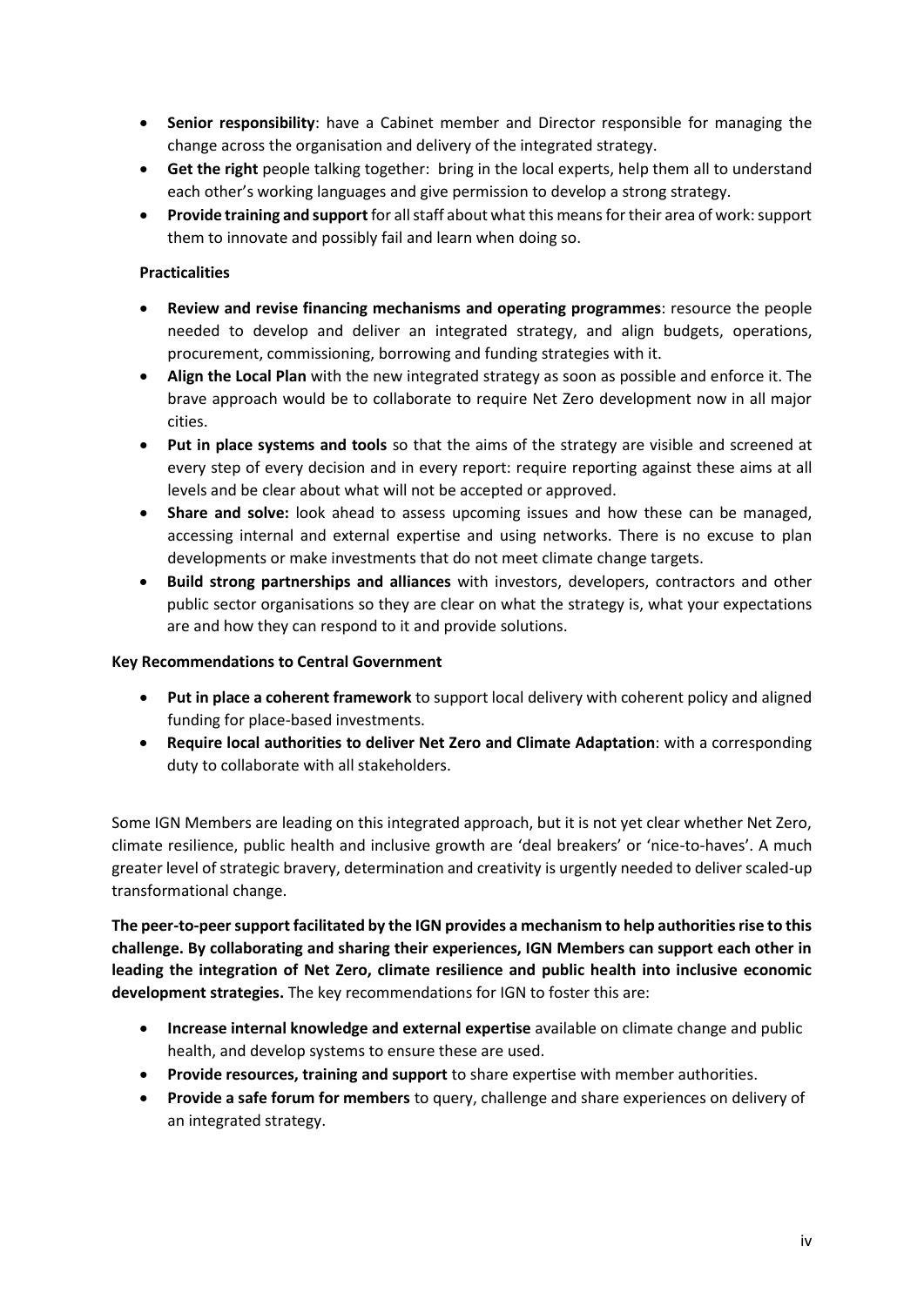- **Senior responsibility**: have a Cabinet member and Director responsible for managing the change across the organisation and delivery of the integrated strategy.
- **Get the right** people talking together: bring in the local experts, help them all to understand each other's working languages and give permission to develop a strong strategy.
- **Provide training and support** for all staff about what this means for their area of work: support them to innovate and possibly fail and learn when doing so.

**Practicalities**

- **Review and revise financing mechanisms and operating programmes**: resource the people needed to develop and deliver an integrated strategy, and align budgets, operations, procurement, commissioning, borrowing and funding strategies with it.
- **Align the Local Plan** with the new integrated strategy as soon as possible and enforce it. The brave approach would be to collaborate to require Net Zero development now in all major cities.
- **Put in place systems and tools** so that the aims of the strategy are visible and screened at every step of every decision and in every report: require reporting against these aims at all levels and be clear about what will not be accepted or approved.
- **Share and solve:** look ahead to assess upcoming issues and how these can be managed, accessing internal and external expertise and using networks. There is no excuse to plan developments or make investments that do not meet climate change targets.
- **Build strong partnerships and alliances** with investors, developers, contractors and other public sector organisations so they are clear on what the strategy is, what your expectations are and how they can respond to it and provide solutions.

**Key Recommendations to Central Government**

- **Put in place a coherent framework** to support local delivery with coherent policy and aligned funding for place-based investments.
- **Require local authorities to deliver Net Zero and Climate Adaptation**: with a corresponding duty to collaborate with all stakeholders.

Some IGN Members are leading on this integrated approach, but it is not yet clear whether Net Zero, climate resilience, public health and inclusive growth are 'deal breakers' or 'nice-to-haves'. A much greater level of strategic bravery, determination and creativity is urgently needed to deliver scaled-up transformational change.

**The peer-to-peer support facilitated by the IGN provides a mechanism to help authorities rise to this challenge. By collaborating and sharing their experiences, IGN Members can support each other in leading the integration of Net Zero, climate resilience and public health into inclusive economic development strategies.** The key recommendations for IGN to foster this are:

- **Increase internal knowledge and external expertise** available on climate change and public health, and develop systems to ensure these are used.
- **Provide resources, training and support** to share expertise with member authorities.
- **Provide a safe forum for members** to query, challenge and share experiences on delivery of an integrated strategy.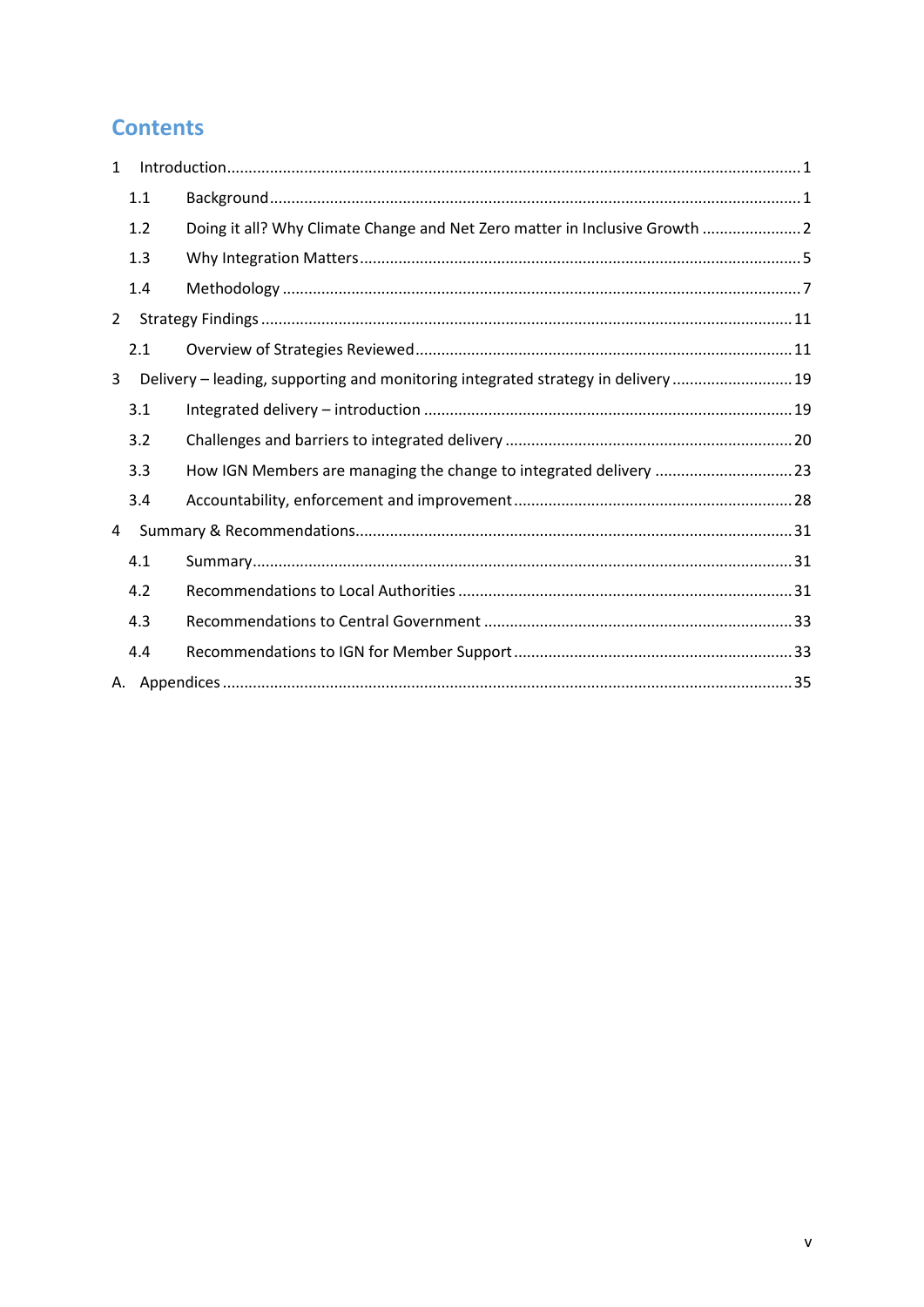# Contents

1 Introduction ..... 1
   1.1 Background ..... 1
   1.2 Doing it all? Why Climate Change and Net Zero matter in Inclusive Growth ..... 2
   1.3 Why Integration Matters ..... 5
   1.4 Methodology ..... 7
2 Strategy Findings ..... 11
   2.1 Overview of Strategies Reviewed ..... 11
3 Delivery – leading, supporting and monitoring integrated strategy in delivery ..... 19
   3.1 Integrated delivery – introduction ..... 19
   3.2 Challenges and barriers to integrated delivery ..... 20
   3.3 How IGN Members are managing the change to integrated delivery ..... 23
   3.4 Accountability, enforcement and improvement ..... 28
4 Summary & Recommendations ..... 31
   4.1 Summary ..... 31
   4.2 Recommendations to Local Authorities ..... 31
   4.3 Recommendations to Central Government ..... 33
   4.4 Recommendations to IGN for Member Support ..... 33
A. Appendices ..... 35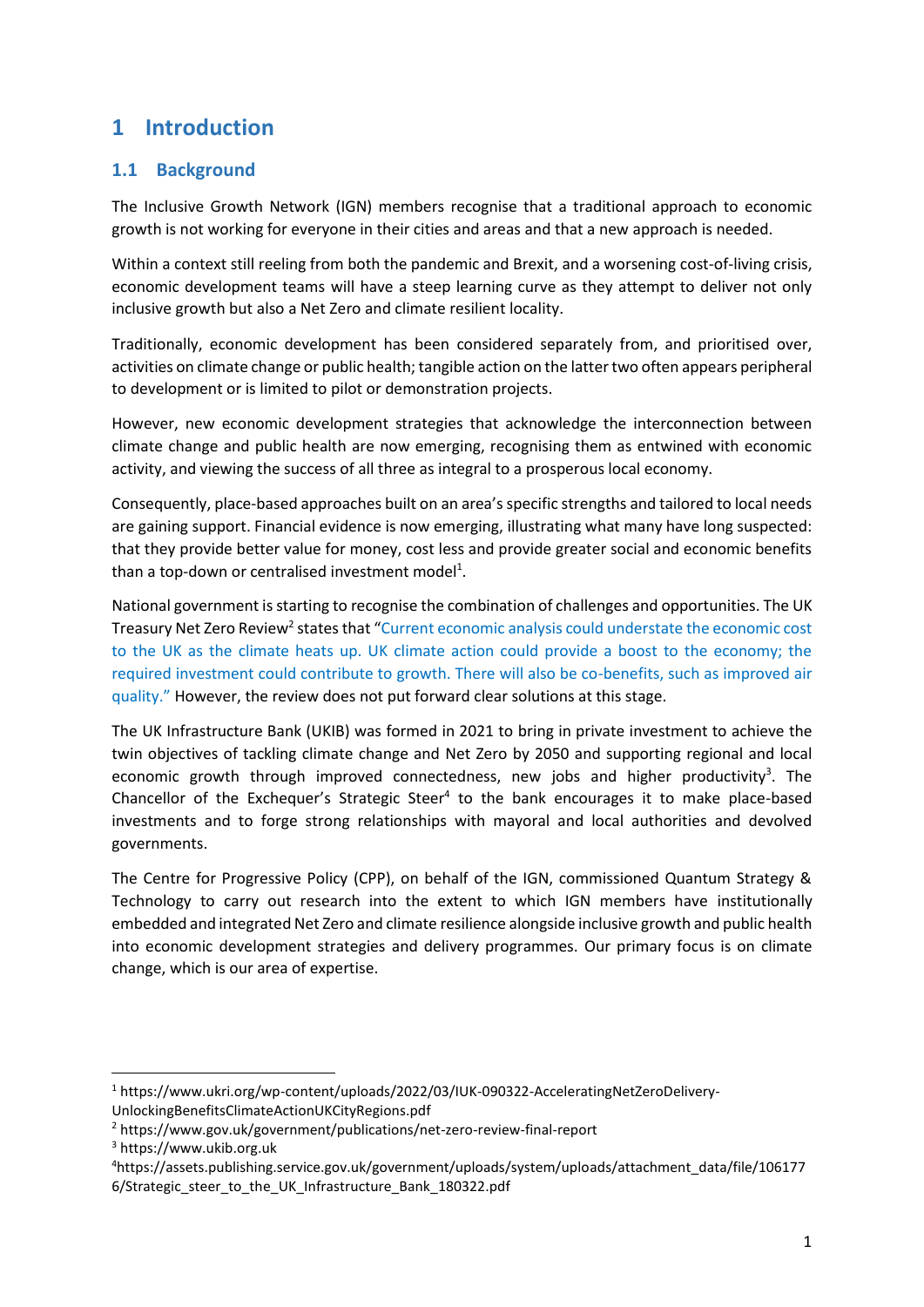# 1 Introduction

## 1.1 Background

The Inclusive Growth Network (IGN) members recognise that a traditional approach to economic growth is not working for everyone in their cities and areas and that a new approach is needed.

Within a context still reeling from both the pandemic and Brexit, and a worsening cost-of-living crisis, economic development teams will have a steep learning curve as they attempt to deliver not only inclusive growth but also a Net Zero and climate resilient locality.

Traditionally, economic development has been considered separately from, and prioritised over, activities on climate change or public health; tangible action on the latter two often appears peripheral to development or is limited to pilot or demonstration projects.

However, new economic development strategies that acknowledge the interconnection between climate change and public health are now emerging, recognising them as entwined with economic activity, and viewing the success of all three as integral to a prosperous local economy.

Consequently, place-based approaches built on an area's specific strengths and tailored to local needs are gaining support. Financial evidence is now emerging, illustrating what many have long suspected: that they provide better value for money, cost less and provide greater social and economic benefits than a top-down or centralised investment model[1].

National government is starting to recognise the combination of challenges and opportunities. The UK Treasury Net Zero Review[2] states that "Current economic analysis could understate the economic cost to the UK as the climate heats up. UK climate action could provide a boost to the economy; the required investment could contribute to growth. There will also be co-benefits, such as improved air quality." However, the review does not put forward clear solutions at this stage.

The UK Infrastructure Bank (UKIB) was formed in 2021 to bring in private investment to achieve the twin objectives of tackling climate change and Net Zero by 2050 and supporting regional and local economic growth through improved connectedness, new jobs and higher productivity[3]. The Chancellor of the Exchequer's Strategic Steer[4] to the bank encourages it to make place-based investments and to forge strong relationships with mayoral and local authorities and devolved governments.

The Centre for Progressive Policy (CPP), on behalf of the IGN, commissioned Quantum Strategy & Technology to carry out research into the extent to which IGN members have institutionally embedded and integrated Net Zero and climate resilience alongside inclusive growth and public health into economic development strategies and delivery programmes. Our primary focus is on climate change, which is our area of expertise.

---

[1] https://www.ukri.org/wp-content/uploads/2022/03/IUK-090322-AcceleratingNetZeroDelivery-UnlockingBenefitsClimateActionUKCityRegions.pdf

[2] https://www.gov.uk/government/publications/net-zero-review-final-report

[3] https://www.ukib.org.uk

[4] https://assets.publishing.service.gov.uk/government/uploads/system/uploads/attachment_data/file/1061776/Strategic_steer_to_the_UK_Infrastructure_Bank_180322.pdf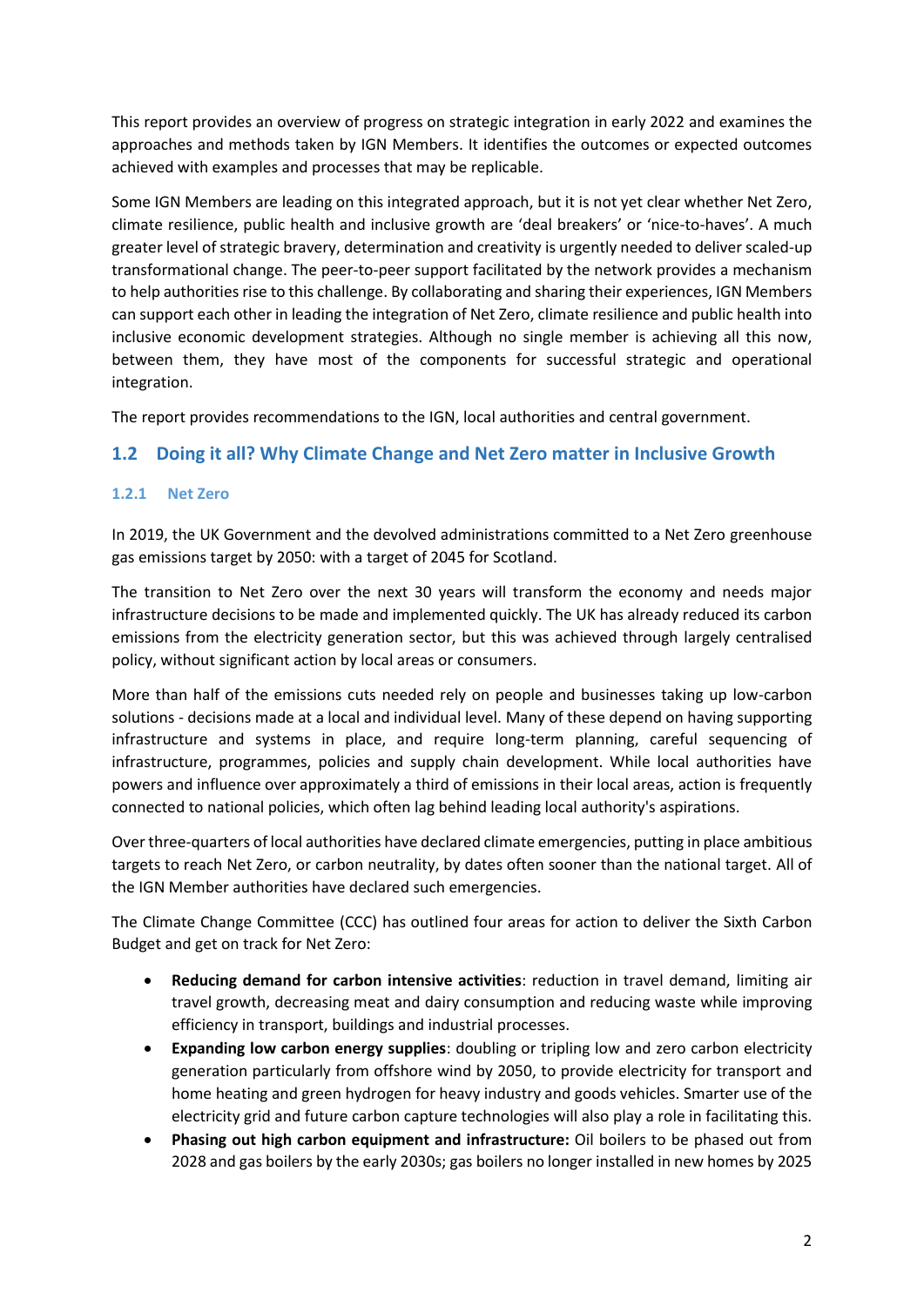This report provides an overview of progress on strategic integration in early 2022 and examines the approaches and methods taken by IGN Members. It identifies the outcomes or expected outcomes achieved with examples and processes that may be replicable.

Some IGN Members are leading on this integrated approach, but it is not yet clear whether Net Zero, climate resilience, public health and inclusive growth are 'deal breakers' or 'nice-to-haves'. A much greater level of strategic bravery, determination and creativity is urgently needed to deliver scaled-up transformational change. The peer-to-peer support facilitated by the network provides a mechanism to help authorities rise to this challenge. By collaborating and sharing their experiences, IGN Members can support each other in leading the integration of Net Zero, climate resilience and public health into inclusive economic development strategies. Although no single member is achieving all this now, between them, they have most of the components for successful strategic and operational integration.

The report provides recommendations to the IGN, local authorities and central government.

## 1.2 Doing it all? Why Climate Change and Net Zero matter in Inclusive Growth

### 1.2.1 Net Zero

In 2019, the UK Government and the devolved administrations committed to a Net Zero greenhouse gas emissions target by 2050: with a target of 2045 for Scotland.

The transition to Net Zero over the next 30 years will transform the economy and needs major infrastructure decisions to be made and implemented quickly. The UK has already reduced its carbon emissions from the electricity generation sector, but this was achieved through largely centralised policy, without significant action by local areas or consumers.

More than half of the emissions cuts needed rely on people and businesses taking up low-carbon solutions - decisions made at a local and individual level. Many of these depend on having supporting infrastructure and systems in place, and require long-term planning, careful sequencing of infrastructure, programmes, policies and supply chain development. While local authorities have powers and influence over approximately a third of emissions in their local areas, action is frequently connected to national policies, which often lag behind leading local authority's aspirations.

Over three-quarters of local authorities have declared climate emergencies, putting in place ambitious targets to reach Net Zero, or carbon neutrality, by dates often sooner than the national target. All of the IGN Member authorities have declared such emergencies.

The Climate Change Committee (CCC) has outlined four areas for action to deliver the Sixth Carbon Budget and get on track for Net Zero:

- **Reducing demand for carbon intensive activities**: reduction in travel demand, limiting air travel growth, decreasing meat and dairy consumption and reducing waste while improving efficiency in transport, buildings and industrial processes.
- **Expanding low carbon energy supplies**: doubling or tripling low and zero carbon electricity generation particularly from offshore wind by 2050, to provide electricity for transport and home heating and green hydrogen for heavy industry and goods vehicles. Smarter use of the electricity grid and future carbon capture technologies will also play a role in facilitating this.
- **Phasing out high carbon equipment and infrastructure:** Oil boilers to be phased out from 2028 and gas boilers by the early 2030s; gas boilers no longer installed in new homes by 2025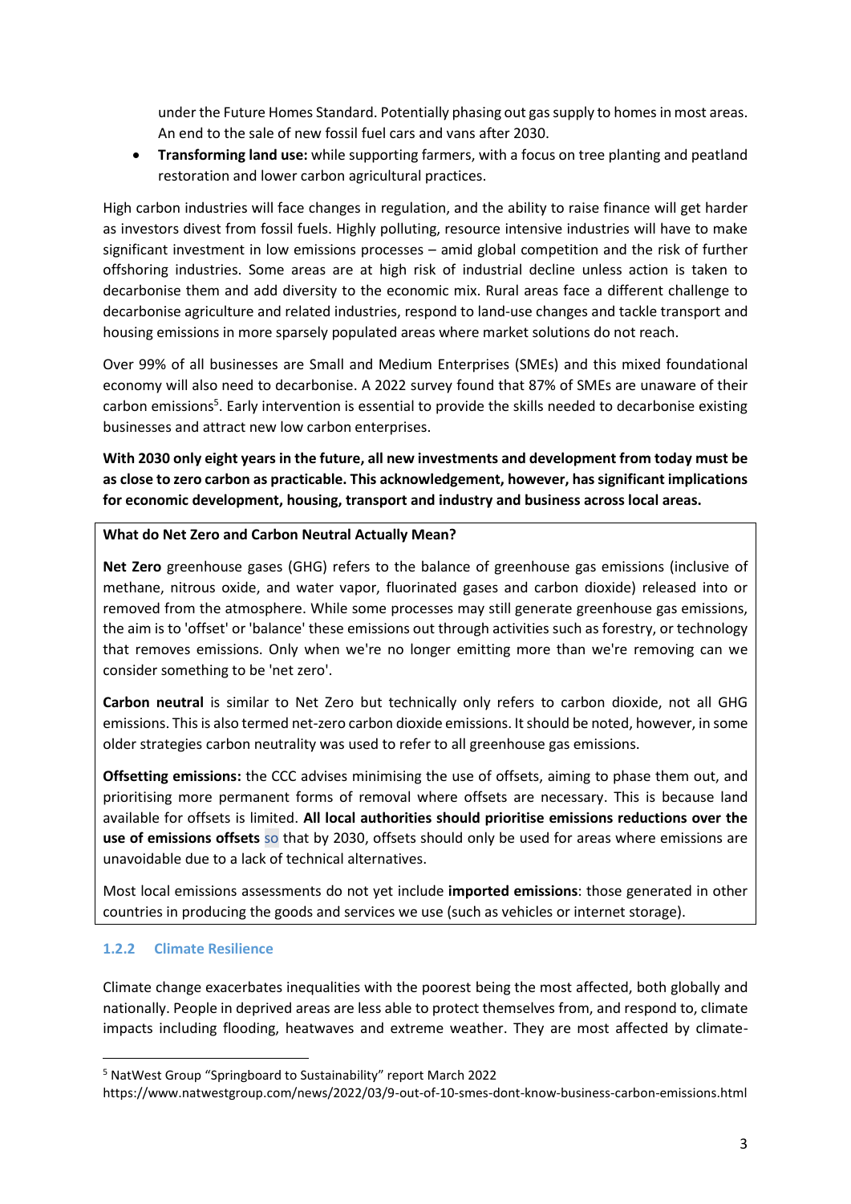under the Future Homes Standard. Potentially phasing out gas supply to homes in most areas. An end to the sale of new fossil fuel cars and vans after 2030.

- **Transforming land use:** while supporting farmers, with a focus on tree planting and peatland restoration and lower carbon agricultural practices.

High carbon industries will face changes in regulation, and the ability to raise finance will get harder as investors divest from fossil fuels. Highly polluting, resource intensive industries will have to make significant investment in low emissions processes – amid global competition and the risk of further offshoring industries. Some areas are at high risk of industrial decline unless action is taken to decarbonise them and add diversity to the economic mix. Rural areas face a different challenge to decarbonise agriculture and related industries, respond to land-use changes and tackle transport and housing emissions in more sparsely populated areas where market solutions do not reach.

Over 99% of all businesses are Small and Medium Enterprises (SMEs) and this mixed foundational economy will also need to decarbonise. A 2022 survey found that 87% of SMEs are unaware of their carbon emissions[5]. Early intervention is essential to provide the skills needed to decarbonise existing businesses and attract new low carbon enterprises.

**With 2030 only eight years in the future, all new investments and development from today must be as close to zero carbon as practicable. This acknowledgement, however, has significant implications for economic development, housing, transport and industry and business across local areas.**

**What do Net Zero and Carbon Neutral Actually Mean?**

**Net Zero** greenhouse gases (GHG) refers to the balance of greenhouse gas emissions (inclusive of methane, nitrous oxide, and water vapor, fluorinated gases and carbon dioxide) released into or removed from the atmosphere. While some processes may still generate greenhouse gas emissions, the aim is to 'offset' or 'balance' these emissions out through activities such as forestry, or technology that removes emissions. Only when we're no longer emitting more than we're removing can we consider something to be 'net zero'.

**Carbon neutral** is similar to Net Zero but technically only refers to carbon dioxide, not all GHG emissions. This is also termed net-zero carbon dioxide emissions. It should be noted, however, in some older strategies carbon neutrality was used to refer to all greenhouse gas emissions.

**Offsetting emissions:** the CCC advises minimising the use of offsets, aiming to phase them out, and prioritising more permanent forms of removal where offsets are necessary. This is because land available for offsets is limited. **All local authorities should prioritise emissions reductions over the use of emissions offsets** so that by 2030, offsets should only be used for areas where emissions are unavoidable due to a lack of technical alternatives.

Most local emissions assessments do not yet include **imported emissions**: those generated in other countries in producing the goods and services we use (such as vehicles or internet storage).

### 1.2.2 Climate Resilience

Climate change exacerbates inequalities with the poorest being the most affected, both globally and nationally. People in deprived areas are less able to protect themselves from, and respond to, climate impacts including flooding, heatwaves and extreme weather. They are most affected by climate-

[5] NatWest Group "Springboard to Sustainability" report March 2022
https://www.natwestgroup.com/news/2022/03/9-out-of-10-smes-dont-know-business-carbon-emissions.html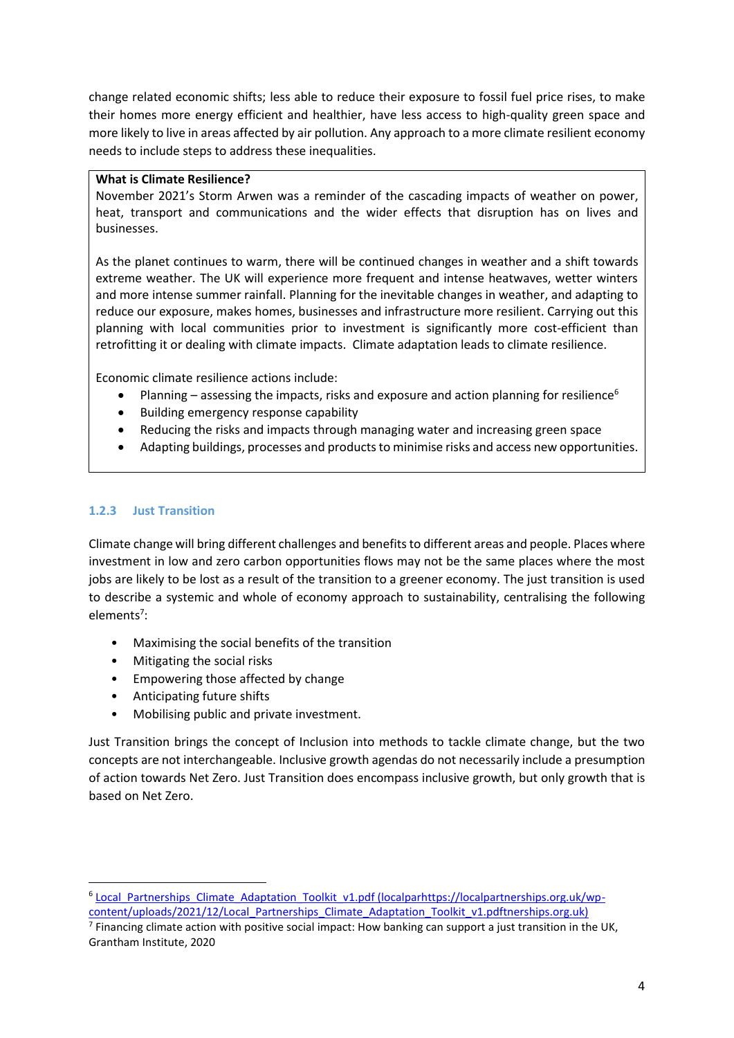change related economic shifts; less able to reduce their exposure to fossil fuel price rises, to make their homes more energy efficient and healthier, have less access to high-quality green space and more likely to live in areas affected by air pollution. Any approach to a more climate resilient economy needs to include steps to address these inequalities.

> **What is Climate Resilience?**
> November 2021's Storm Arwen was a reminder of the cascading impacts of weather on power, heat, transport and communications and the wider effects that disruption has on lives and businesses.
>
> As the planet continues to warm, there will be continued changes in weather and a shift towards extreme weather. The UK will experience more frequent and intense heatwaves, wetter winters and more intense summer rainfall. Planning for the inevitable changes in weather, and adapting to reduce our exposure, makes homes, businesses and infrastructure more resilient. Carrying out this planning with local communities prior to investment is significantly more cost-efficient than retrofitting it or dealing with climate impacts. Climate adaptation leads to climate resilience.
>
> Economic climate resilience actions include:
>
> - Planning – assessing the impacts, risks and exposure and action planning for resilience[6]
> - Building emergency response capability
> - Reducing the risks and impacts through managing water and increasing green space
> - Adapting buildings, processes and products to minimise risks and access new opportunities.

### 1.2.3 Just Transition

Climate change will bring different challenges and benefits to different areas and people. Places where investment in low and zero carbon opportunities flows may not be the same places where the most jobs are likely to be lost as a result of the transition to a greener economy. The just transition is used to describe a systemic and whole of economy approach to sustainability, centralising the following elements[7]:

- Maximising the social benefits of the transition
- Mitigating the social risks
- Empowering those affected by change
- Anticipating future shifts
- Mobilising public and private investment.

Just Transition brings the concept of Inclusion into methods to tackle climate change, but the two concepts are not interchangeable. Inclusive growth agendas do not necessarily include a presumption of action towards Net Zero. Just Transition does encompass inclusive growth, but only growth that is based on Net Zero.

---

[6] Local_Partnerships_Climate_Adaptation_Toolkit_v1.pdf (localparhttps://localpartnerships.org.uk/wp-content/uploads/2021/12/Local_Partnerships_Climate_Adaptation_Toolkit_v1.pdftnerships.org.uk)

[7] Financing climate action with positive social impact: How banking can support a just transition in the UK, Grantham Institute, 2020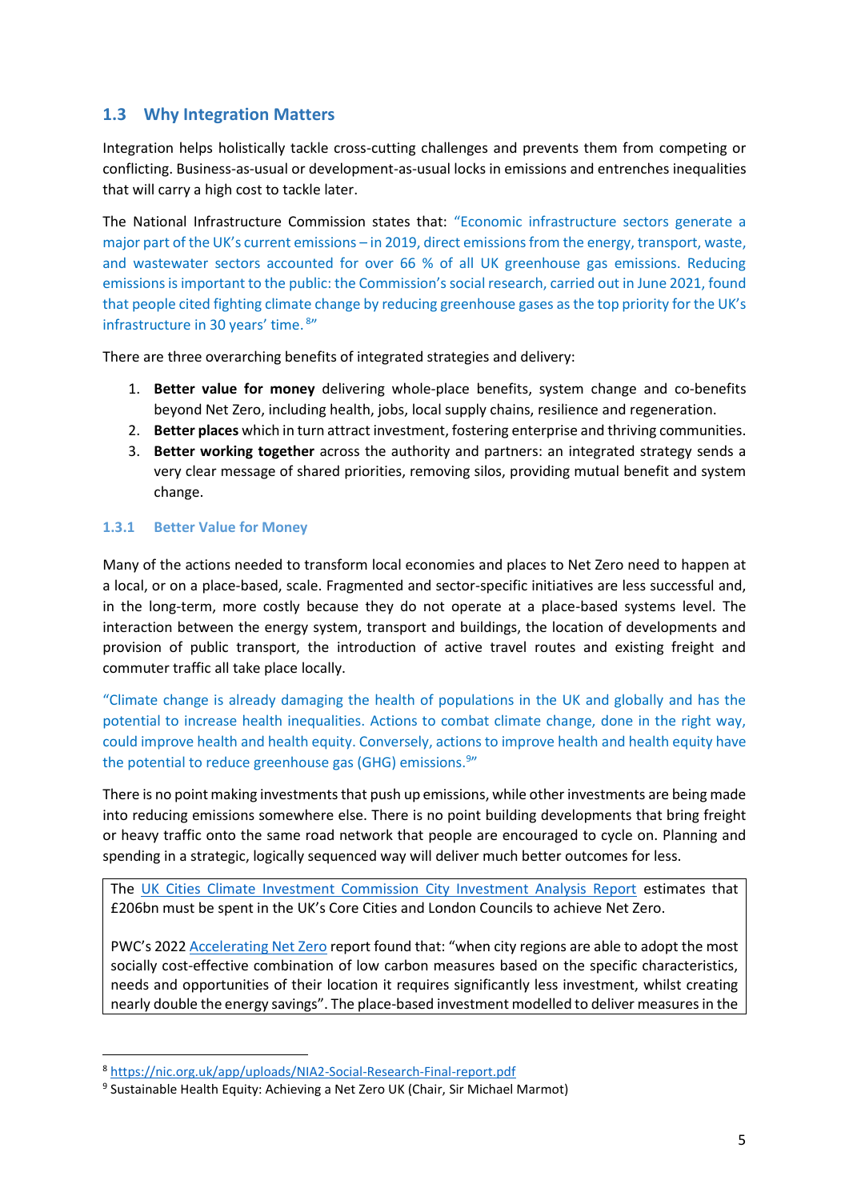## 1.3 Why Integration Matters

Integration helps holistically tackle cross-cutting challenges and prevents them from competing or conflicting. Business-as-usual or development-as-usual locks in emissions and entrenches inequalities that will carry a high cost to tackle later.

The National Infrastructure Commission states that: "Economic infrastructure sectors generate a major part of the UK's current emissions – in 2019, direct emissions from the energy, transport, waste, and wastewater sectors accounted for over 66 % of all UK greenhouse gas emissions. Reducing emissions is important to the public: the Commission's social research, carried out in June 2021, found that people cited fighting climate change by reducing greenhouse gases as the top priority for the UK's infrastructure in 30 years' time.[8]"

There are three overarching benefits of integrated strategies and delivery:

1. **Better value for money** delivering whole-place benefits, system change and co-benefits beyond Net Zero, including health, jobs, local supply chains, resilience and regeneration.
2. **Better places** which in turn attract investment, fostering enterprise and thriving communities.
3. **Better working together** across the authority and partners: an integrated strategy sends a very clear message of shared priorities, removing silos, providing mutual benefit and system change.

### 1.3.1 Better Value for Money

Many of the actions needed to transform local economies and places to Net Zero need to happen at a local, or on a place-based, scale. Fragmented and sector-specific initiatives are less successful and, in the long-term, more costly because they do not operate at a place-based systems level. The interaction between the energy system, transport and buildings, the location of developments and provision of public transport, the introduction of active travel routes and existing freight and commuter traffic all take place locally.

"Climate change is already damaging the health of populations in the UK and globally and has the potential to increase health inequalities. Actions to combat climate change, done in the right way, could improve health and health equity. Conversely, actions to improve health and health equity have the potential to reduce greenhouse gas (GHG) emissions.[9]"

There is no point making investments that push up emissions, while other investments are being made into reducing emissions somewhere else. There is no point building developments that bring freight or heavy traffic onto the same road network that people are encouraged to cycle on. Planning and spending in a strategic, logically sequenced way will deliver much better outcomes for less.

> The UK Cities Climate Investment Commission City Investment Analysis Report estimates that £206bn must be spent in the UK's Core Cities and London Councils to achieve Net Zero.
>
> PWC's 2022 Accelerating Net Zero report found that: "when city regions are able to adopt the most socially cost-effective combination of low carbon measures based on the specific characteristics, needs and opportunities of their location it requires significantly less investment, whilst creating nearly double the energy savings". The place-based investment modelled to deliver measures in the

[8] https://nic.org.uk/app/uploads/NIA2-Social-Research-Final-report.pdf

[9] Sustainable Health Equity: Achieving a Net Zero UK (Chair, Sir Michael Marmot)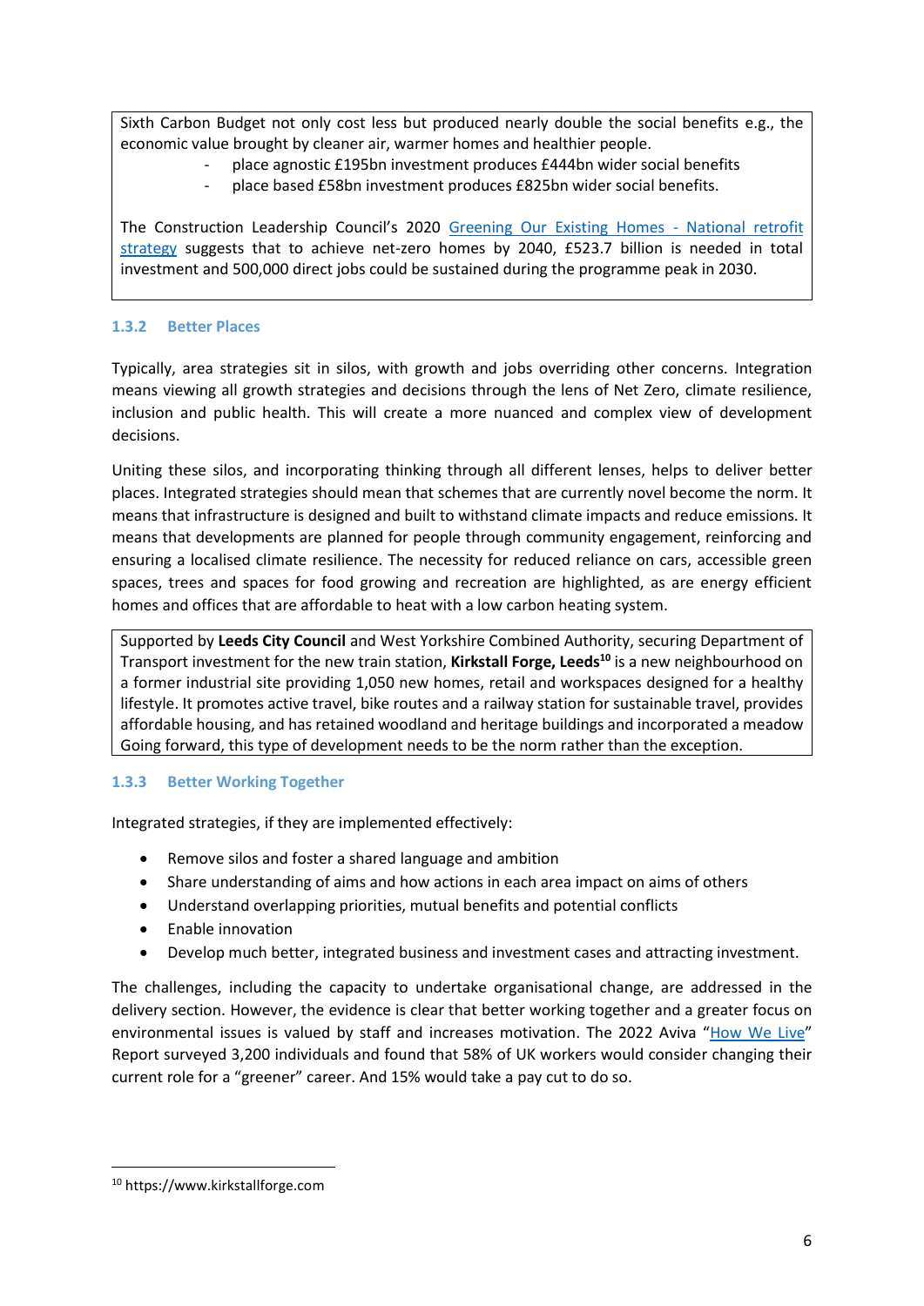Sixth Carbon Budget not only cost less but produced nearly double the social benefits e.g., the economic value brought by cleaner air, warmer homes and healthier people.

- place agnostic £195bn investment produces £444bn wider social benefits
- place based £58bn investment produces £825bn wider social benefits.

The Construction Leadership Council's 2020 [Greening Our Existing Homes - National retrofit strategy]() suggests that to achieve net-zero homes by 2040, £523.7 billion is needed in total investment and 500,000 direct jobs could be sustained during the programme peak in 2030.

### 1.3.2 Better Places

Typically, area strategies sit in silos, with growth and jobs overriding other concerns. Integration means viewing all growth strategies and decisions through the lens of Net Zero, climate resilience, inclusion and public health. This will create a more nuanced and complex view of development decisions.

Uniting these silos, and incorporating thinking through all different lenses, helps to deliver better places. Integrated strategies should mean that schemes that are currently novel become the norm. It means that infrastructure is designed and built to withstand climate impacts and reduce emissions. It means that developments are planned for people through community engagement, reinforcing and ensuring a localised climate resilience. The necessity for reduced reliance on cars, accessible green spaces, trees and spaces for food growing and recreation are highlighted, as are energy efficient homes and offices that are affordable to heat with a low carbon heating system.

Supported by **Leeds City Council** and West Yorkshire Combined Authority, securing Department of Transport investment for the new train station, **Kirkstall Forge, Leeds**[10] is a new neighbourhood on a former industrial site providing 1,050 new homes, retail and workspaces designed for a healthy lifestyle. It promotes active travel, bike routes and a railway station for sustainable travel, provides affordable housing, and has retained woodland and heritage buildings and incorporated a meadow Going forward, this type of development needs to be the norm rather than the exception.

### 1.3.3 Better Working Together

Integrated strategies, if they are implemented effectively:

- Remove silos and foster a shared language and ambition
- Share understanding of aims and how actions in each area impact on aims of others
- Understand overlapping priorities, mutual benefits and potential conflicts
- Enable innovation
- Develop much better, integrated business and investment cases and attracting investment.

The challenges, including the capacity to undertake organisational change, are addressed in the delivery section. However, the evidence is clear that better working together and a greater focus on environmental issues is valued by staff and increases motivation. The 2022 Aviva "[How We Live]()" Report surveyed 3,200 individuals and found that 58% of UK workers would consider changing their current role for a "greener" career. And 15% would take a pay cut to do so.

[10] https://www.kirkstallforge.com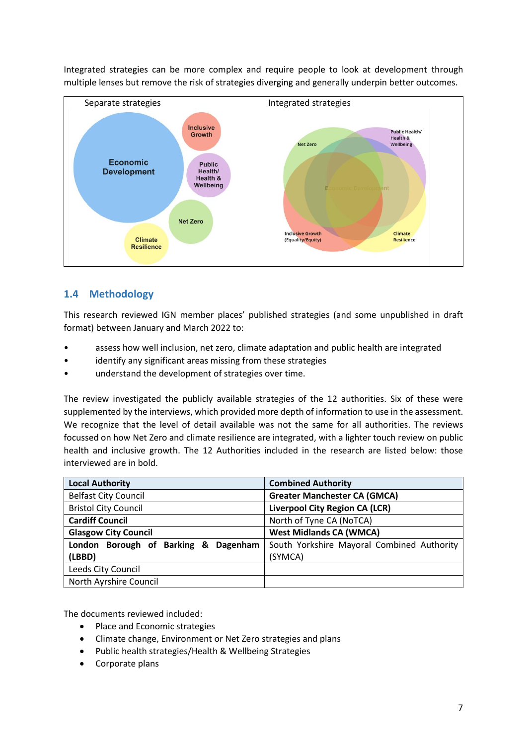Integrated strategies can be more complex and require people to look at development through multiple lenses but remove the risk of strategies diverging and generally underpin better outcomes.

Separate strategies

Economic Development

Inclusive Growth

Public Health/ Health & Wellbeing

Net Zero

Climate Resilience

Integrated strategies

Net Zero

Public Health/ Health & Wellbeing

Economic Development

Inclusive Growth (Equality/Equity)

Climate Resilience

## 1.4 Methodology

This research reviewed IGN member places' published strategies (and some unpublished in draft format) between January and March 2022 to:

- assess how well inclusion, net zero, climate adaptation and public health are integrated
- identify any significant areas missing from these strategies
- understand the development of strategies over time.

The review investigated the publicly available strategies of the 12 authorities. Six of these were supplemented by the interviews, which provided more depth of information to use in the assessment. We recognize that the level of detail available was not the same for all authorities. The reviews focussed on how Net Zero and climate resilience are integrated, with a lighter touch review on public health and inclusive growth. The 12 Authorities included in the research are listed below: those interviewed are in bold.

| Local Authority | Combined Authority |
|---|---|
| Belfast City Council | **Greater Manchester CA (GMCA)** |
| Bristol City Council | **Liverpool City Region CA (LCR)** |
| **Cardiff Council** | North of Tyne CA (NoTCA) |
| **Glasgow City Council** | **West Midlands CA (WMCA)** |
| **London Borough of Barking & Dagenham (LBBD)** | South Yorkshire Mayoral Combined Authority (SYMCA) |
| Leeds City Council | |
| North Ayrshire Council | |

The documents reviewed included:

- Place and Economic strategies
- Climate change, Environment or Net Zero strategies and plans
- Public health strategies/Health & Wellbeing Strategies
- Corporate plans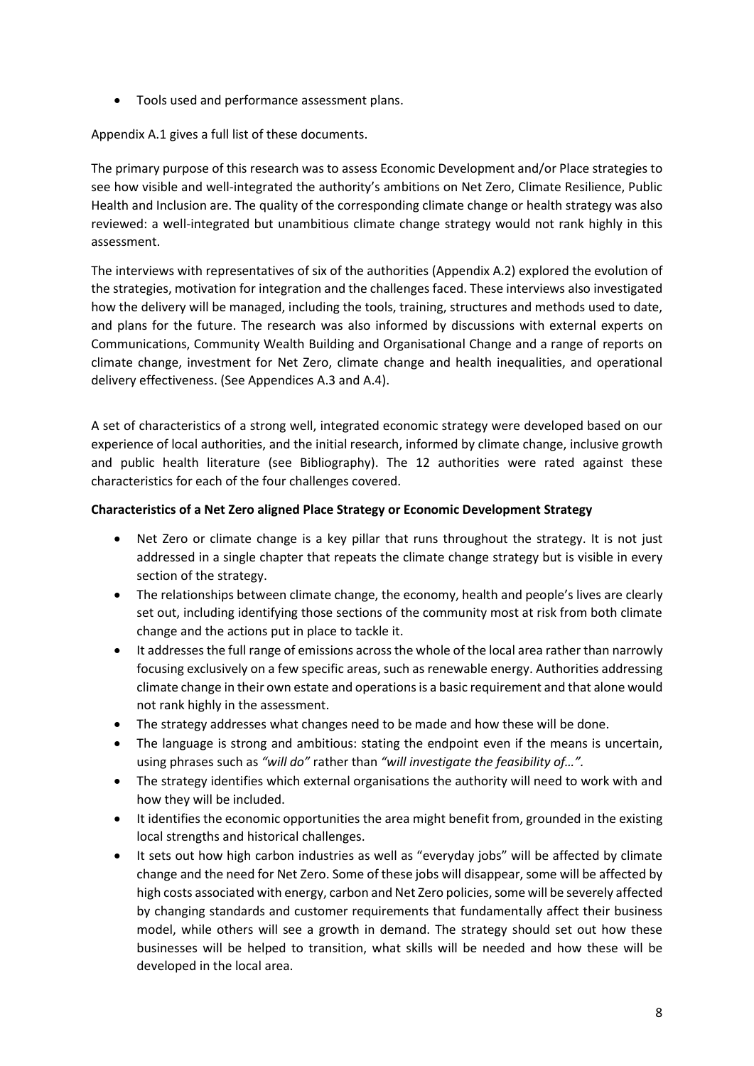- Tools used and performance assessment plans.

Appendix A.1 gives a full list of these documents.

The primary purpose of this research was to assess Economic Development and/or Place strategies to see how visible and well-integrated the authority's ambitions on Net Zero, Climate Resilience, Public Health and Inclusion are. The quality of the corresponding climate change or health strategy was also reviewed: a well-integrated but unambitious climate change strategy would not rank highly in this assessment.

The interviews with representatives of six of the authorities (Appendix A.2) explored the evolution of the strategies, motivation for integration and the challenges faced. These interviews also investigated how the delivery will be managed, including the tools, training, structures and methods used to date, and plans for the future. The research was also informed by discussions with external experts on Communications, Community Wealth Building and Organisational Change and a range of reports on climate change, investment for Net Zero, climate change and health inequalities, and operational delivery effectiveness. (See Appendices A.3 and A.4).

A set of characteristics of a strong well, integrated economic strategy were developed based on our experience of local authorities, and the initial research, informed by climate change, inclusive growth and public health literature (see Bibliography). The 12 authorities were rated against these characteristics for each of the four challenges covered.

**Characteristics of a Net Zero aligned Place Strategy or Economic Development Strategy**

- Net Zero or climate change is a key pillar that runs throughout the strategy. It is not just addressed in a single chapter that repeats the climate change strategy but is visible in every section of the strategy.
- The relationships between climate change, the economy, health and people's lives are clearly set out, including identifying those sections of the community most at risk from both climate change and the actions put in place to tackle it.
- It addresses the full range of emissions across the whole of the local area rather than narrowly focusing exclusively on a few specific areas, such as renewable energy. Authorities addressing climate change in their own estate and operations is a basic requirement and that alone would not rank highly in the assessment.
- The strategy addresses what changes need to be made and how these will be done.
- The language is strong and ambitious: stating the endpoint even if the means is uncertain, using phrases such as *"will do"* rather than *"will investigate the feasibility of…".*
- The strategy identifies which external organisations the authority will need to work with and how they will be included.
- It identifies the economic opportunities the area might benefit from, grounded in the existing local strengths and historical challenges.
- It sets out how high carbon industries as well as "everyday jobs" will be affected by climate change and the need for Net Zero. Some of these jobs will disappear, some will be affected by high costs associated with energy, carbon and Net Zero policies, some will be severely affected by changing standards and customer requirements that fundamentally affect their business model, while others will see a growth in demand. The strategy should set out how these businesses will be helped to transition, what skills will be needed and how these will be developed in the local area.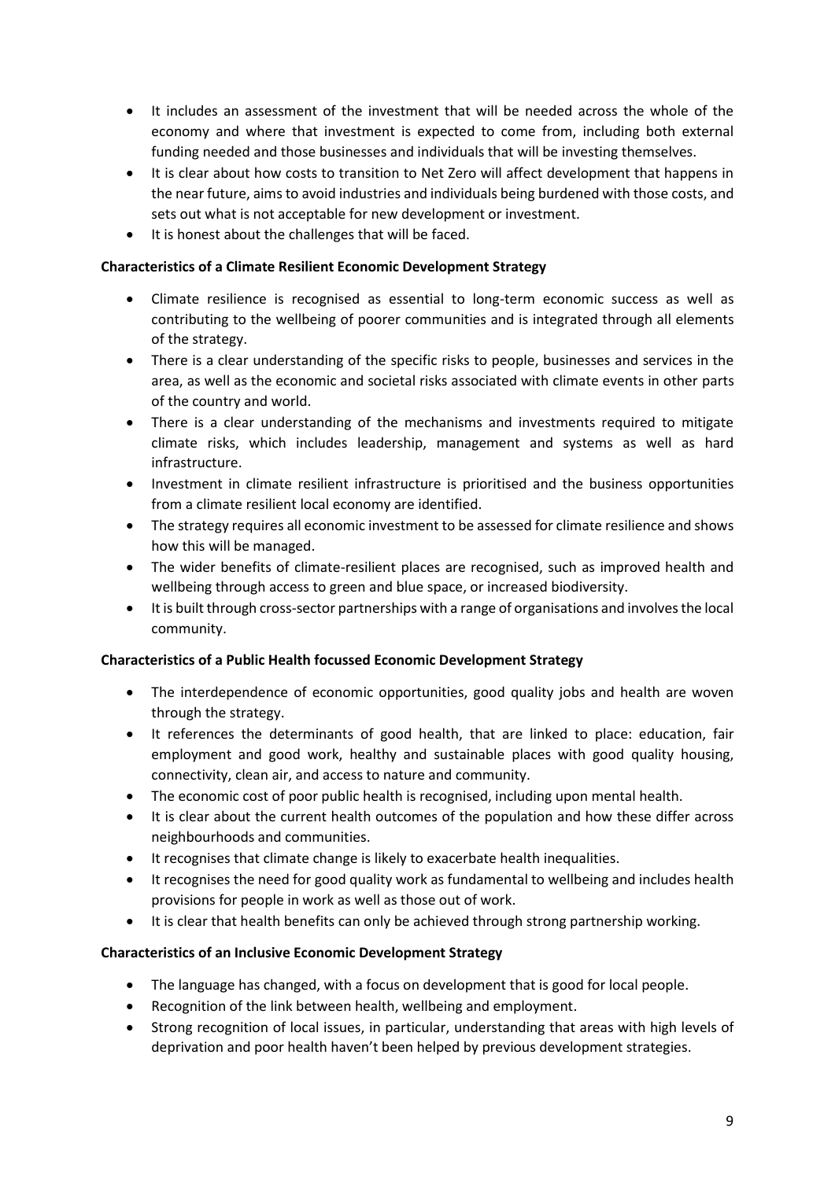- It includes an assessment of the investment that will be needed across the whole of the economy and where that investment is expected to come from, including both external funding needed and those businesses and individuals that will be investing themselves.
- It is clear about how costs to transition to Net Zero will affect development that happens in the near future, aims to avoid industries and individuals being burdened with those costs, and sets out what is not acceptable for new development or investment.
- It is honest about the challenges that will be faced.

**Characteristics of a Climate Resilient Economic Development Strategy**

- Climate resilience is recognised as essential to long-term economic success as well as contributing to the wellbeing of poorer communities and is integrated through all elements of the strategy.
- There is a clear understanding of the specific risks to people, businesses and services in the area, as well as the economic and societal risks associated with climate events in other parts of the country and world.
- There is a clear understanding of the mechanisms and investments required to mitigate climate risks, which includes leadership, management and systems as well as hard infrastructure.
- Investment in climate resilient infrastructure is prioritised and the business opportunities from a climate resilient local economy are identified.
- The strategy requires all economic investment to be assessed for climate resilience and shows how this will be managed.
- The wider benefits of climate-resilient places are recognised, such as improved health and wellbeing through access to green and blue space, or increased biodiversity.
- It is built through cross-sector partnerships with a range of organisations and involves the local community.

**Characteristics of a Public Health focussed Economic Development Strategy**

- The interdependence of economic opportunities, good quality jobs and health are woven through the strategy.
- It references the determinants of good health, that are linked to place: education, fair employment and good work, healthy and sustainable places with good quality housing, connectivity, clean air, and access to nature and community.
- The economic cost of poor public health is recognised, including upon mental health.
- It is clear about the current health outcomes of the population and how these differ across neighbourhoods and communities.
- It recognises that climate change is likely to exacerbate health inequalities.
- It recognises the need for good quality work as fundamental to wellbeing and includes health provisions for people in work as well as those out of work.
- It is clear that health benefits can only be achieved through strong partnership working.

**Characteristics of an Inclusive Economic Development Strategy**

- The language has changed, with a focus on development that is good for local people.
- Recognition of the link between health, wellbeing and employment.
- Strong recognition of local issues, in particular, understanding that areas with high levels of deprivation and poor health haven't been helped by previous development strategies.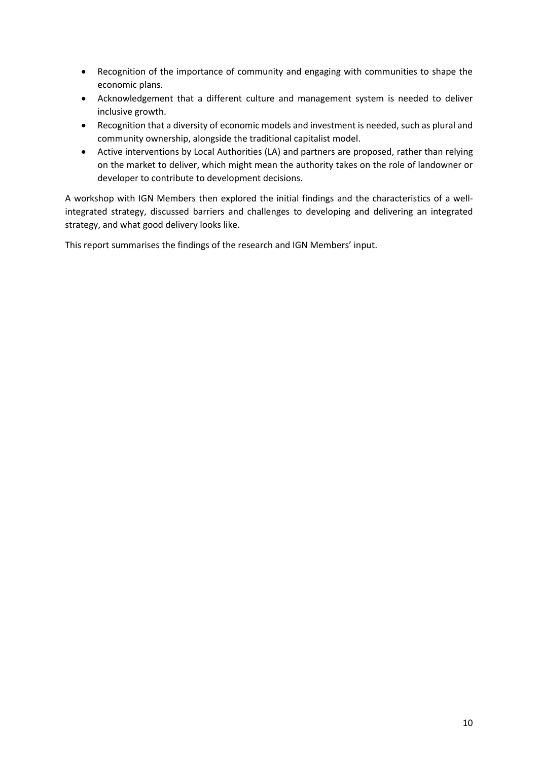- Recognition of the importance of community and engaging with communities to shape the economic plans.
- Acknowledgement that a different culture and management system is needed to deliver inclusive growth.
- Recognition that a diversity of economic models and investment is needed, such as plural and community ownership, alongside the traditional capitalist model.
- Active interventions by Local Authorities (LA) and partners are proposed, rather than relying on the market to deliver, which might mean the authority takes on the role of landowner or developer to contribute to development decisions.

A workshop with IGN Members then explored the initial findings and the characteristics of a well-integrated strategy, discussed barriers and challenges to developing and delivering an integrated strategy, and what good delivery looks like.

This report summarises the findings of the research and IGN Members' input.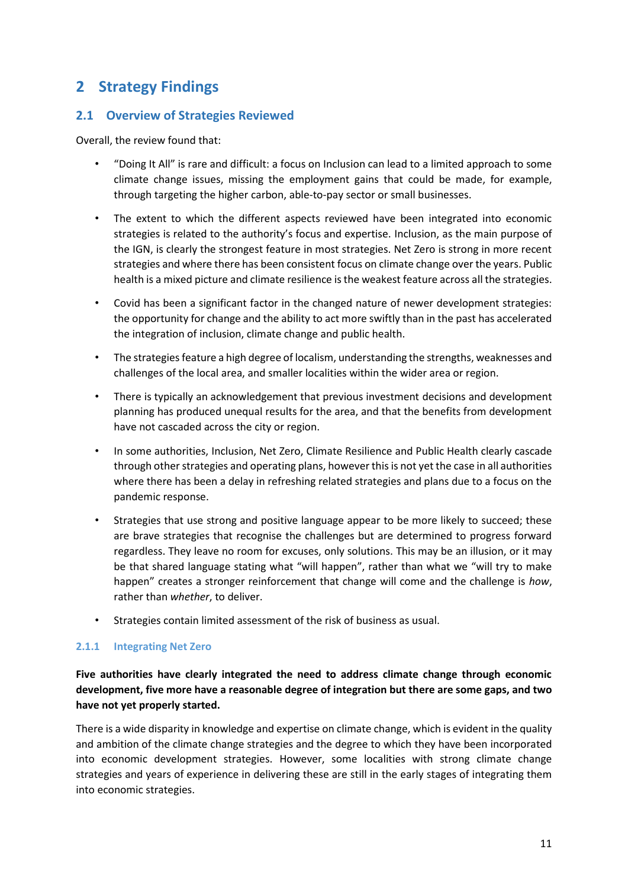# 2 Strategy Findings

## 2.1 Overview of Strategies Reviewed

Overall, the review found that:

- "Doing It All" is rare and difficult: a focus on Inclusion can lead to a limited approach to some climate change issues, missing the employment gains that could be made, for example, through targeting the higher carbon, able-to-pay sector or small businesses.
- The extent to which the different aspects reviewed have been integrated into economic strategies is related to the authority's focus and expertise. Inclusion, as the main purpose of the IGN, is clearly the strongest feature in most strategies. Net Zero is strong in more recent strategies and where there has been consistent focus on climate change over the years. Public health is a mixed picture and climate resilience is the weakest feature across all the strategies.
- Covid has been a significant factor in the changed nature of newer development strategies: the opportunity for change and the ability to act more swiftly than in the past has accelerated the integration of inclusion, climate change and public health.
- The strategies feature a high degree of localism, understanding the strengths, weaknesses and challenges of the local area, and smaller localities within the wider area or region.
- There is typically an acknowledgement that previous investment decisions and development planning has produced unequal results for the area, and that the benefits from development have not cascaded across the city or region.
- In some authorities, Inclusion, Net Zero, Climate Resilience and Public Health clearly cascade through other strategies and operating plans, however this is not yet the case in all authorities where there has been a delay in refreshing related strategies and plans due to a focus on the pandemic response.
- Strategies that use strong and positive language appear to be more likely to succeed; these are brave strategies that recognise the challenges but are determined to progress forward regardless. They leave no room for excuses, only solutions. This may be an illusion, or it may be that shared language stating what "will happen", rather than what we "will try to make happen" creates a stronger reinforcement that change will come and the challenge is *how*, rather than *whether*, to deliver.
- Strategies contain limited assessment of the risk of business as usual.

### 2.1.1 Integrating Net Zero

**Five authorities have clearly integrated the need to address climate change through economic development, five more have a reasonable degree of integration but there are some gaps, and two have not yet properly started.**

There is a wide disparity in knowledge and expertise on climate change, which is evident in the quality and ambition of the climate change strategies and the degree to which they have been incorporated into economic development strategies. However, some localities with strong climate change strategies and years of experience in delivering these are still in the early stages of integrating them into economic strategies.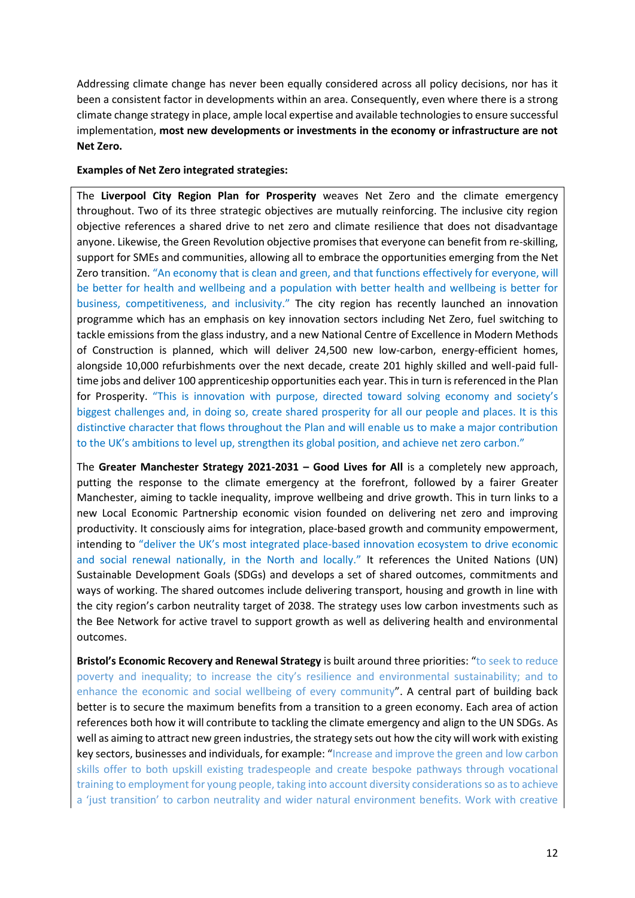Addressing climate change has never been equally considered across all policy decisions, nor has it been a consistent factor in developments within an area. Consequently, even where there is a strong climate change strategy in place, ample local expertise and available technologies to ensure successful implementation, **most new developments or investments in the economy or infrastructure are not Net Zero.**

**Examples of Net Zero integrated strategies:**

The **Liverpool City Region Plan for Prosperity** weaves Net Zero and the climate emergency throughout. Two of its three strategic objectives are mutually reinforcing. The inclusive city region objective references a shared drive to net zero and climate resilience that does not disadvantage anyone. Likewise, the Green Revolution objective promises that everyone can benefit from re-skilling, support for SMEs and communities, allowing all to embrace the opportunities emerging from the Net Zero transition. "An economy that is clean and green, and that functions effectively for everyone, will be better for health and wellbeing and a population with better health and wellbeing is better for business, competitiveness, and inclusivity." The city region has recently launched an innovation programme which has an emphasis on key innovation sectors including Net Zero, fuel switching to tackle emissions from the glass industry, and a new National Centre of Excellence in Modern Methods of Construction is planned, which will deliver 24,500 new low-carbon, energy-efficient homes, alongside 10,000 refurbishments over the next decade, create 201 highly skilled and well-paid full-time jobs and deliver 100 apprenticeship opportunities each year. This in turn is referenced in the Plan for Prosperity. "This is innovation with purpose, directed toward solving economy and society's biggest challenges and, in doing so, create shared prosperity for all our people and places. It is this distinctive character that flows throughout the Plan and will enable us to make a major contribution to the UK's ambitions to level up, strengthen its global position, and achieve net zero carbon."

The **Greater Manchester Strategy 2021-2031 – Good Lives for All** is a completely new approach, putting the response to the climate emergency at the forefront, followed by a fairer Greater Manchester, aiming to tackle inequality, improve wellbeing and drive growth. This in turn links to a new Local Economic Partnership economic vision founded on delivering net zero and improving productivity. It consciously aims for integration, place-based growth and community empowerment, intending to "deliver the UK's most integrated place-based innovation ecosystem to drive economic and social renewal nationally, in the North and locally." It references the United Nations (UN) Sustainable Development Goals (SDGs) and develops a set of shared outcomes, commitments and ways of working. The shared outcomes include delivering transport, housing and growth in line with the city region's carbon neutrality target of 2038. The strategy uses low carbon investments such as the Bee Network for active travel to support growth as well as delivering health and environmental outcomes.

**Bristol's Economic Recovery and Renewal Strategy** is built around three priorities: "to seek to reduce poverty and inequality; to increase the city's resilience and environmental sustainability; and to enhance the economic and social wellbeing of every community". A central part of building back better is to secure the maximum benefits from a transition to a green economy. Each area of action references both how it will contribute to tackling the climate emergency and align to the UN SDGs. As well as aiming to attract new green industries, the strategy sets out how the city will work with existing key sectors, businesses and individuals, for example: "Increase and improve the green and low carbon skills offer to both upskill existing tradespeople and create bespoke pathways through vocational training to employment for young people, taking into account diversity considerations so as to achieve a 'just transition' to carbon neutrality and wider natural environment benefits. Work with creative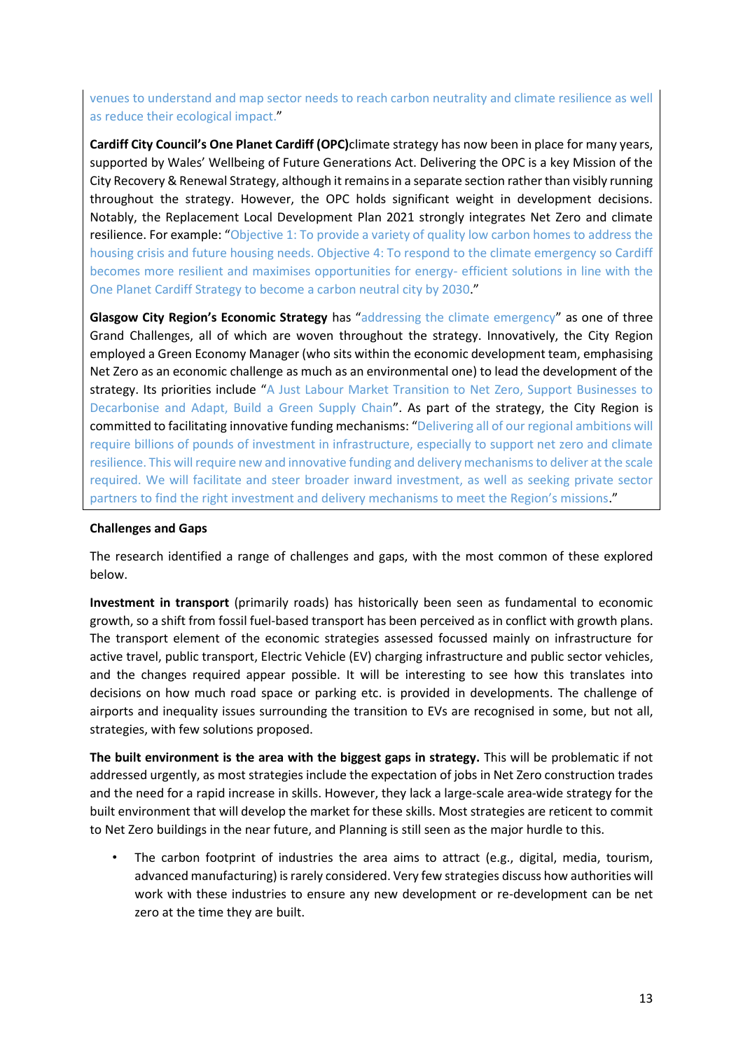venues to understand and map sector needs to reach carbon neutrality and climate resilience as well as reduce their ecological impact."

**Cardiff City Council's One Planet Cardiff (OPC)**climate strategy has now been in place for many years, supported by Wales' Wellbeing of Future Generations Act. Delivering the OPC is a key Mission of the City Recovery & Renewal Strategy, although it remains in a separate section rather than visibly running throughout the strategy. However, the OPC holds significant weight in development decisions. Notably, the Replacement Local Development Plan 2021 strongly integrates Net Zero and climate resilience. For example: "Objective 1: To provide a variety of quality low carbon homes to address the housing crisis and future housing needs. Objective 4: To respond to the climate emergency so Cardiff becomes more resilient and maximises opportunities for energy- efficient solutions in line with the One Planet Cardiff Strategy to become a carbon neutral city by 2030."

**Glasgow City Region's Economic Strategy** has "addressing the climate emergency" as one of three Grand Challenges, all of which are woven throughout the strategy. Innovatively, the City Region employed a Green Economy Manager (who sits within the economic development team, emphasising Net Zero as an economic challenge as much as an environmental one) to lead the development of the strategy. Its priorities include "A Just Labour Market Transition to Net Zero, Support Businesses to Decarbonise and Adapt, Build a Green Supply Chain". As part of the strategy, the City Region is committed to facilitating innovative funding mechanisms: "Delivering all of our regional ambitions will require billions of pounds of investment in infrastructure, especially to support net zero and climate resilience. This will require new and innovative funding and delivery mechanisms to deliver at the scale required. We will facilitate and steer broader inward investment, as well as seeking private sector partners to find the right investment and delivery mechanisms to meet the Region's missions."

**Challenges and Gaps**

The research identified a range of challenges and gaps, with the most common of these explored below.

**Investment in transport** (primarily roads) has historically been seen as fundamental to economic growth, so a shift from fossil fuel-based transport has been perceived as in conflict with growth plans. The transport element of the economic strategies assessed focussed mainly on infrastructure for active travel, public transport, Electric Vehicle (EV) charging infrastructure and public sector vehicles, and the changes required appear possible. It will be interesting to see how this translates into decisions on how much road space or parking etc. is provided in developments. The challenge of airports and inequality issues surrounding the transition to EVs are recognised in some, but not all, strategies, with few solutions proposed.

**The built environment is the area with the biggest gaps in strategy.** This will be problematic if not addressed urgently, as most strategies include the expectation of jobs in Net Zero construction trades and the need for a rapid increase in skills. However, they lack a large-scale area-wide strategy for the built environment that will develop the market for these skills. Most strategies are reticent to commit to Net Zero buildings in the near future, and Planning is still seen as the major hurdle to this.

- The carbon footprint of industries the area aims to attract (e.g., digital, media, tourism, advanced manufacturing) is rarely considered. Very few strategies discuss how authorities will work with these industries to ensure any new development or re-development can be net zero at the time they are built.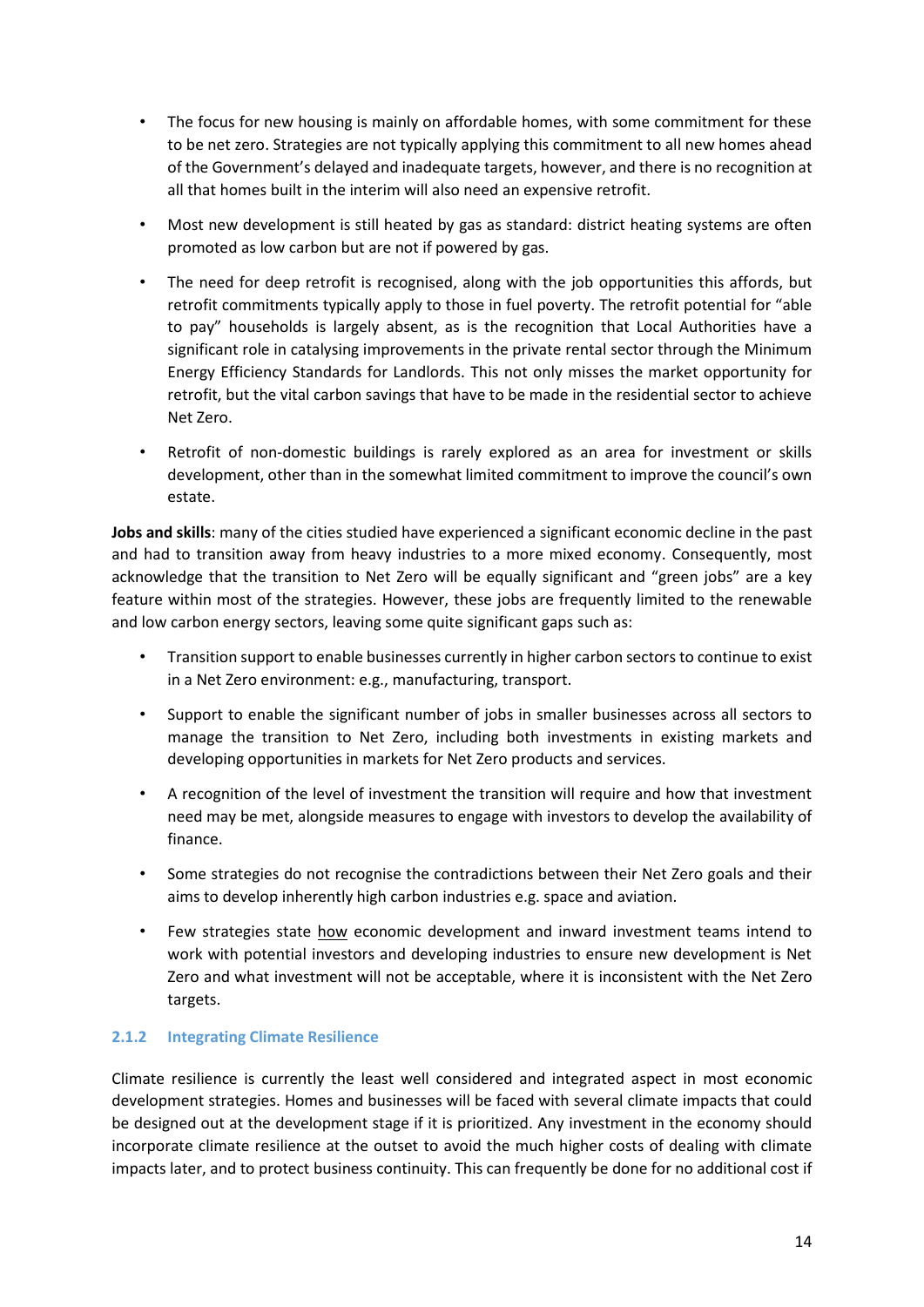- The focus for new housing is mainly on affordable homes, with some commitment for these to be net zero. Strategies are not typically applying this commitment to all new homes ahead of the Government's delayed and inadequate targets, however, and there is no recognition at all that homes built in the interim will also need an expensive retrofit.

- Most new development is still heated by gas as standard: district heating systems are often promoted as low carbon but are not if powered by gas.

- The need for deep retrofit is recognised, along with the job opportunities this affords, but retrofit commitments typically apply to those in fuel poverty. The retrofit potential for "able to pay" households is largely absent, as is the recognition that Local Authorities have a significant role in catalysing improvements in the private rental sector through the Minimum Energy Efficiency Standards for Landlords. This not only misses the market opportunity for retrofit, but the vital carbon savings that have to be made in the residential sector to achieve Net Zero.

- Retrofit of non-domestic buildings is rarely explored as an area for investment or skills development, other than in the somewhat limited commitment to improve the council's own estate.

**Jobs and skills**: many of the cities studied have experienced a significant economic decline in the past and had to transition away from heavy industries to a more mixed economy. Consequently, most acknowledge that the transition to Net Zero will be equally significant and "green jobs" are a key feature within most of the strategies. However, these jobs are frequently limited to the renewable and low carbon energy sectors, leaving some quite significant gaps such as:

- Transition support to enable businesses currently in higher carbon sectors to continue to exist in a Net Zero environment: e.g., manufacturing, transport.

- Support to enable the significant number of jobs in smaller businesses across all sectors to manage the transition to Net Zero, including both investments in existing markets and developing opportunities in markets for Net Zero products and services.

- A recognition of the level of investment the transition will require and how that investment need may be met, alongside measures to engage with investors to develop the availability of finance.

- Some strategies do not recognise the contradictions between their Net Zero goals and their aims to develop inherently high carbon industries e.g. space and aviation.

- Few strategies state how economic development and inward investment teams intend to work with potential investors and developing industries to ensure new development is Net Zero and what investment will not be acceptable, where it is inconsistent with the Net Zero targets.

### 2.1.2 Integrating Climate Resilience

Climate resilience is currently the least well considered and integrated aspect in most economic development strategies. Homes and businesses will be faced with several climate impacts that could be designed out at the development stage if it is prioritized. Any investment in the economy should incorporate climate resilience at the outset to avoid the much higher costs of dealing with climate impacts later, and to protect business continuity. This can frequently be done for no additional cost if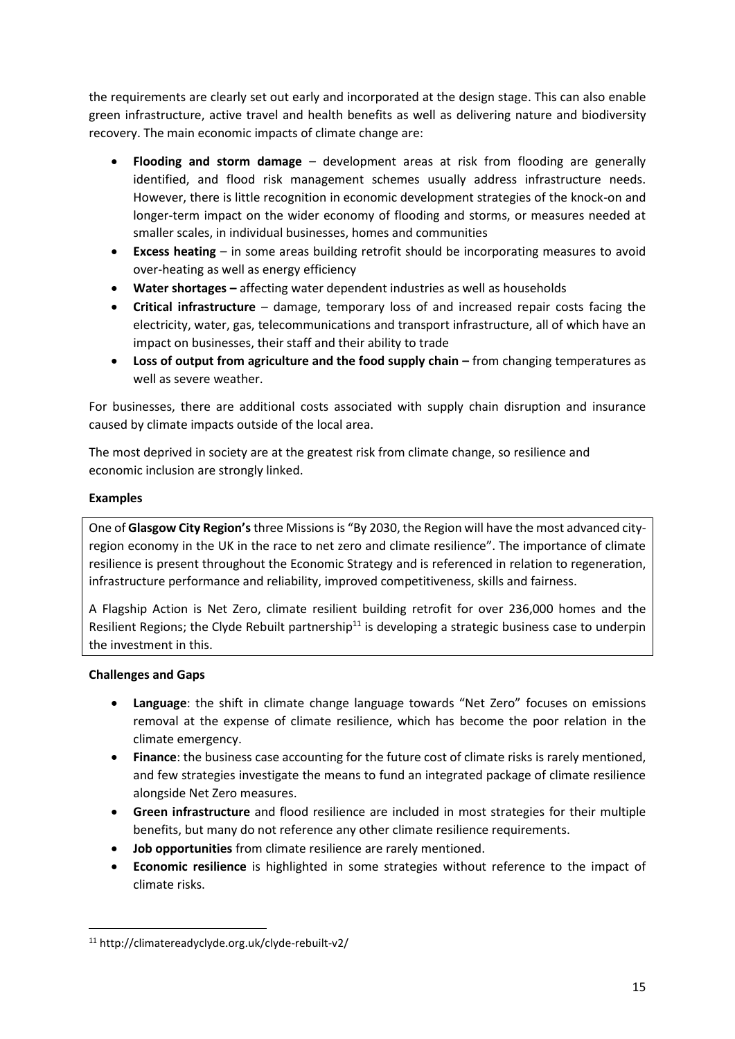the requirements are clearly set out early and incorporated at the design stage. This can also enable green infrastructure, active travel and health benefits as well as delivering nature and biodiversity recovery. The main economic impacts of climate change are:

- **Flooding and storm damage** – development areas at risk from flooding are generally identified, and flood risk management schemes usually address infrastructure needs. However, there is little recognition in economic development strategies of the knock-on and longer-term impact on the wider economy of flooding and storms, or measures needed at smaller scales, in individual businesses, homes and communities
- **Excess heating** – in some areas building retrofit should be incorporating measures to avoid over-heating as well as energy efficiency
- **Water shortages –** affecting water dependent industries as well as households
- **Critical infrastructure** – damage, temporary loss of and increased repair costs facing the electricity, water, gas, telecommunications and transport infrastructure, all of which have an impact on businesses, their staff and their ability to trade
- **Loss of output from agriculture and the food supply chain –** from changing temperatures as well as severe weather.

For businesses, there are additional costs associated with supply chain disruption and insurance caused by climate impacts outside of the local area.

The most deprived in society are at the greatest risk from climate change, so resilience and economic inclusion are strongly linked.

**Examples**

One of **Glasgow City Region's** three Missions is "By 2030, the Region will have the most advanced city-region economy in the UK in the race to net zero and climate resilience". The importance of climate resilience is present throughout the Economic Strategy and is referenced in relation to regeneration, infrastructure performance and reliability, improved competitiveness, skills and fairness.

A Flagship Action is Net Zero, climate resilient building retrofit for over 236,000 homes and the Resilient Regions; the Clyde Rebuilt partnership[11] is developing a strategic business case to underpin the investment in this.

**Challenges and Gaps**

- **Language**: the shift in climate change language towards "Net Zero" focuses on emissions removal at the expense of climate resilience, which has become the poor relation in the climate emergency.
- **Finance**: the business case accounting for the future cost of climate risks is rarely mentioned, and few strategies investigate the means to fund an integrated package of climate resilience alongside Net Zero measures.
- **Green infrastructure** and flood resilience are included in most strategies for their multiple benefits, but many do not reference any other climate resilience requirements.
- **Job opportunities** from climate resilience are rarely mentioned.
- **Economic resilience** is highlighted in some strategies without reference to the impact of climate risks.

[11] http://climatereadyclyde.org.uk/clyde-rebuilt-v2/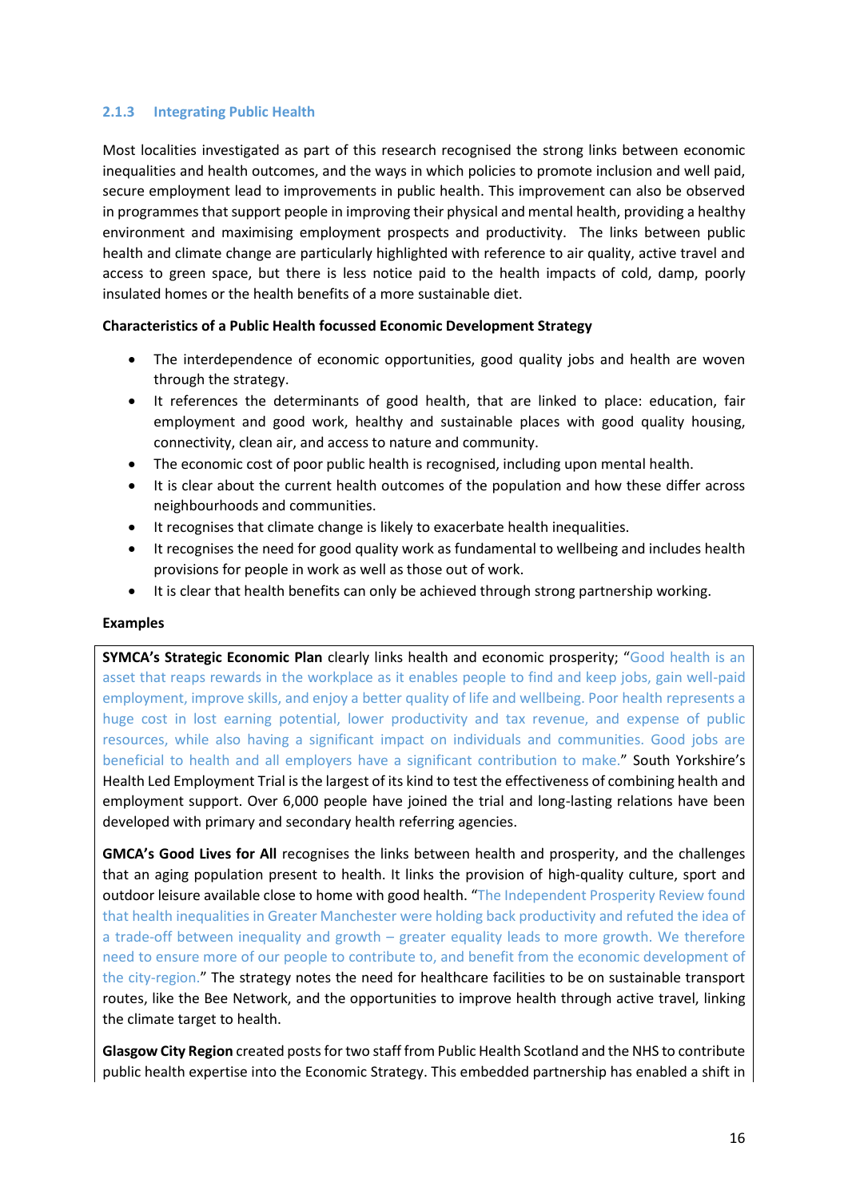### 2.1.3 Integrating Public Health

Most localities investigated as part of this research recognised the strong links between economic inequalities and health outcomes, and the ways in which policies to promote inclusion and well paid, secure employment lead to improvements in public health. This improvement can also be observed in programmes that support people in improving their physical and mental health, providing a healthy environment and maximising employment prospects and productivity. The links between public health and climate change are particularly highlighted with reference to air quality, active travel and access to green space, but there is less notice paid to the health impacts of cold, damp, poorly insulated homes or the health benefits of a more sustainable diet.

**Characteristics of a Public Health focussed Economic Development Strategy**

- The interdependence of economic opportunities, good quality jobs and health are woven through the strategy.
- It references the determinants of good health, that are linked to place: education, fair employment and good work, healthy and sustainable places with good quality housing, connectivity, clean air, and access to nature and community.
- The economic cost of poor public health is recognised, including upon mental health.
- It is clear about the current health outcomes of the population and how these differ across neighbourhoods and communities.
- It recognises that climate change is likely to exacerbate health inequalities.
- It recognises the need for good quality work as fundamental to wellbeing and includes health provisions for people in work as well as those out of work.
- It is clear that health benefits can only be achieved through strong partnership working.

**Examples**

**SYMCA's Strategic Economic Plan** clearly links health and economic prosperity; "Good health is an asset that reaps rewards in the workplace as it enables people to find and keep jobs, gain well-paid employment, improve skills, and enjoy a better quality of life and wellbeing. Poor health represents a huge cost in lost earning potential, lower productivity and tax revenue, and expense of public resources, while also having a significant impact on individuals and communities. Good jobs are beneficial to health and all employers have a significant contribution to make." South Yorkshire's Health Led Employment Trial is the largest of its kind to test the effectiveness of combining health and employment support. Over 6,000 people have joined the trial and long-lasting relations have been developed with primary and secondary health referring agencies.

**GMCA's Good Lives for All** recognises the links between health and prosperity, and the challenges that an aging population present to health. It links the provision of high-quality culture, sport and outdoor leisure available close to home with good health. "The Independent Prosperity Review found that health inequalities in Greater Manchester were holding back productivity and refuted the idea of a trade-off between inequality and growth – greater equality leads to more growth. We therefore need to ensure more of our people to contribute to, and benefit from the economic development of the city-region." The strategy notes the need for healthcare facilities to be on sustainable transport routes, like the Bee Network, and the opportunities to improve health through active travel, linking the climate target to health.

**Glasgow City Region** created posts for two staff from Public Health Scotland and the NHS to contribute public health expertise into the Economic Strategy. This embedded partnership has enabled a shift in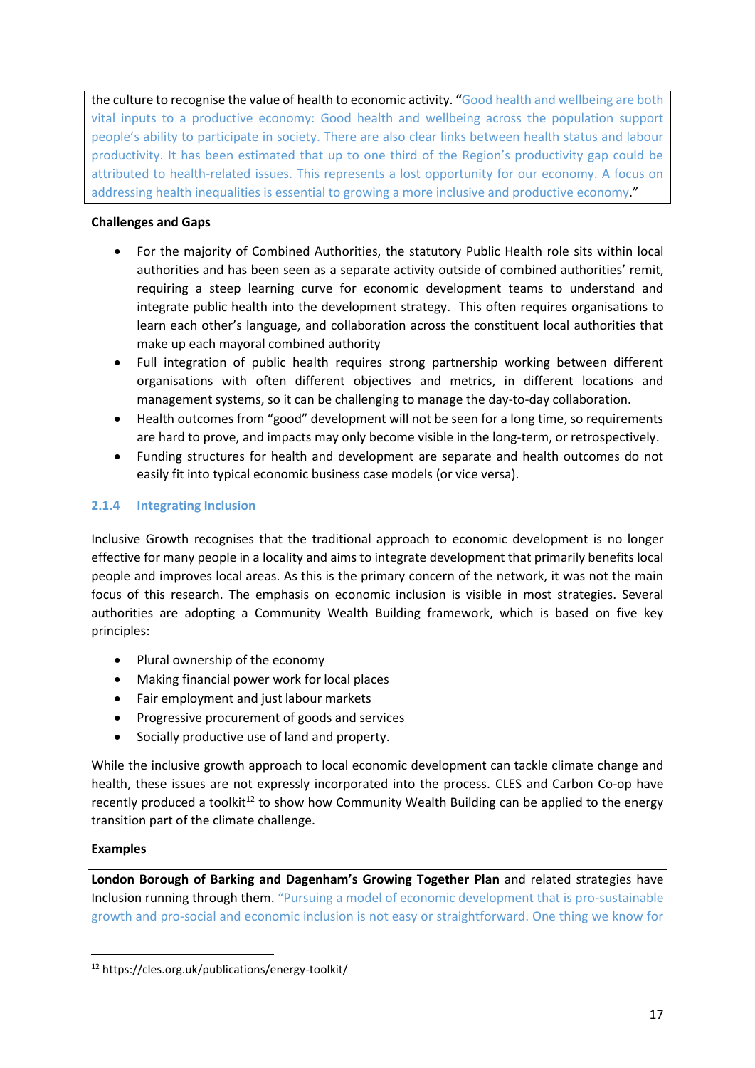the culture to recognise the value of health to economic activity. "Good health and wellbeing are both vital inputs to a productive economy: Good health and wellbeing across the population support people's ability to participate in society. There are also clear links between health status and labour productivity. It has been estimated that up to one third of the Region's productivity gap could be attributed to health-related issues. This represents a lost opportunity for our economy. A focus on addressing health inequalities is essential to growing a more inclusive and productive economy."

**Challenges and Gaps**

- For the majority of Combined Authorities, the statutory Public Health role sits within local authorities and has been seen as a separate activity outside of combined authorities' remit, requiring a steep learning curve for economic development teams to understand and integrate public health into the development strategy. This often requires organisations to learn each other's language, and collaboration across the constituent local authorities that make up each mayoral combined authority
- Full integration of public health requires strong partnership working between different organisations with often different objectives and metrics, in different locations and management systems, so it can be challenging to manage the day-to-day collaboration.
- Health outcomes from "good" development will not be seen for a long time, so requirements are hard to prove, and impacts may only become visible in the long-term, or retrospectively.
- Funding structures for health and development are separate and health outcomes do not easily fit into typical economic business case models (or vice versa).

### 2.1.4 Integrating Inclusion

Inclusive Growth recognises that the traditional approach to economic development is no longer effective for many people in a locality and aims to integrate development that primarily benefits local people and improves local areas. As this is the primary concern of the network, it was not the main focus of this research. The emphasis on economic inclusion is visible in most strategies. Several authorities are adopting a Community Wealth Building framework, which is based on five key principles:

- Plural ownership of the economy
- Making financial power work for local places
- Fair employment and just labour markets
- Progressive procurement of goods and services
- Socially productive use of land and property.

While the inclusive growth approach to local economic development can tackle climate change and health, these issues are not expressly incorporated into the process. CLES and Carbon Co-op have recently produced a toolkit[12] to show how Community Wealth Building can be applied to the energy transition part of the climate challenge.

**Examples**

**London Borough of Barking and Dagenham's Growing Together Plan** and related strategies have Inclusion running through them. "Pursuing a model of economic development that is pro-sustainable growth and pro-social and economic inclusion is not easy or straightforward. One thing we know for

[12] https://cles.org.uk/publications/energy-toolkit/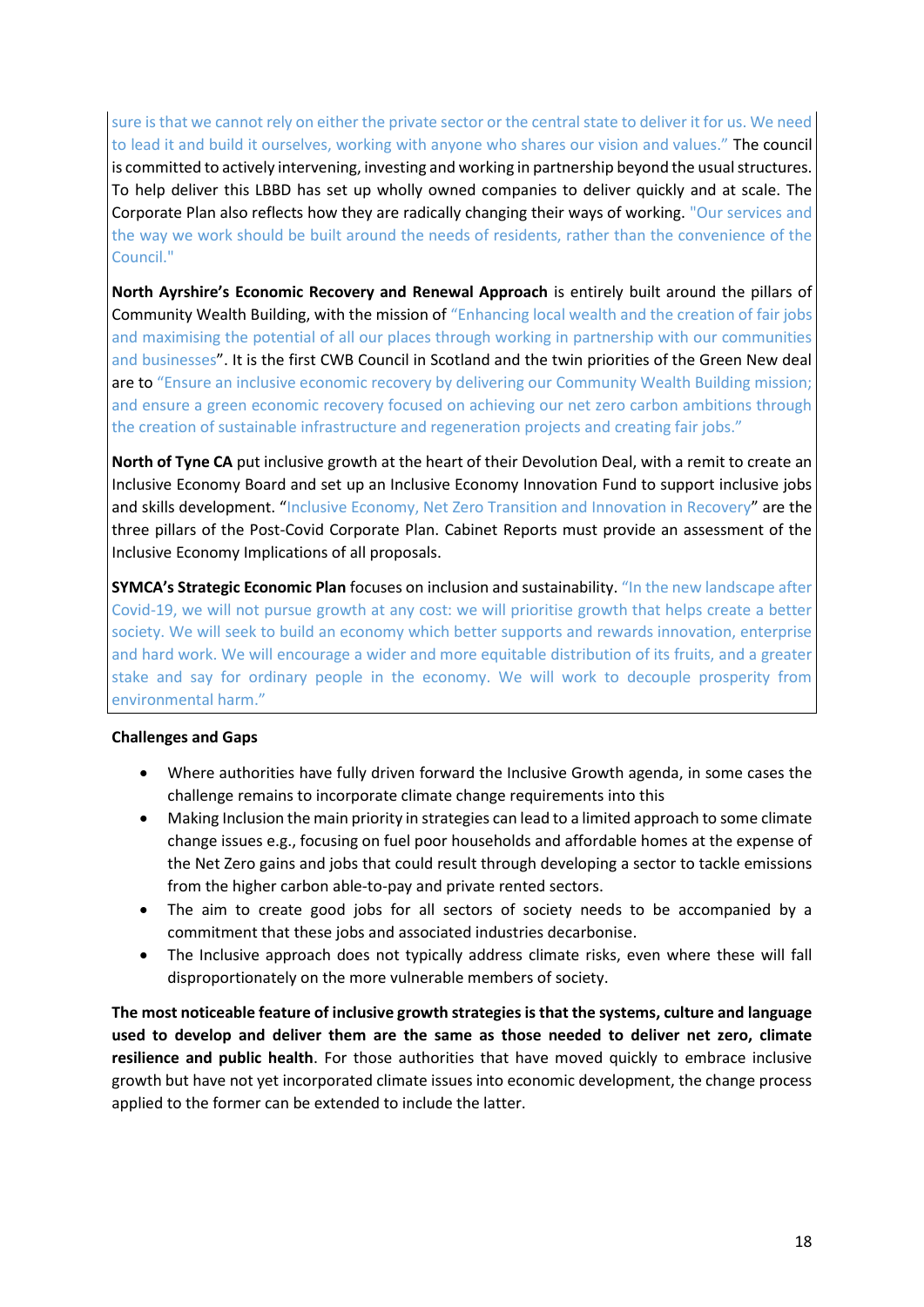sure is that we cannot rely on either the private sector or the central state to deliver it for us. We need to lead it and build it ourselves, working with anyone who shares our vision and values." The council is committed to actively intervening, investing and working in partnership beyond the usual structures. To help deliver this LBBD has set up wholly owned companies to deliver quickly and at scale. The Corporate Plan also reflects how they are radically changing their ways of working. "Our services and the way we work should be built around the needs of residents, rather than the convenience of the Council."

**North Ayrshire's Economic Recovery and Renewal Approach** is entirely built around the pillars of Community Wealth Building, with the mission of "Enhancing local wealth and the creation of fair jobs and maximising the potential of all our places through working in partnership with our communities and businesses". It is the first CWB Council in Scotland and the twin priorities of the Green New deal are to "Ensure an inclusive economic recovery by delivering our Community Wealth Building mission; and ensure a green economic recovery focused on achieving our net zero carbon ambitions through the creation of sustainable infrastructure and regeneration projects and creating fair jobs."

**North of Tyne CA** put inclusive growth at the heart of their Devolution Deal, with a remit to create an Inclusive Economy Board and set up an Inclusive Economy Innovation Fund to support inclusive jobs and skills development. "Inclusive Economy, Net Zero Transition and Innovation in Recovery" are the three pillars of the Post-Covid Corporate Plan. Cabinet Reports must provide an assessment of the Inclusive Economy Implications of all proposals.

**SYMCA's Strategic Economic Plan** focuses on inclusion and sustainability. "In the new landscape after Covid-19, we will not pursue growth at any cost: we will prioritise growth that helps create a better society. We will seek to build an economy which better supports and rewards innovation, enterprise and hard work. We will encourage a wider and more equitable distribution of its fruits, and a greater stake and say for ordinary people in the economy. We will work to decouple prosperity from environmental harm."

**Challenges and Gaps**

- Where authorities have fully driven forward the Inclusive Growth agenda, in some cases the challenge remains to incorporate climate change requirements into this
- Making Inclusion the main priority in strategies can lead to a limited approach to some climate change issues e.g., focusing on fuel poor households and affordable homes at the expense of the Net Zero gains and jobs that could result through developing a sector to tackle emissions from the higher carbon able-to-pay and private rented sectors.
- The aim to create good jobs for all sectors of society needs to be accompanied by a commitment that these jobs and associated industries decarbonise.
- The Inclusive approach does not typically address climate risks, even where these will fall disproportionately on the more vulnerable members of society.

**The most noticeable feature of inclusive growth strategies is that the systems, culture and language used to develop and deliver them are the same as those needed to deliver net zero, climate resilience and public health**. For those authorities that have moved quickly to embrace inclusive growth but have not yet incorporated climate issues into economic development, the change process applied to the former can be extended to include the latter.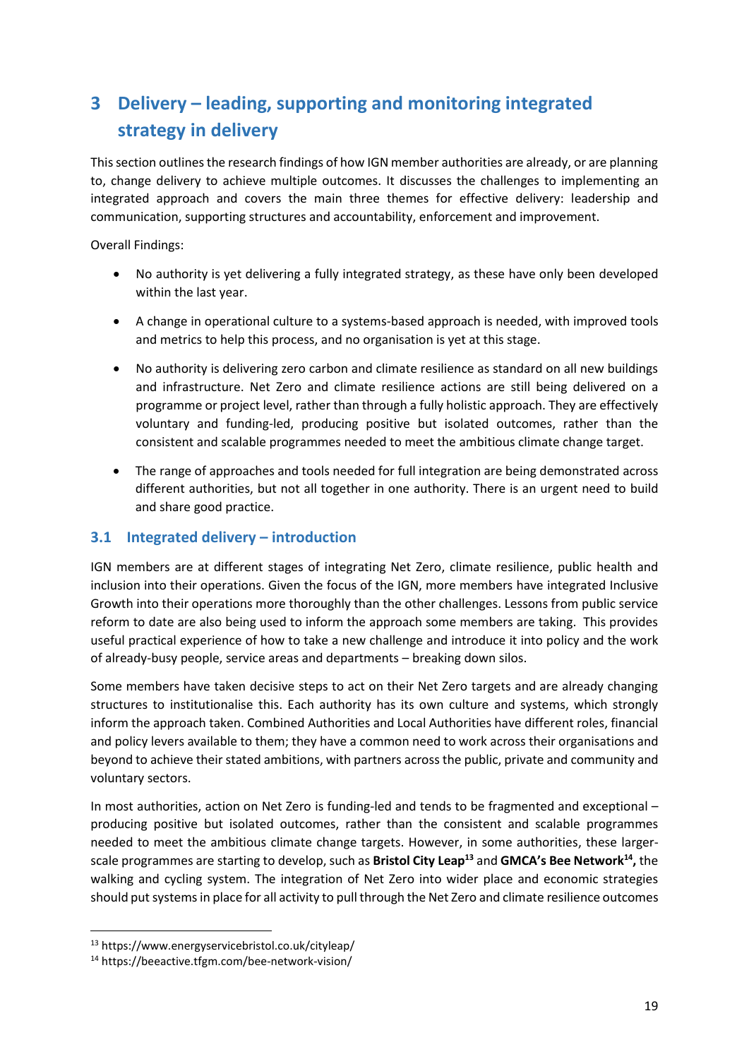# 3 Delivery – leading, supporting and monitoring integrated strategy in delivery

This section outlines the research findings of how IGN member authorities are already, or are planning to, change delivery to achieve multiple outcomes. It discusses the challenges to implementing an integrated approach and covers the main three themes for effective delivery: leadership and communication, supporting structures and accountability, enforcement and improvement.

Overall Findings:

- No authority is yet delivering a fully integrated strategy, as these have only been developed within the last year.
- A change in operational culture to a systems-based approach is needed, with improved tools and metrics to help this process, and no organisation is yet at this stage.
- No authority is delivering zero carbon and climate resilience as standard on all new buildings and infrastructure. Net Zero and climate resilience actions are still being delivered on a programme or project level, rather than through a fully holistic approach. They are effectively voluntary and funding-led, producing positive but isolated outcomes, rather than the consistent and scalable programmes needed to meet the ambitious climate change target.
- The range of approaches and tools needed for full integration are being demonstrated across different authorities, but not all together in one authority. There is an urgent need to build and share good practice.

## 3.1 Integrated delivery – introduction

IGN members are at different stages of integrating Net Zero, climate resilience, public health and inclusion into their operations. Given the focus of the IGN, more members have integrated Inclusive Growth into their operations more thoroughly than the other challenges. Lessons from public service reform to date are also being used to inform the approach some members are taking. This provides useful practical experience of how to take a new challenge and introduce it into policy and the work of already-busy people, service areas and departments – breaking down silos.

Some members have taken decisive steps to act on their Net Zero targets and are already changing structures to institutionalise this. Each authority has its own culture and systems, which strongly inform the approach taken. Combined Authorities and Local Authorities have different roles, financial and policy levers available to them; they have a common need to work across their organisations and beyond to achieve their stated ambitions, with partners across the public, private and community and voluntary sectors.

In most authorities, action on Net Zero is funding-led and tends to be fragmented and exceptional – producing positive but isolated outcomes, rather than the consistent and scalable programmes needed to meet the ambitious climate change targets. However, in some authorities, these larger-scale programmes are starting to develop, such as **Bristol City Leap**[13] and **GMCA's Bee Network**[14]**,** the walking and cycling system. The integration of Net Zero into wider place and economic strategies should put systems in place for all activity to pull through the Net Zero and climate resilience outcomes

[13] https://www.energyservicebristol.co.uk/cityleap/

[14] https://beeactive.tfgm.com/bee-network-vision/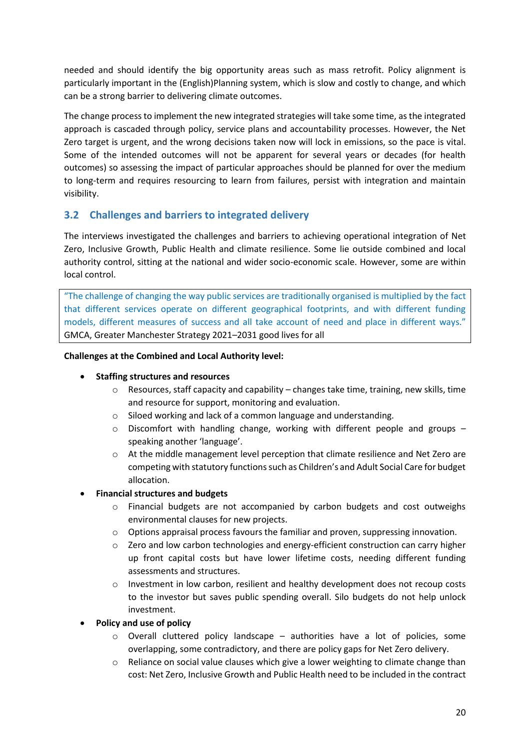needed and should identify the big opportunity areas such as mass retrofit. Policy alignment is particularly important in the (English)Planning system, which is slow and costly to change, and which can be a strong barrier to delivering climate outcomes.

The change process to implement the new integrated strategies will take some time, as the integrated approach is cascaded through policy, service plans and accountability processes. However, the Net Zero target is urgent, and the wrong decisions taken now will lock in emissions, so the pace is vital. Some of the intended outcomes will not be apparent for several years or decades (for health outcomes) so assessing the impact of particular approaches should be planned for over the medium to long-term and requires resourcing to learn from failures, persist with integration and maintain visibility.

## 3.2 Challenges and barriers to integrated delivery

The interviews investigated the challenges and barriers to achieving operational integration of Net Zero, Inclusive Growth, Public Health and climate resilience. Some lie outside combined and local authority control, sitting at the national and wider socio-economic scale. However, some are within local control.

> "The challenge of changing the way public services are traditionally organised is multiplied by the fact that different services operate on different geographical footprints, and with different funding models, different measures of success and all take account of need and place in different ways."
> GMCA, Greater Manchester Strategy 2021–2031 good lives for all

**Challenges at the Combined and Local Authority level:**

- **Staffing structures and resources**
  - Resources, staff capacity and capability – changes take time, training, new skills, time and resource for support, monitoring and evaluation.
  - Siloed working and lack of a common language and understanding.
  - Discomfort with handling change, working with different people and groups – speaking another 'language'.
  - At the middle management level perception that climate resilience and Net Zero are competing with statutory functions such as Children's and Adult Social Care for budget allocation.
- **Financial structures and budgets**
  - Financial budgets are not accompanied by carbon budgets and cost outweighs environmental clauses for new projects.
  - Options appraisal process favours the familiar and proven, suppressing innovation.
  - Zero and low carbon technologies and energy-efficient construction can carry higher up front capital costs but have lower lifetime costs, needing different funding assessments and structures.
  - Investment in low carbon, resilient and healthy development does not recoup costs to the investor but saves public spending overall. Silo budgets do not help unlock investment.
- **Policy and use of policy**
  - Overall cluttered policy landscape – authorities have a lot of policies, some overlapping, some contradictory, and there are policy gaps for Net Zero delivery.
  - Reliance on social value clauses which give a lower weighting to climate change than cost: Net Zero, Inclusive Growth and Public Health need to be included in the contract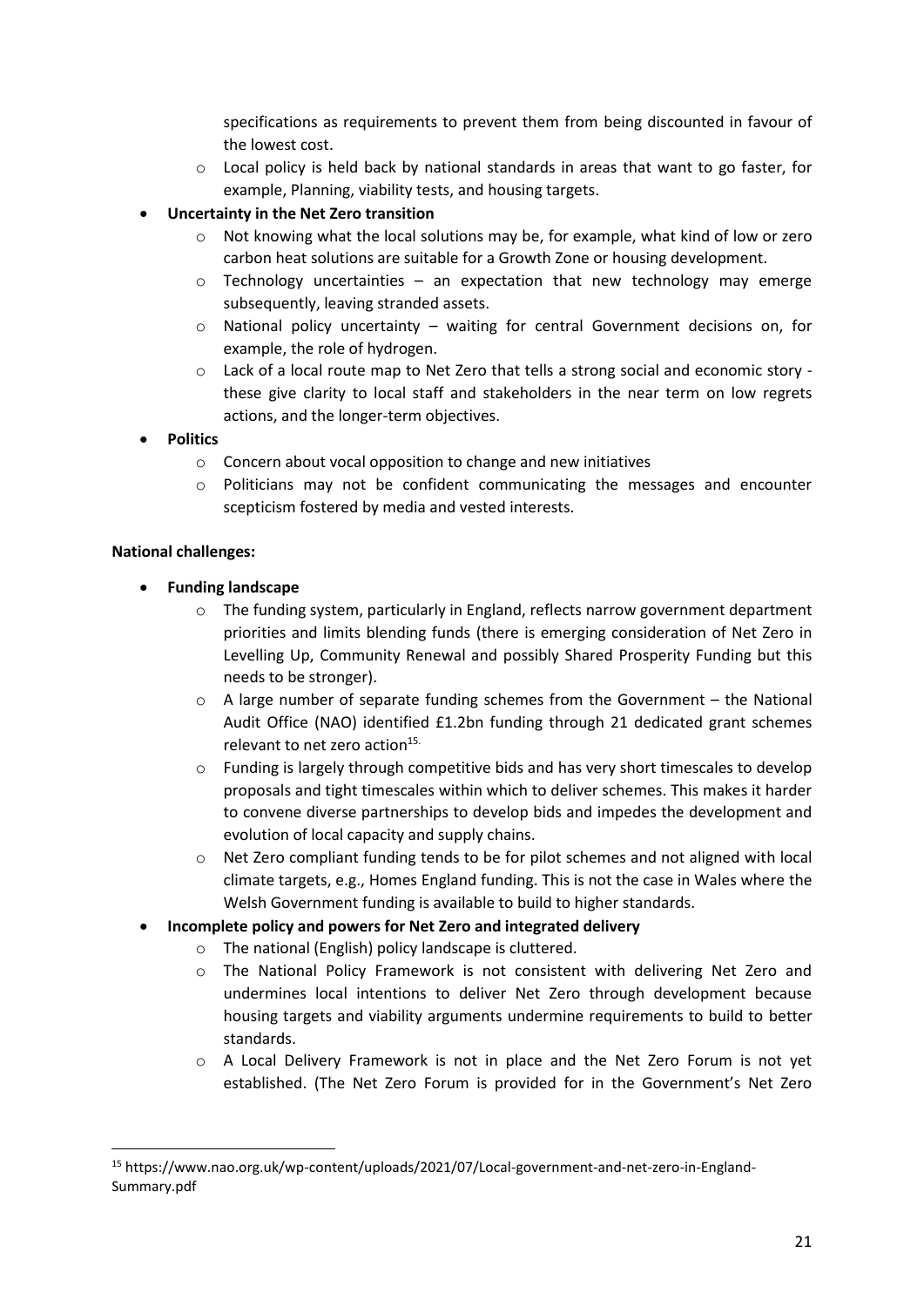specifications as requirements to prevent them from being discounted in favour of the lowest cost.
    - Local policy is held back by national standards in areas that want to go faster, for example, Planning, viability tests, and housing targets.
- **Uncertainty in the Net Zero transition**
    - Not knowing what the local solutions may be, for example, what kind of low or zero carbon heat solutions are suitable for a Growth Zone or housing development.
    - Technology uncertainties – an expectation that new technology may emerge subsequently, leaving stranded assets.
    - National policy uncertainty – waiting for central Government decisions on, for example, the role of hydrogen.
    - Lack of a local route map to Net Zero that tells a strong social and economic story - these give clarity to local staff and stakeholders in the near term on low regrets actions, and the longer-term objectives.
- **Politics**
    - Concern about vocal opposition to change and new initiatives
    - Politicians may not be confident communicating the messages and encounter scepticism fostered by media and vested interests.

**National challenges:**

- **Funding landscape**
    - The funding system, particularly in England, reflects narrow government department priorities and limits blending funds (there is emerging consideration of Net Zero in Levelling Up, Community Renewal and possibly Shared Prosperity Funding but this needs to be stronger).
    - A large number of separate funding schemes from the Government – the National Audit Office (NAO) identified £1.2bn funding through 21 dedicated grant schemes relevant to net zero action[15].
    - Funding is largely through competitive bids and has very short timescales to develop proposals and tight timescales within which to deliver schemes. This makes it harder to convene diverse partnerships to develop bids and impedes the development and evolution of local capacity and supply chains.
    - Net Zero compliant funding tends to be for pilot schemes and not aligned with local climate targets, e.g., Homes England funding. This is not the case in Wales where the Welsh Government funding is available to build to higher standards.
- **Incomplete policy and powers for Net Zero and integrated delivery**
    - The national (English) policy landscape is cluttered.
    - The National Policy Framework is not consistent with delivering Net Zero and undermines local intentions to deliver Net Zero through development because housing targets and viability arguments undermine requirements to build to better standards.
    - A Local Delivery Framework is not in place and the Net Zero Forum is not yet established. (The Net Zero Forum is provided for in the Government's Net Zero

[15] https://www.nao.org.uk/wp-content/uploads/2021/07/Local-government-and-net-zero-in-England-Summary.pdf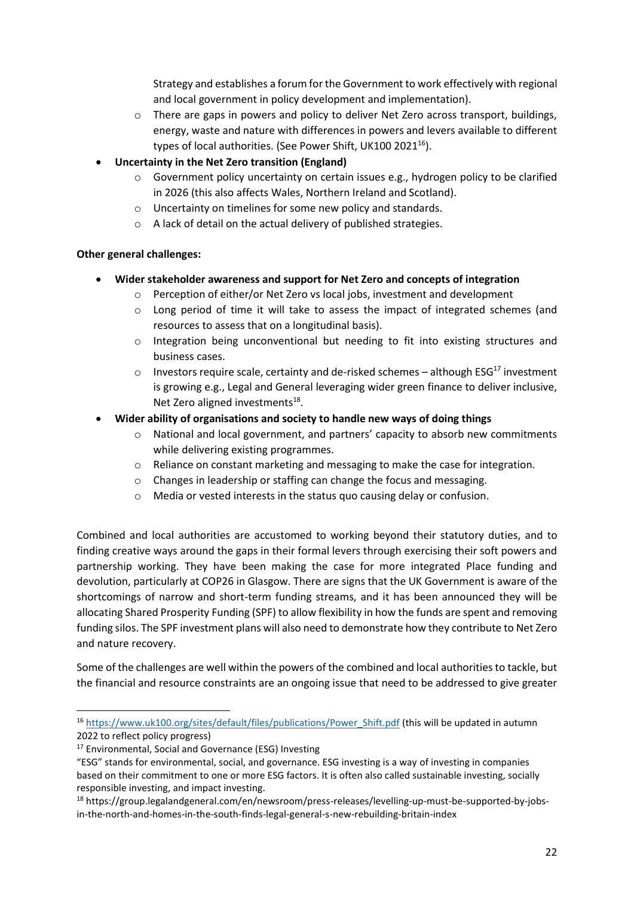Strategy and establishes a forum for the Government to work effectively with regional and local government in policy development and implementation).

  - There are gaps in powers and policy to deliver Net Zero across transport, buildings, energy, waste and nature with differences in powers and levers available to different types of local authorities. (See Power Shift, UK100 2021[16]).

- **Uncertainty in the Net Zero transition (England)**
  - Government policy uncertainty on certain issues e.g., hydrogen policy to be clarified in 2026 (this also affects Wales, Northern Ireland and Scotland).
  - Uncertainty on timelines for some new policy and standards.
  - A lack of detail on the actual delivery of published strategies.

**Other general challenges:**

- **Wider stakeholder awareness and support for Net Zero and concepts of integration**
  - Perception of either/or Net Zero vs local jobs, investment and development
  - Long period of time it will take to assess the impact of integrated schemes (and resources to assess that on a longitudinal basis).
  - Integration being unconventional but needing to fit into existing structures and business cases.
  - Investors require scale, certainty and de-risked schemes – although ESG[17] investment is growing e.g., Legal and General leveraging wider green finance to deliver inclusive, Net Zero aligned investments[18].
- **Wider ability of organisations and society to handle new ways of doing things**
  - National and local government, and partners' capacity to absorb new commitments while delivering existing programmes.
  - Reliance on constant marketing and messaging to make the case for integration.
  - Changes in leadership or staffing can change the focus and messaging.
  - Media or vested interests in the status quo causing delay or confusion.

Combined and local authorities are accustomed to working beyond their statutory duties, and to finding creative ways around the gaps in their formal levers through exercising their soft powers and partnership working. They have been making the case for more integrated Place funding and devolution, particularly at COP26 in Glasgow. There are signs that the UK Government is aware of the shortcomings of narrow and short-term funding streams, and it has been announced they will be allocating Shared Prosperity Funding (SPF) to allow flexibility in how the funds are spent and removing funding silos. The SPF investment plans will also need to demonstrate how they contribute to Net Zero and nature recovery.

Some of the challenges are well within the powers of the combined and local authorities to tackle, but the financial and resource constraints are an ongoing issue that need to be addressed to give greater

---

[16] https://www.uk100.org/sites/default/files/publications/Power_Shift.pdf (this will be updated in autumn 2022 to reflect policy progress)

[17] Environmental, Social and Governance (ESG) Investing
"ESG" stands for environmental, social, and governance. ESG investing is a way of investing in companies based on their commitment to one or more ESG factors. It is often also called sustainable investing, socially responsible investing, and impact investing.

[18] https://group.legalandgeneral.com/en/newsroom/press-releases/levelling-up-must-be-supported-by-jobs-in-the-north-and-homes-in-the-south-finds-legal-general-s-new-rebuilding-britain-index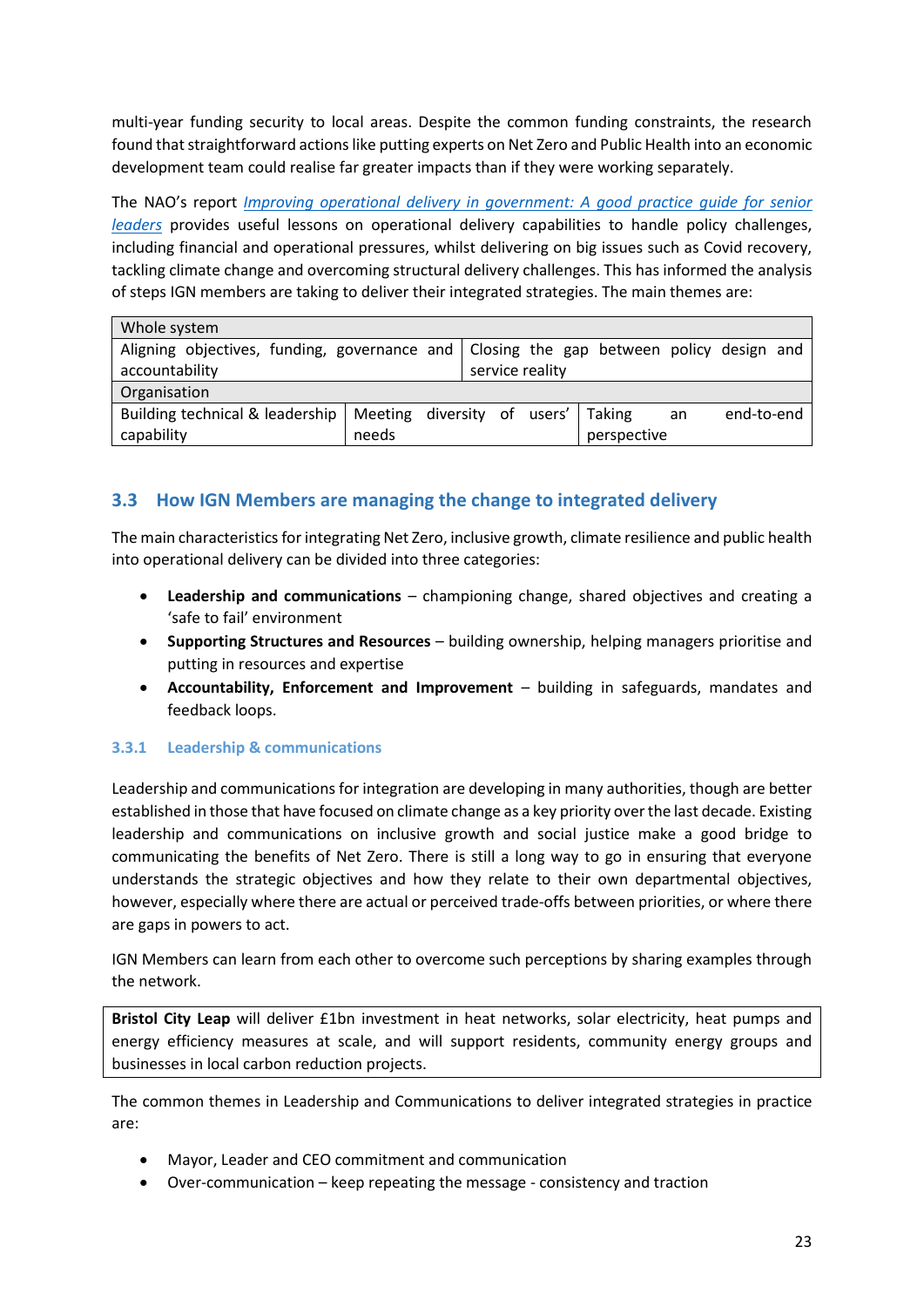multi-year funding security to local areas. Despite the common funding constraints, the research found that straightforward actions like putting experts on Net Zero and Public Health into an economic development team could realise far greater impacts than if they were working separately.

The NAO's report *Improving operational delivery in government: A good practice guide for senior leaders* provides useful lessons on operational delivery capabilities to handle policy challenges, including financial and operational pressures, whilst delivering on big issues such as Covid recovery, tackling climate change and overcoming structural delivery challenges. This has informed the analysis of steps IGN members are taking to deliver their integrated strategies. The main themes are:

| Whole system | | |
|---|---|---|
| Aligning objectives, funding, governance and accountability | Closing the gap between policy design and service reality | |
| Organisation | | |
| Building technical & leadership capability | Meeting diversity of users' needs | Taking an end-to-end perspective |

## 3.3 How IGN Members are managing the change to integrated delivery

The main characteristics for integrating Net Zero, inclusive growth, climate resilience and public health into operational delivery can be divided into three categories:

- **Leadership and communications** – championing change, shared objectives and creating a 'safe to fail' environment
- **Supporting Structures and Resources** – building ownership, helping managers prioritise and putting in resources and expertise
- **Accountability, Enforcement and Improvement** – building in safeguards, mandates and feedback loops.

### 3.3.1 Leadership & communications

Leadership and communications for integration are developing in many authorities, though are better established in those that have focused on climate change as a key priority over the last decade. Existing leadership and communications on inclusive growth and social justice make a good bridge to communicating the benefits of Net Zero. There is still a long way to go in ensuring that everyone understands the strategic objectives and how they relate to their own departmental objectives, however, especially where there are actual or perceived trade-offs between priorities, or where there are gaps in powers to act.

IGN Members can learn from each other to overcome such perceptions by sharing examples through the network.

**Bristol City Leap** will deliver £1bn investment in heat networks, solar electricity, heat pumps and energy efficiency measures at scale, and will support residents, community energy groups and businesses in local carbon reduction projects.

The common themes in Leadership and Communications to deliver integrated strategies in practice are:

- Mayor, Leader and CEO commitment and communication
- Over-communication – keep repeating the message - consistency and traction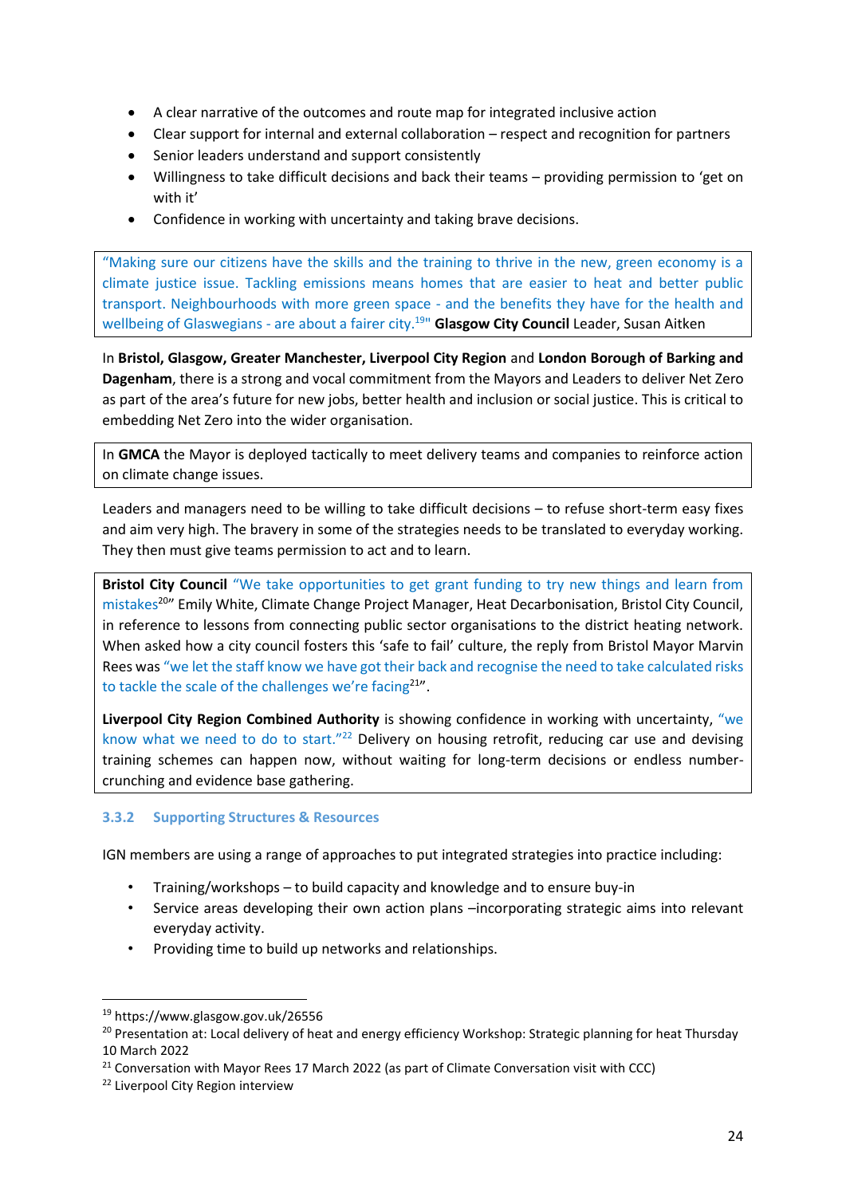- A clear narrative of the outcomes and route map for integrated inclusive action
- Clear support for internal and external collaboration – respect and recognition for partners
- Senior leaders understand and support consistently
- Willingness to take difficult decisions and back their teams – providing permission to 'get on with it'
- Confidence in working with uncertainty and taking brave decisions.

"Making sure our citizens have the skills and the training to thrive in the new, green economy is a climate justice issue. Tackling emissions means homes that are easier to heat and better public transport. Neighbourhoods with more green space - and the benefits they have for the health and wellbeing of Glaswegians - are about a fairer city.[19]" **Glasgow City Council** Leader, Susan Aitken

In **Bristol, Glasgow, Greater Manchester, Liverpool City Region** and **London Borough of Barking and Dagenham**, there is a strong and vocal commitment from the Mayors and Leaders to deliver Net Zero as part of the area's future for new jobs, better health and inclusion or social justice. This is critical to embedding Net Zero into the wider organisation.

In **GMCA** the Mayor is deployed tactically to meet delivery teams and companies to reinforce action on climate change issues.

Leaders and managers need to be willing to take difficult decisions – to refuse short-term easy fixes and aim very high. The bravery in some of the strategies needs to be translated to everyday working. They then must give teams permission to act and to learn.

**Bristol City Council** "We take opportunities to get grant funding to try new things and learn from mistakes[20]" Emily White, Climate Change Project Manager, Heat Decarbonisation, Bristol City Council, in reference to lessons from connecting public sector organisations to the district heating network. When asked how a city council fosters this 'safe to fail' culture, the reply from Bristol Mayor Marvin Rees was "we let the staff know we have got their back and recognise the need to take calculated risks to tackle the scale of the challenges we're facing[21]".

**Liverpool City Region Combined Authority** is showing confidence in working with uncertainty, "we know what we need to do to start."[22] Delivery on housing retrofit, reducing car use and devising training schemes can happen now, without waiting for long-term decisions or endless number-crunching and evidence base gathering.

### 3.3.2 Supporting Structures & Resources

IGN members are using a range of approaches to put integrated strategies into practice including:

- Training/workshops – to build capacity and knowledge and to ensure buy-in
- Service areas developing their own action plans –incorporating strategic aims into relevant everyday activity.
- Providing time to build up networks and relationships.

[19] https://www.glasgow.gov.uk/26556

[20] Presentation at: Local delivery of heat and energy efficiency Workshop: Strategic planning for heat Thursday 10 March 2022

[21] Conversation with Mayor Rees 17 March 2022 (as part of Climate Conversation visit with CCC)

[22] Liverpool City Region interview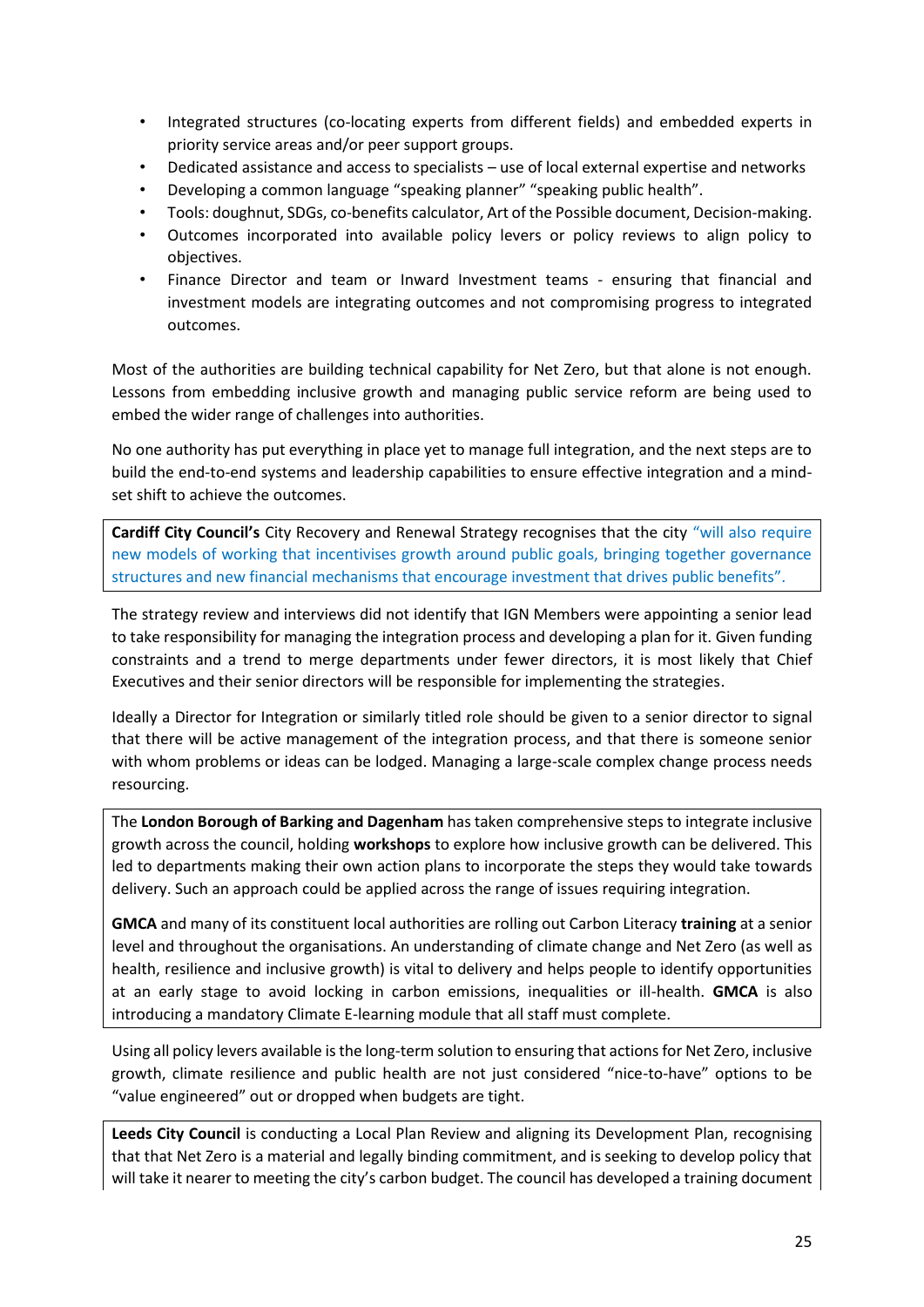- Integrated structures (co-locating experts from different fields) and embedded experts in priority service areas and/or peer support groups.
- Dedicated assistance and access to specialists – use of local external expertise and networks
- Developing a common language "speaking planner" "speaking public health".
- Tools: doughnut, SDGs, co-benefits calculator, Art of the Possible document, Decision-making.
- Outcomes incorporated into available policy levers or policy reviews to align policy to objectives.
- Finance Director and team or Inward Investment teams - ensuring that financial and investment models are integrating outcomes and not compromising progress to integrated outcomes.

Most of the authorities are building technical capability for Net Zero, but that alone is not enough. Lessons from embedding inclusive growth and managing public service reform are being used to embed the wider range of challenges into authorities.

No one authority has put everything in place yet to manage full integration, and the next steps are to build the end-to-end systems and leadership capabilities to ensure effective integration and a mind-set shift to achieve the outcomes.

> **Cardiff City Council's** City Recovery and Renewal Strategy recognises that the city "will also require new models of working that incentivises growth around public goals, bringing together governance structures and new financial mechanisms that encourage investment that drives public benefits".

The strategy review and interviews did not identify that IGN Members were appointing a senior lead to take responsibility for managing the integration process and developing a plan for it. Given funding constraints and a trend to merge departments under fewer directors, it is most likely that Chief Executives and their senior directors will be responsible for implementing the strategies.

Ideally a Director for Integration or similarly titled role should be given to a senior director to signal that there will be active management of the integration process, and that there is someone senior with whom problems or ideas can be lodged. Managing a large-scale complex change process needs resourcing.

> The **London Borough of Barking and Dagenham** has taken comprehensive steps to integrate inclusive growth across the council, holding **workshops** to explore how inclusive growth can be delivered. This led to departments making their own action plans to incorporate the steps they would take towards delivery. Such an approach could be applied across the range of issues requiring integration.
>
> **GMCA** and many of its constituent local authorities are rolling out Carbon Literacy **training** at a senior level and throughout the organisations. An understanding of climate change and Net Zero (as well as health, resilience and inclusive growth) is vital to delivery and helps people to identify opportunities at an early stage to avoid locking in carbon emissions, inequalities or ill-health. **GMCA** is also introducing a mandatory Climate E-learning module that all staff must complete.

Using all policy levers available is the long-term solution to ensuring that actions for Net Zero, inclusive growth, climate resilience and public health are not just considered "nice-to-have" options to be "value engineered" out or dropped when budgets are tight.

> **Leeds City Council** is conducting a Local Plan Review and aligning its Development Plan, recognising that that Net Zero is a material and legally binding commitment, and is seeking to develop policy that will take it nearer to meeting the city's carbon budget. The council has developed a training document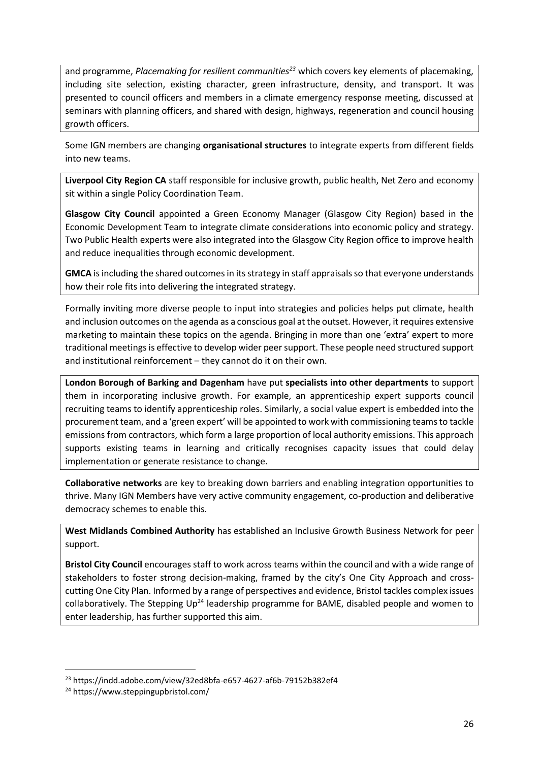and programme, *Placemaking for resilient communities*[23] which covers key elements of placemaking, including site selection, existing character, green infrastructure, density, and transport. It was presented to council officers and members in a climate emergency response meeting, discussed at seminars with planning officers, and shared with design, highways, regeneration and council housing growth officers.

Some IGN members are changing **organisational structures** to integrate experts from different fields into new teams.

**Liverpool City Region CA** staff responsible for inclusive growth, public health, Net Zero and economy sit within a single Policy Coordination Team.

**Glasgow City Council** appointed a Green Economy Manager (Glasgow City Region) based in the Economic Development Team to integrate climate considerations into economic policy and strategy. Two Public Health experts were also integrated into the Glasgow City Region office to improve health and reduce inequalities through economic development.

**GMCA** is including the shared outcomes in its strategy in staff appraisals so that everyone understands how their role fits into delivering the integrated strategy.

Formally inviting more diverse people to input into strategies and policies helps put climate, health and inclusion outcomes on the agenda as a conscious goal at the outset. However, it requires extensive marketing to maintain these topics on the agenda. Bringing in more than one 'extra' expert to more traditional meetings is effective to develop wider peer support. These people need structured support and institutional reinforcement – they cannot do it on their own.

**London Borough of Barking and Dagenham** have put **specialists into other departments** to support them in incorporating inclusive growth. For example, an apprenticeship expert supports council recruiting teams to identify apprenticeship roles. Similarly, a social value expert is embedded into the procurement team, and a 'green expert' will be appointed to work with commissioning teams to tackle emissions from contractors, which form a large proportion of local authority emissions. This approach supports existing teams in learning and critically recognises capacity issues that could delay implementation or generate resistance to change.

**Collaborative networks** are key to breaking down barriers and enabling integration opportunities to thrive. Many IGN Members have very active community engagement, co-production and deliberative democracy schemes to enable this.

**West Midlands Combined Authority** has established an Inclusive Growth Business Network for peer support.

**Bristol City Council** encourages staff to work across teams within the council and with a wide range of stakeholders to foster strong decision-making, framed by the city's One City Approach and cross-cutting One City Plan. Informed by a range of perspectives and evidence, Bristol tackles complex issues collaboratively. The Stepping Up[24] leadership programme for BAME, disabled people and women to enter leadership, has further supported this aim.

---

[23] https://indd.adobe.com/view/32ed8bfa-e657-4627-af6b-79152b382ef4

[24] https://www.steppingupbristol.com/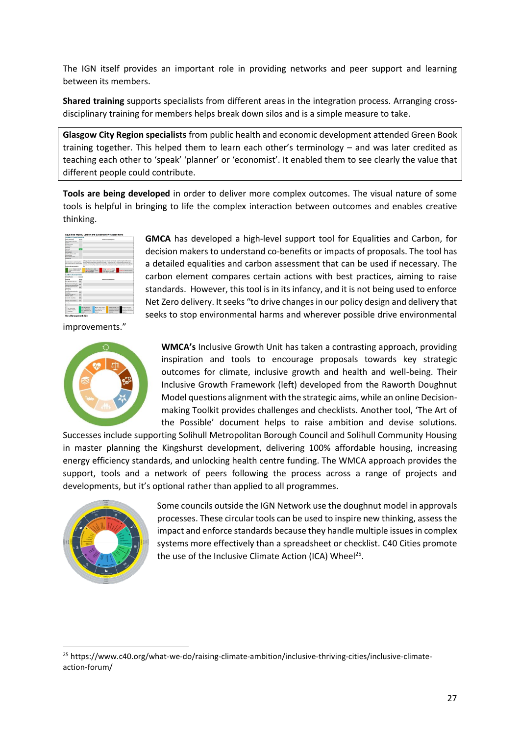The IGN itself provides an important role in providing networks and peer support and learning between its members.

**Shared training** supports specialists from different areas in the integration process. Arranging cross-disciplinary training for members helps break down silos and is a simple measure to take.

> **Glasgow City Region specialists** from public health and economic development attended Green Book training together. This helped them to learn each other's terminology – and was later credited as teaching each other to 'speak' 'planner' or 'economist'. It enabled them to see clearly the value that different people could contribute.

**Tools are being developed** in order to deliver more complex outcomes. The visual nature of some tools is helpful in bringing to life the complex interaction between outcomes and enables creative thinking.

**GMCA** has developed a high-level support tool for Equalities and Carbon, for decision makers to understand co-benefits or impacts of proposals. The tool has a detailed equalities and carbon assessment that can be used if necessary. The carbon element compares certain actions with best practices, aiming to raise standards. However, this tool is in its infancy, and it is not being used to enforce Net Zero delivery. It seeks "to drive changes in our policy design and delivery that seeks to stop environmental harms and wherever possible drive environmental improvements."

**WMCA's** Inclusive Growth Unit has taken a contrasting approach, providing inspiration and tools to encourage proposals towards key strategic outcomes for climate, inclusive growth and health and well-being. Their Inclusive Growth Framework (left) developed from the Raworth Doughnut Model questions alignment with the strategic aims, while an online Decision-making Toolkit provides challenges and checklists. Another tool, 'The Art of the Possible' document helps to raise ambition and devise solutions. Successes include supporting Solihull Metropolitan Borough Council and Solihull Community Housing in master planning the Kingshurst development, delivering 100% affordable housing, increasing energy efficiency standards, and unlocking health centre funding. The WMCA approach provides the support, tools and a network of peers following the process across a range of projects and developments, but it's optional rather than applied to all programmes.

Some councils outside the IGN Network use the doughnut model in approvals processes. These circular tools can be used to inspire new thinking, assess the impact and enforce standards because they handle multiple issues in complex systems more effectively than a spreadsheet or checklist. C40 Cities promote the use of the Inclusive Climate Action (ICA) Wheel[25].

---

[25] https://www.c40.org/what-we-do/raising-climate-ambition/inclusive-thriving-cities/inclusive-climate-action-forum/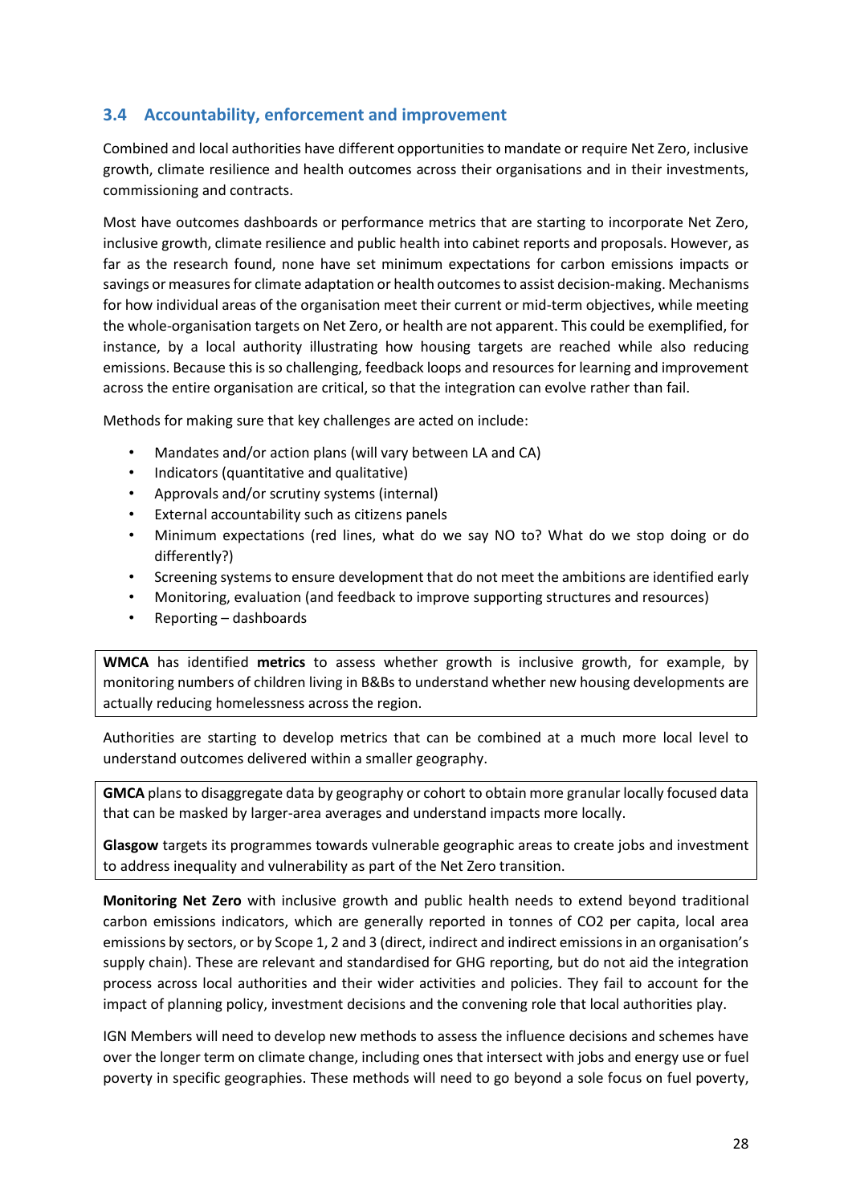### 3.4 Accountability, enforcement and improvement

Combined and local authorities have different opportunities to mandate or require Net Zero, inclusive growth, climate resilience and health outcomes across their organisations and in their investments, commissioning and contracts.

Most have outcomes dashboards or performance metrics that are starting to incorporate Net Zero, inclusive growth, climate resilience and public health into cabinet reports and proposals. However, as far as the research found, none have set minimum expectations for carbon emissions impacts or savings or measures for climate adaptation or health outcomes to assist decision-making. Mechanisms for how individual areas of the organisation meet their current or mid-term objectives, while meeting the whole-organisation targets on Net Zero, or health are not apparent. This could be exemplified, for instance, by a local authority illustrating how housing targets are reached while also reducing emissions. Because this is so challenging, feedback loops and resources for learning and improvement across the entire organisation are critical, so that the integration can evolve rather than fail.

Methods for making sure that key challenges are acted on include:

- Mandates and/or action plans (will vary between LA and CA)
- Indicators (quantitative and qualitative)
- Approvals and/or scrutiny systems (internal)
- External accountability such as citizens panels
- Minimum expectations (red lines, what do we say NO to? What do we stop doing or do differently?)
- Screening systems to ensure development that do not meet the ambitions are identified early
- Monitoring, evaluation (and feedback to improve supporting structures and resources)
- Reporting – dashboards

**WMCA** has identified **metrics** to assess whether growth is inclusive growth, for example, by monitoring numbers of children living in B&Bs to understand whether new housing developments are actually reducing homelessness across the region.

Authorities are starting to develop metrics that can be combined at a much more local level to understand outcomes delivered within a smaller geography.

**GMCA** plans to disaggregate data by geography or cohort to obtain more granular locally focused data that can be masked by larger-area averages and understand impacts more locally.

**Glasgow** targets its programmes towards vulnerable geographic areas to create jobs and investment to address inequality and vulnerability as part of the Net Zero transition.

**Monitoring Net Zero** with inclusive growth and public health needs to extend beyond traditional carbon emissions indicators, which are generally reported in tonnes of CO2 per capita, local area emissions by sectors, or by Scope 1, 2 and 3 (direct, indirect and indirect emissions in an organisation's supply chain). These are relevant and standardised for GHG reporting, but do not aid the integration process across local authorities and their wider activities and policies. They fail to account for the impact of planning policy, investment decisions and the convening role that local authorities play.

IGN Members will need to develop new methods to assess the influence decisions and schemes have over the longer term on climate change, including ones that intersect with jobs and energy use or fuel poverty in specific geographies. These methods will need to go beyond a sole focus on fuel poverty,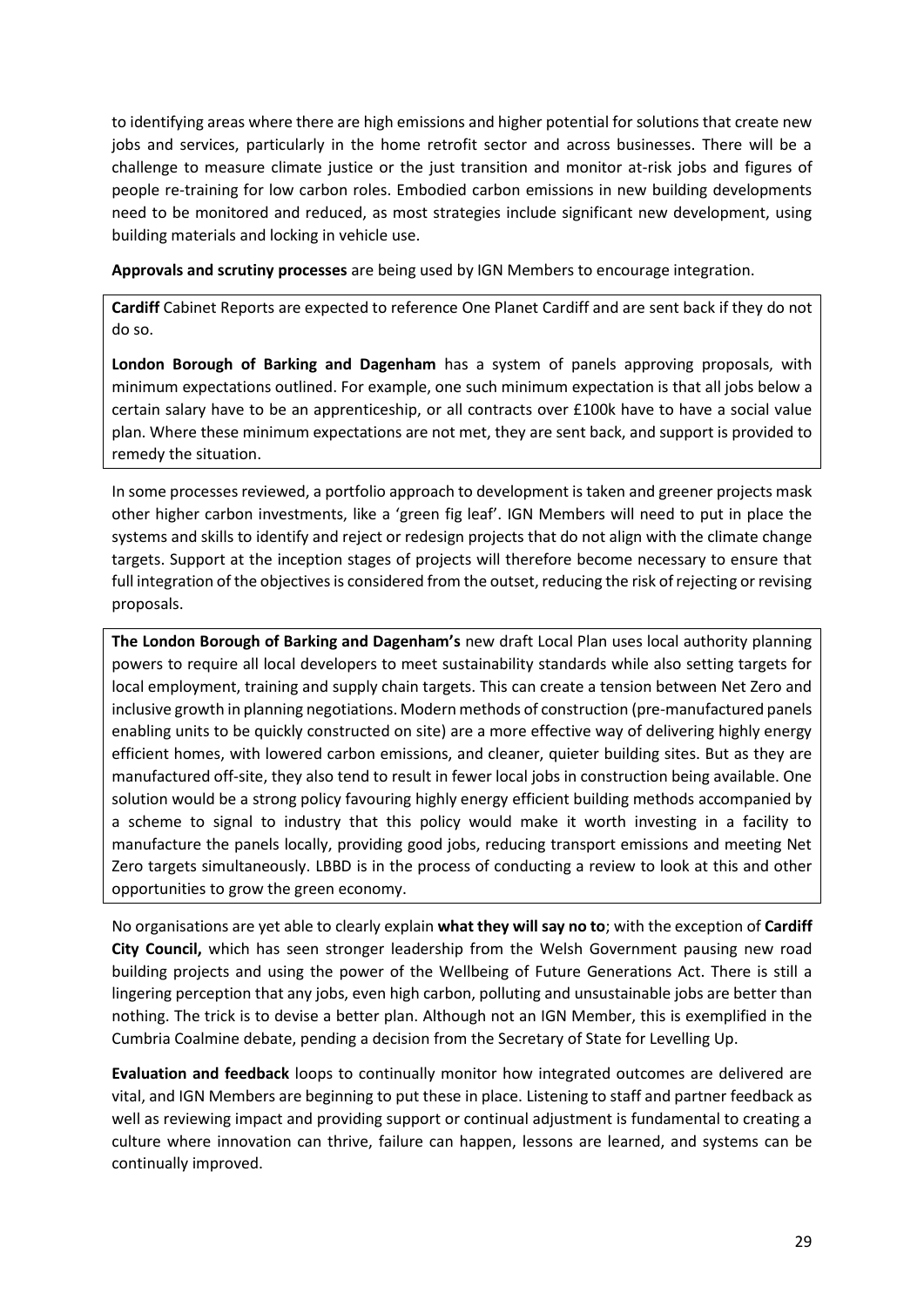to identifying areas where there are high emissions and higher potential for solutions that create new jobs and services, particularly in the home retrofit sector and across businesses. There will be a challenge to measure climate justice or the just transition and monitor at-risk jobs and figures of people re-training for low carbon roles. Embodied carbon emissions in new building developments need to be monitored and reduced, as most strategies include significant new development, using building materials and locking in vehicle use.

**Approvals and scrutiny processes** are being used by IGN Members to encourage integration.

> **Cardiff** Cabinet Reports are expected to reference One Planet Cardiff and are sent back if they do not do so.
>
> **London Borough of Barking and Dagenham** has a system of panels approving proposals, with minimum expectations outlined. For example, one such minimum expectation is that all jobs below a certain salary have to be an apprenticeship, or all contracts over £100k have to have a social value plan. Where these minimum expectations are not met, they are sent back, and support is provided to remedy the situation.

In some processes reviewed, a portfolio approach to development is taken and greener projects mask other higher carbon investments, like a 'green fig leaf'. IGN Members will need to put in place the systems and skills to identify and reject or redesign projects that do not align with the climate change targets. Support at the inception stages of projects will therefore become necessary to ensure that full integration of the objectives is considered from the outset, reducing the risk of rejecting or revising proposals.

> **The London Borough of Barking and Dagenham's** new draft Local Plan uses local authority planning powers to require all local developers to meet sustainability standards while also setting targets for local employment, training and supply chain targets. This can create a tension between Net Zero and inclusive growth in planning negotiations. Modern methods of construction (pre-manufactured panels enabling units to be quickly constructed on site) are a more effective way of delivering highly energy efficient homes, with lowered carbon emissions, and cleaner, quieter building sites. But as they are manufactured off-site, they also tend to result in fewer local jobs in construction being available. One solution would be a strong policy favouring highly energy efficient building methods accompanied by a scheme to signal to industry that this policy would make it worth investing in a facility to manufacture the panels locally, providing good jobs, reducing transport emissions and meeting Net Zero targets simultaneously. LBBD is in the process of conducting a review to look at this and other opportunities to grow the green economy.

No organisations are yet able to clearly explain **what they will say no to**; with the exception of **Cardiff City Council,** which has seen stronger leadership from the Welsh Government pausing new road building projects and using the power of the Wellbeing of Future Generations Act. There is still a lingering perception that any jobs, even high carbon, polluting and unsustainable jobs are better than nothing. The trick is to devise a better plan. Although not an IGN Member, this is exemplified in the Cumbria Coalmine debate, pending a decision from the Secretary of State for Levelling Up.

**Evaluation and feedback** loops to continually monitor how integrated outcomes are delivered are vital, and IGN Members are beginning to put these in place. Listening to staff and partner feedback as well as reviewing impact and providing support or continual adjustment is fundamental to creating a culture where innovation can thrive, failure can happen, lessons are learned, and systems can be continually improved.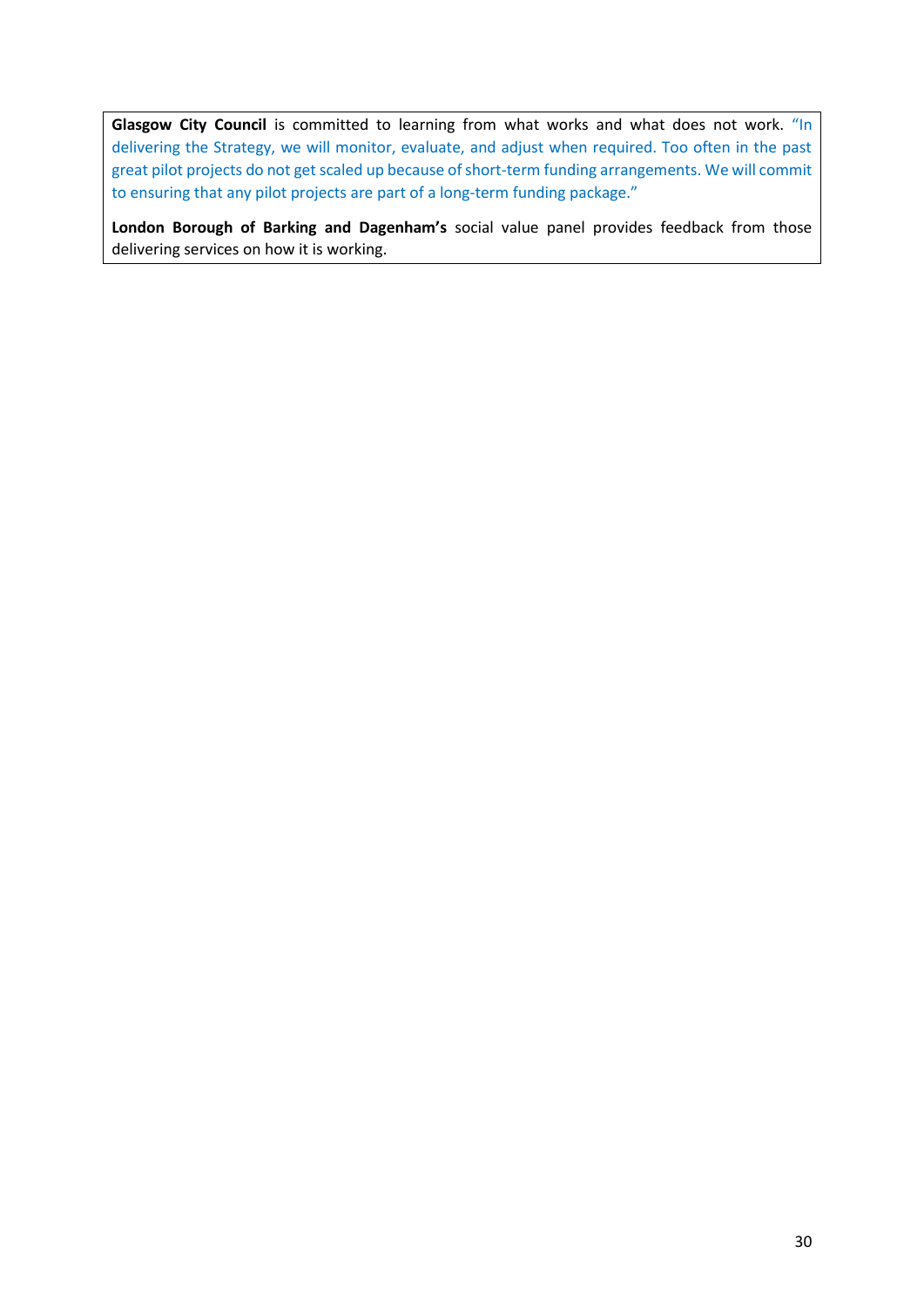**Glasgow City Council** is committed to learning from what works and what does not work. "In delivering the Strategy, we will monitor, evaluate, and adjust when required. Too often in the past great pilot projects do not get scaled up because of short-term funding arrangements. We will commit to ensuring that any pilot projects are part of a long-term funding package."

**London Borough of Barking and Dagenham's** social value panel provides feedback from those delivering services on how it is working.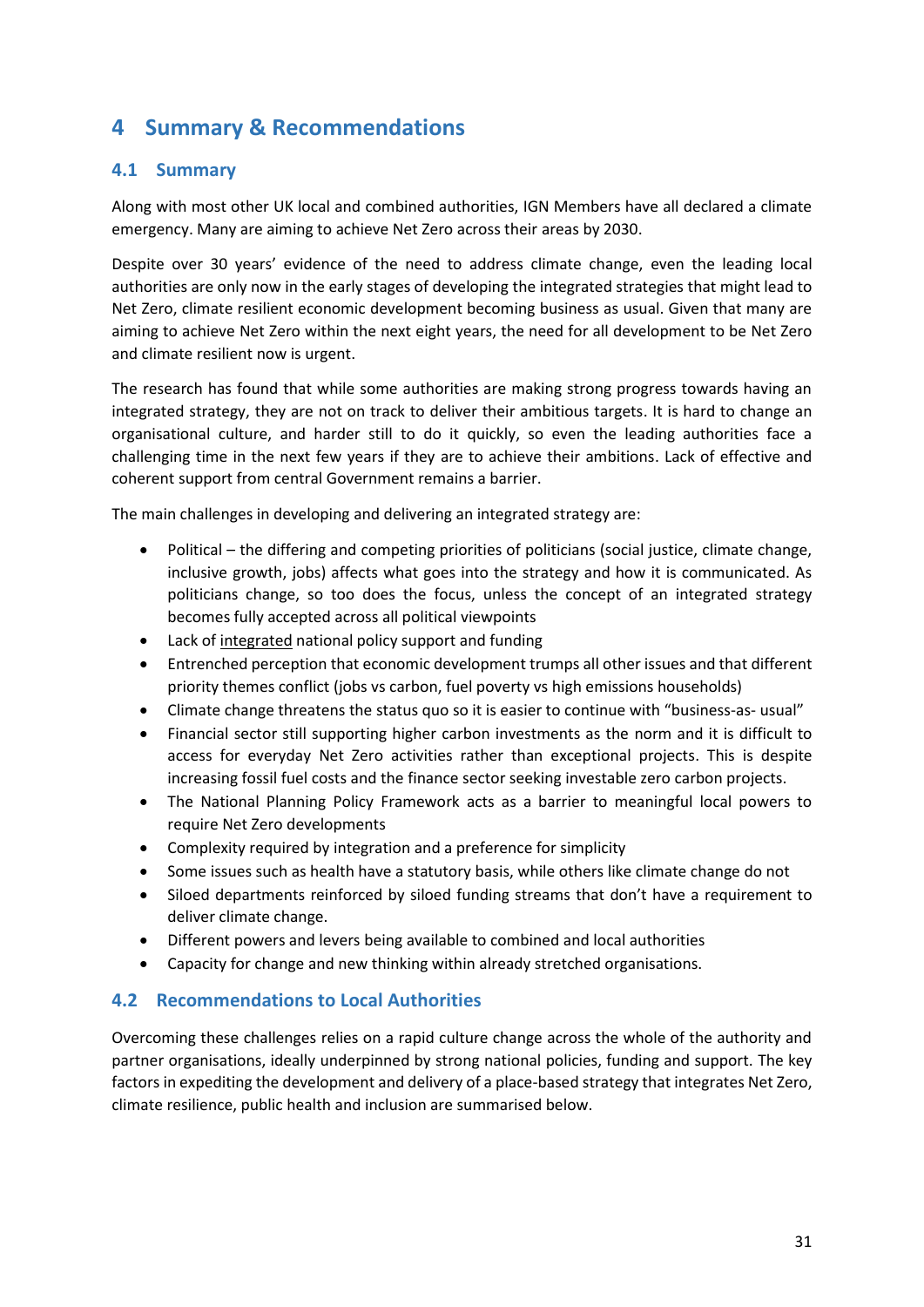# 4 Summary & Recommendations

## 4.1 Summary

Along with most other UK local and combined authorities, IGN Members have all declared a climate emergency. Many are aiming to achieve Net Zero across their areas by 2030.

Despite over 30 years' evidence of the need to address climate change, even the leading local authorities are only now in the early stages of developing the integrated strategies that might lead to Net Zero, climate resilient economic development becoming business as usual. Given that many are aiming to achieve Net Zero within the next eight years, the need for all development to be Net Zero and climate resilient now is urgent.

The research has found that while some authorities are making strong progress towards having an integrated strategy, they are not on track to deliver their ambitious targets. It is hard to change an organisational culture, and harder still to do it quickly, so even the leading authorities face a challenging time in the next few years if they are to achieve their ambitions. Lack of effective and coherent support from central Government remains a barrier.

The main challenges in developing and delivering an integrated strategy are:

- Political – the differing and competing priorities of politicians (social justice, climate change, inclusive growth, jobs) affects what goes into the strategy and how it is communicated. As politicians change, so too does the focus, unless the concept of an integrated strategy becomes fully accepted across all political viewpoints
- Lack of <u>integrated</u> national policy support and funding
- Entrenched perception that economic development trumps all other issues and that different priority themes conflict (jobs vs carbon, fuel poverty vs high emissions households)
- Climate change threatens the status quo so it is easier to continue with "business-as- usual"
- Financial sector still supporting higher carbon investments as the norm and it is difficult to access for everyday Net Zero activities rather than exceptional projects. This is despite increasing fossil fuel costs and the finance sector seeking investable zero carbon projects.
- The National Planning Policy Framework acts as a barrier to meaningful local powers to require Net Zero developments
- Complexity required by integration and a preference for simplicity
- Some issues such as health have a statutory basis, while others like climate change do not
- Siloed departments reinforced by siloed funding streams that don't have a requirement to deliver climate change.
- Different powers and levers being available to combined and local authorities
- Capacity for change and new thinking within already stretched organisations.

## 4.2 Recommendations to Local Authorities

Overcoming these challenges relies on a rapid culture change across the whole of the authority and partner organisations, ideally underpinned by strong national policies, funding and support. The key factors in expediting the development and delivery of a place-based strategy that integrates Net Zero, climate resilience, public health and inclusion are summarised below.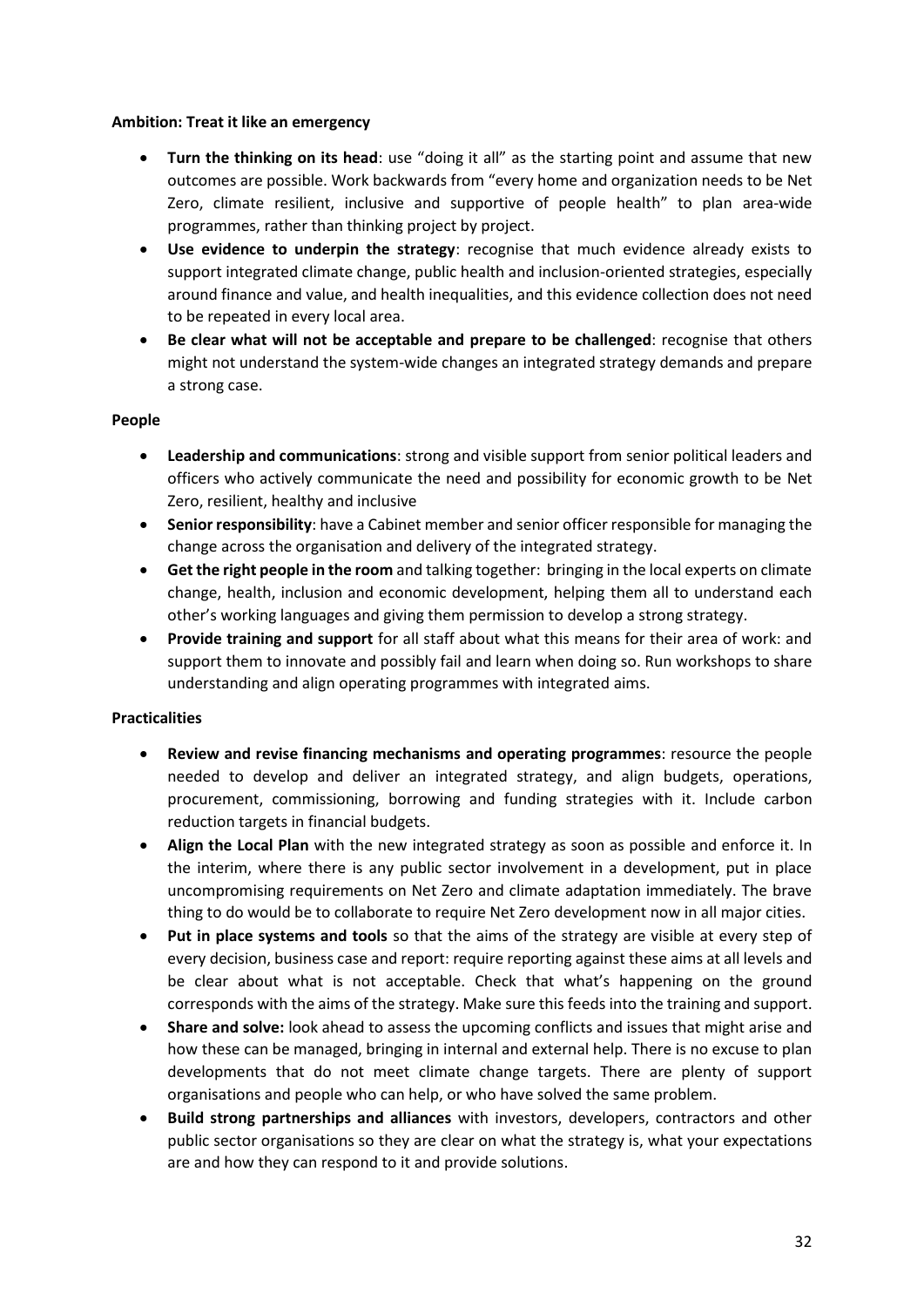**Ambition: Treat it like an emergency**

- **Turn the thinking on its head**: use "doing it all" as the starting point and assume that new outcomes are possible. Work backwards from "every home and organization needs to be Net Zero, climate resilient, inclusive and supportive of people health" to plan area-wide programmes, rather than thinking project by project.
- **Use evidence to underpin the strategy**: recognise that much evidence already exists to support integrated climate change, public health and inclusion-oriented strategies, especially around finance and value, and health inequalities, and this evidence collection does not need to be repeated in every local area.
- **Be clear what will not be acceptable and prepare to be challenged**: recognise that others might not understand the system-wide changes an integrated strategy demands and prepare a strong case.

**People**

- **Leadership and communications**: strong and visible support from senior political leaders and officers who actively communicate the need and possibility for economic growth to be Net Zero, resilient, healthy and inclusive
- **Senior responsibility**: have a Cabinet member and senior officer responsible for managing the change across the organisation and delivery of the integrated strategy.
- **Get the right people in the room** and talking together: bringing in the local experts on climate change, health, inclusion and economic development, helping them all to understand each other's working languages and giving them permission to develop a strong strategy.
- **Provide training and support** for all staff about what this means for their area of work: and support them to innovate and possibly fail and learn when doing so. Run workshops to share understanding and align operating programmes with integrated aims.

**Practicalities**

- **Review and revise financing mechanisms and operating programmes**: resource the people needed to develop and deliver an integrated strategy, and align budgets, operations, procurement, commissioning, borrowing and funding strategies with it. Include carbon reduction targets in financial budgets.
- **Align the Local Plan** with the new integrated strategy as soon as possible and enforce it. In the interim, where there is any public sector involvement in a development, put in place uncompromising requirements on Net Zero and climate adaptation immediately. The brave thing to do would be to collaborate to require Net Zero development now in all major cities.
- **Put in place systems and tools** so that the aims of the strategy are visible at every step of every decision, business case and report: require reporting against these aims at all levels and be clear about what is not acceptable. Check that what's happening on the ground corresponds with the aims of the strategy. Make sure this feeds into the training and support.
- **Share and solve:** look ahead to assess the upcoming conflicts and issues that might arise and how these can be managed, bringing in internal and external help. There is no excuse to plan developments that do not meet climate change targets. There are plenty of support organisations and people who can help, or who have solved the same problem.
- **Build strong partnerships and alliances** with investors, developers, contractors and other public sector organisations so they are clear on what the strategy is, what your expectations are and how they can respond to it and provide solutions.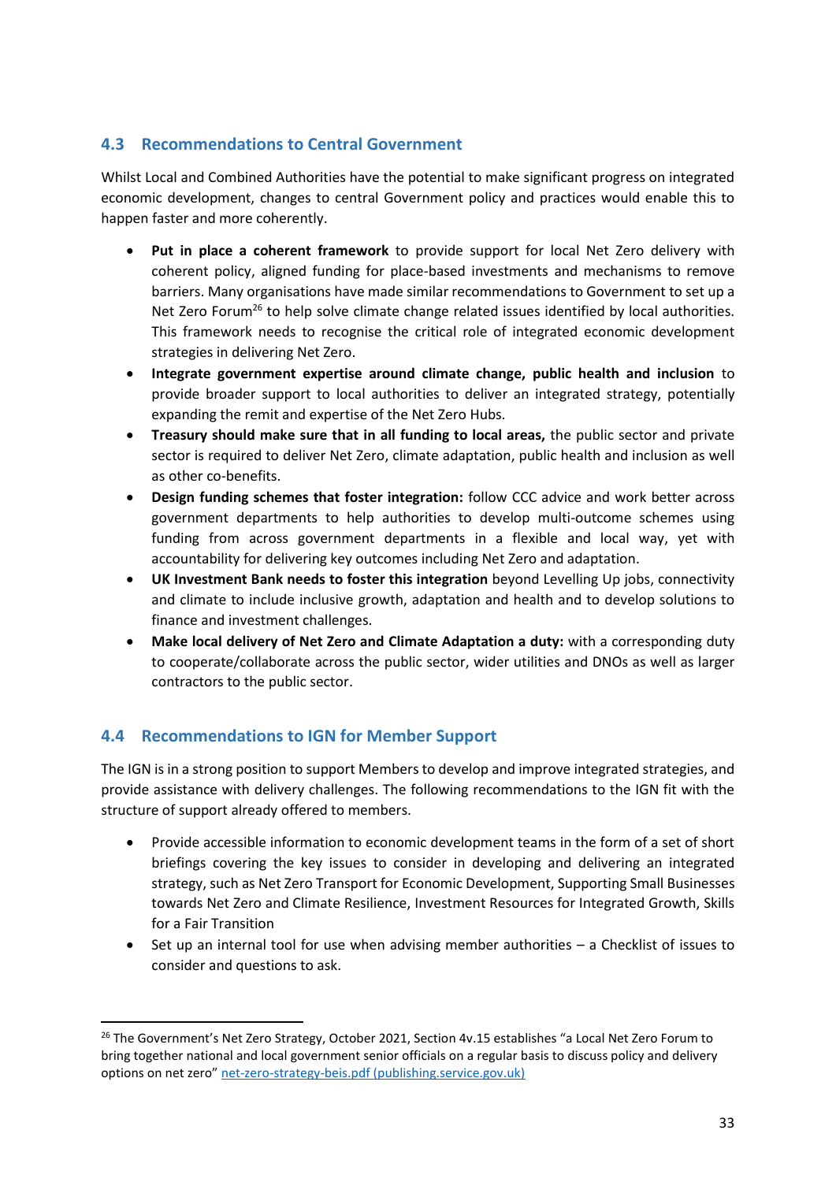## 4.3 Recommendations to Central Government

Whilst Local and Combined Authorities have the potential to make significant progress on integrated economic development, changes to central Government policy and practices would enable this to happen faster and more coherently.

- **Put in place a coherent framework** to provide support for local Net Zero delivery with coherent policy, aligned funding for place-based investments and mechanisms to remove barriers. Many organisations have made similar recommendations to Government to set up a Net Zero Forum[26] to help solve climate change related issues identified by local authorities. This framework needs to recognise the critical role of integrated economic development strategies in delivering Net Zero.
- **Integrate government expertise around climate change, public health and inclusion** to provide broader support to local authorities to deliver an integrated strategy, potentially expanding the remit and expertise of the Net Zero Hubs.
- **Treasury should make sure that in all funding to local areas,** the public sector and private sector is required to deliver Net Zero, climate adaptation, public health and inclusion as well as other co-benefits.
- **Design funding schemes that foster integration:** follow CCC advice and work better across government departments to help authorities to develop multi-outcome schemes using funding from across government departments in a flexible and local way, yet with accountability for delivering key outcomes including Net Zero and adaptation.
- **UK Investment Bank needs to foster this integration** beyond Levelling Up jobs, connectivity and climate to include inclusive growth, adaptation and health and to develop solutions to finance and investment challenges.
- **Make local delivery of Net Zero and Climate Adaptation a duty:** with a corresponding duty to cooperate/collaborate across the public sector, wider utilities and DNOs as well as larger contractors to the public sector.

## 4.4 Recommendations to IGN for Member Support

The IGN is in a strong position to support Members to develop and improve integrated strategies, and provide assistance with delivery challenges. The following recommendations to the IGN fit with the structure of support already offered to members.

- Provide accessible information to economic development teams in the form of a set of short briefings covering the key issues to consider in developing and delivering an integrated strategy, such as Net Zero Transport for Economic Development, Supporting Small Businesses towards Net Zero and Climate Resilience, Investment Resources for Integrated Growth, Skills for a Fair Transition
- Set up an internal tool for use when advising member authorities – a Checklist of issues to consider and questions to ask.

---

[26] The Government's Net Zero Strategy, October 2021, Section 4v.15 establishes "a Local Net Zero Forum to bring together national and local government senior officials on a regular basis to discuss policy and delivery options on net zero" [net-zero-strategy-beis.pdf (publishing.service.gov.uk)]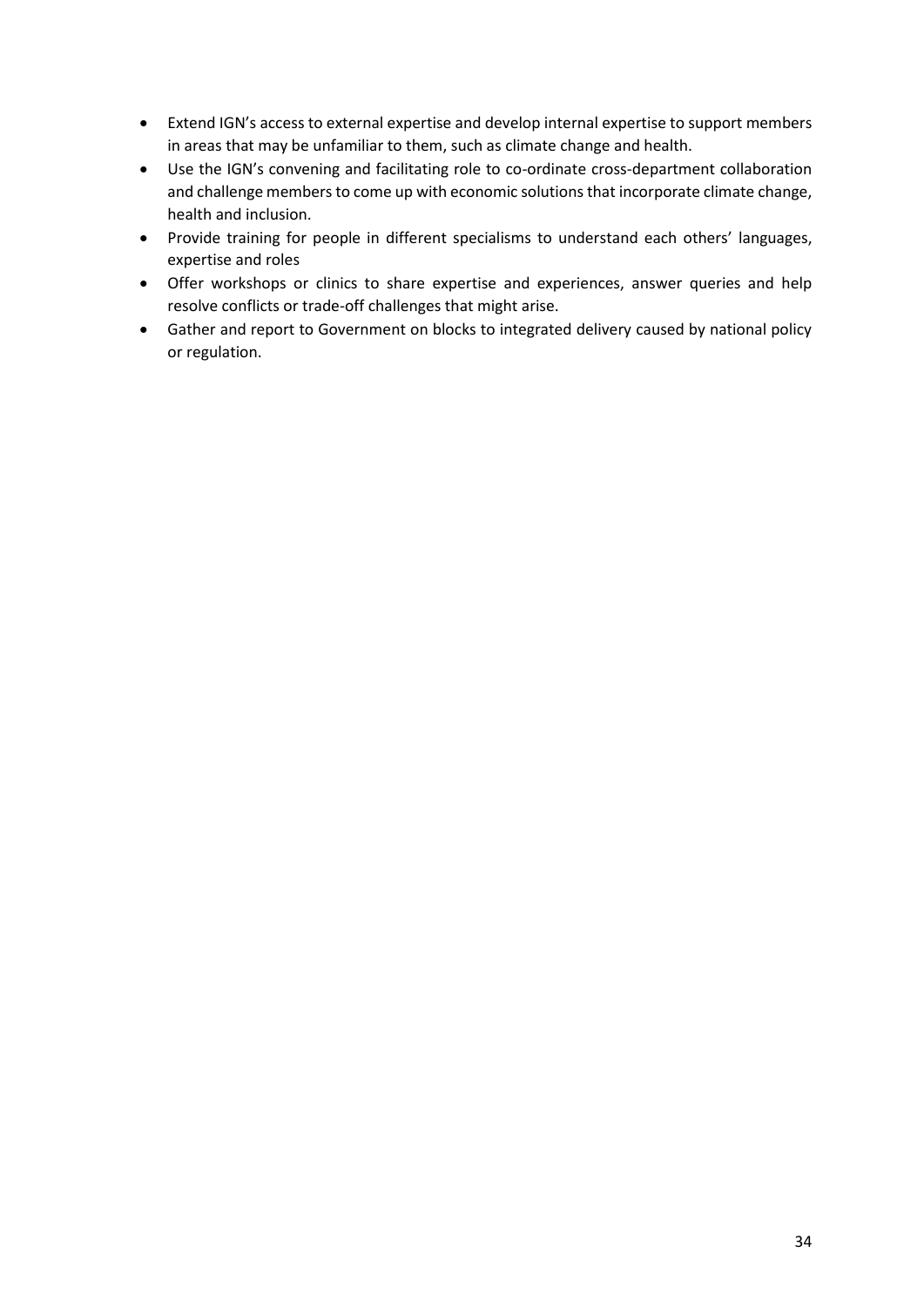- Extend IGN's access to external expertise and develop internal expertise to support members in areas that may be unfamiliar to them, such as climate change and health.
- Use the IGN's convening and facilitating role to co-ordinate cross-department collaboration and challenge members to come up with economic solutions that incorporate climate change, health and inclusion.
- Provide training for people in different specialisms to understand each others' languages, expertise and roles
- Offer workshops or clinics to share expertise and experiences, answer queries and help resolve conflicts or trade-off challenges that might arise.
- Gather and report to Government on blocks to integrated delivery caused by national policy or regulation.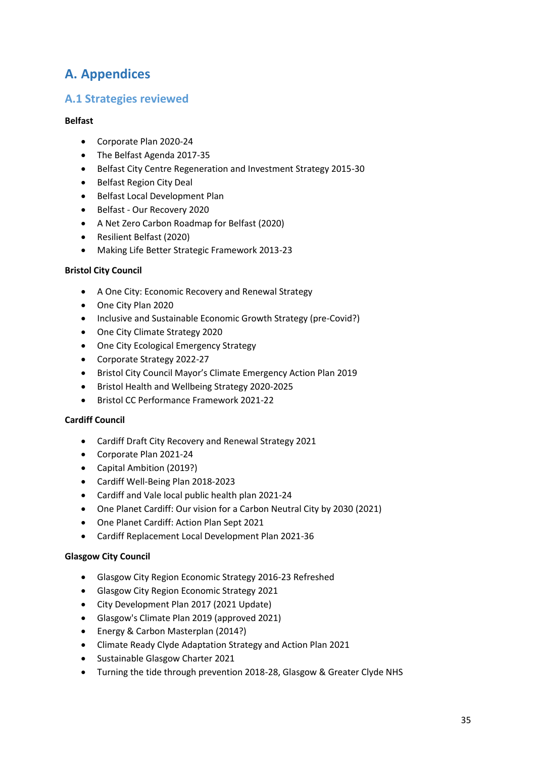# A. Appendices

## A.1 Strategies reviewed

**Belfast**

- Corporate Plan 2020-24
- The Belfast Agenda 2017-35
- Belfast City Centre Regeneration and Investment Strategy 2015-30
- Belfast Region City Deal
- Belfast Local Development Plan
- Belfast - Our Recovery 2020
- A Net Zero Carbon Roadmap for Belfast (2020)
- Resilient Belfast (2020)
- Making Life Better Strategic Framework 2013-23

**Bristol City Council**

- A One City: Economic Recovery and Renewal Strategy
- One City Plan 2020
- Inclusive and Sustainable Economic Growth Strategy (pre-Covid?)
- One City Climate Strategy 2020
- One City Ecological Emergency Strategy
- Corporate Strategy 2022-27
- Bristol City Council Mayor's Climate Emergency Action Plan 2019
- Bristol Health and Wellbeing Strategy 2020-2025
- Bristol CC Performance Framework 2021-22

**Cardiff Council**

- Cardiff Draft City Recovery and Renewal Strategy 2021
- Corporate Plan 2021-24
- Capital Ambition (2019?)
- Cardiff Well-Being Plan 2018-2023
- Cardiff and Vale local public health plan 2021-24
- One Planet Cardiff: Our vision for a Carbon Neutral City by 2030 (2021)
- One Planet Cardiff: Action Plan Sept 2021
- Cardiff Replacement Local Development Plan 2021-36

**Glasgow City Council**

- Glasgow City Region Economic Strategy 2016-23 Refreshed
- Glasgow City Region Economic Strategy 2021
- City Development Plan 2017 (2021 Update)
- Glasgow's Climate Plan 2019 (approved 2021)
- Energy & Carbon Masterplan (2014?)
- Climate Ready Clyde Adaptation Strategy and Action Plan 2021
- Sustainable Glasgow Charter 2021
- Turning the tide through prevention 2018-28, Glasgow & Greater Clyde NHS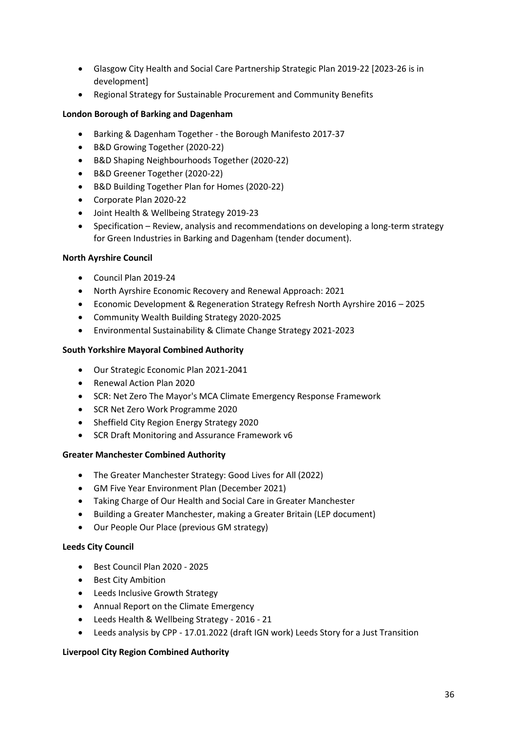- Glasgow City Health and Social Care Partnership Strategic Plan 2019-22 [2023-26 is in development]
- Regional Strategy for Sustainable Procurement and Community Benefits

**London Borough of Barking and Dagenham**

- Barking & Dagenham Together - the Borough Manifesto 2017-37
- B&D Growing Together (2020-22)
- B&D Shaping Neighbourhoods Together (2020-22)
- B&D Greener Together (2020-22)
- B&D Building Together Plan for Homes (2020-22)
- Corporate Plan 2020-22
- Joint Health & Wellbeing Strategy 2019-23
- Specification – Review, analysis and recommendations on developing a long-term strategy for Green Industries in Barking and Dagenham (tender document).

**North Ayrshire Council**

- Council Plan 2019-24
- North Ayrshire Economic Recovery and Renewal Approach: 2021
- Economic Development & Regeneration Strategy Refresh North Ayrshire 2016 – 2025
- Community Wealth Building Strategy 2020-2025
- Environmental Sustainability & Climate Change Strategy 2021-2023

**South Yorkshire Mayoral Combined Authority**

- Our Strategic Economic Plan 2021-2041
- Renewal Action Plan 2020
- SCR: Net Zero The Mayor's MCA Climate Emergency Response Framework
- SCR Net Zero Work Programme 2020
- Sheffield City Region Energy Strategy 2020
- SCR Draft Monitoring and Assurance Framework v6

**Greater Manchester Combined Authority**

- The Greater Manchester Strategy: Good Lives for All (2022)
- GM Five Year Environment Plan (December 2021)
- Taking Charge of Our Health and Social Care in Greater Manchester
- Building a Greater Manchester, making a Greater Britain (LEP document)
- Our People Our Place (previous GM strategy)

**Leeds City Council**

- Best Council Plan 2020 - 2025
- Best City Ambition
- Leeds Inclusive Growth Strategy
- Annual Report on the Climate Emergency
- Leeds Health & Wellbeing Strategy - 2016 - 21
- Leeds analysis by CPP - 17.01.2022 (draft IGN work) Leeds Story for a Just Transition

**Liverpool City Region Combined Authority**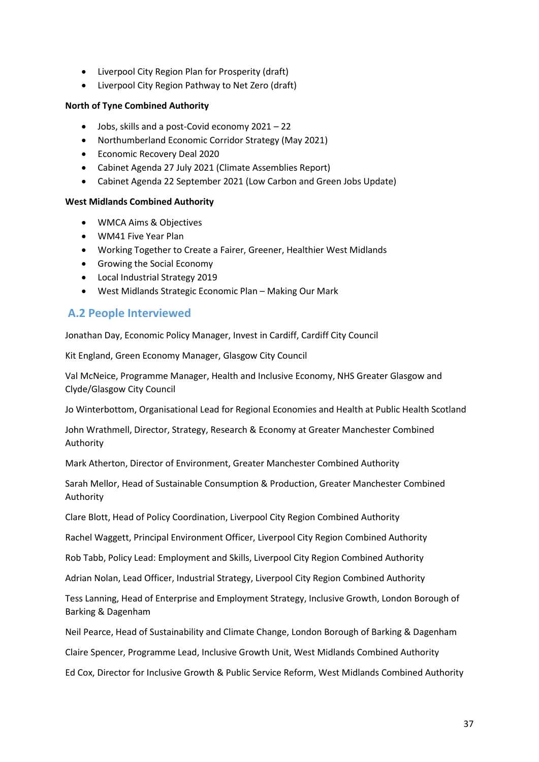- Liverpool City Region Plan for Prosperity (draft)
- Liverpool City Region Pathway to Net Zero (draft)

**North of Tyne Combined Authority**

- Jobs, skills and a post-Covid economy 2021 – 22
- Northumberland Economic Corridor Strategy (May 2021)
- Economic Recovery Deal 2020
- Cabinet Agenda 27 July 2021 (Climate Assemblies Report)
- Cabinet Agenda 22 September 2021 (Low Carbon and Green Jobs Update)

**West Midlands Combined Authority**

- WMCA Aims & Objectives
- WM41 Five Year Plan
- Working Together to Create a Fairer, Greener, Healthier West Midlands
- Growing the Social Economy
- Local Industrial Strategy 2019
- West Midlands Strategic Economic Plan – Making Our Mark

## A.2 People Interviewed

Jonathan Day, Economic Policy Manager, Invest in Cardiff, Cardiff City Council

Kit England, Green Economy Manager, Glasgow City Council

Val McNeice, Programme Manager, Health and Inclusive Economy, NHS Greater Glasgow and Clyde/Glasgow City Council

Jo Winterbottom, Organisational Lead for Regional Economies and Health at Public Health Scotland

John Wrathmell, Director, Strategy, Research & Economy at Greater Manchester Combined Authority

Mark Atherton, Director of Environment, Greater Manchester Combined Authority

Sarah Mellor, Head of Sustainable Consumption & Production, Greater Manchester Combined Authority

Clare Blott, Head of Policy Coordination, Liverpool City Region Combined Authority

Rachel Waggett, Principal Environment Officer, Liverpool City Region Combined Authority

Rob Tabb, Policy Lead: Employment and Skills, Liverpool City Region Combined Authority

Adrian Nolan, Lead Officer, Industrial Strategy, Liverpool City Region Combined Authority

Tess Lanning, Head of Enterprise and Employment Strategy, Inclusive Growth, London Borough of Barking & Dagenham

Neil Pearce, Head of Sustainability and Climate Change, London Borough of Barking & Dagenham

Claire Spencer, Programme Lead, Inclusive Growth Unit, West Midlands Combined Authority

Ed Cox, Director for Inclusive Growth & Public Service Reform, West Midlands Combined Authority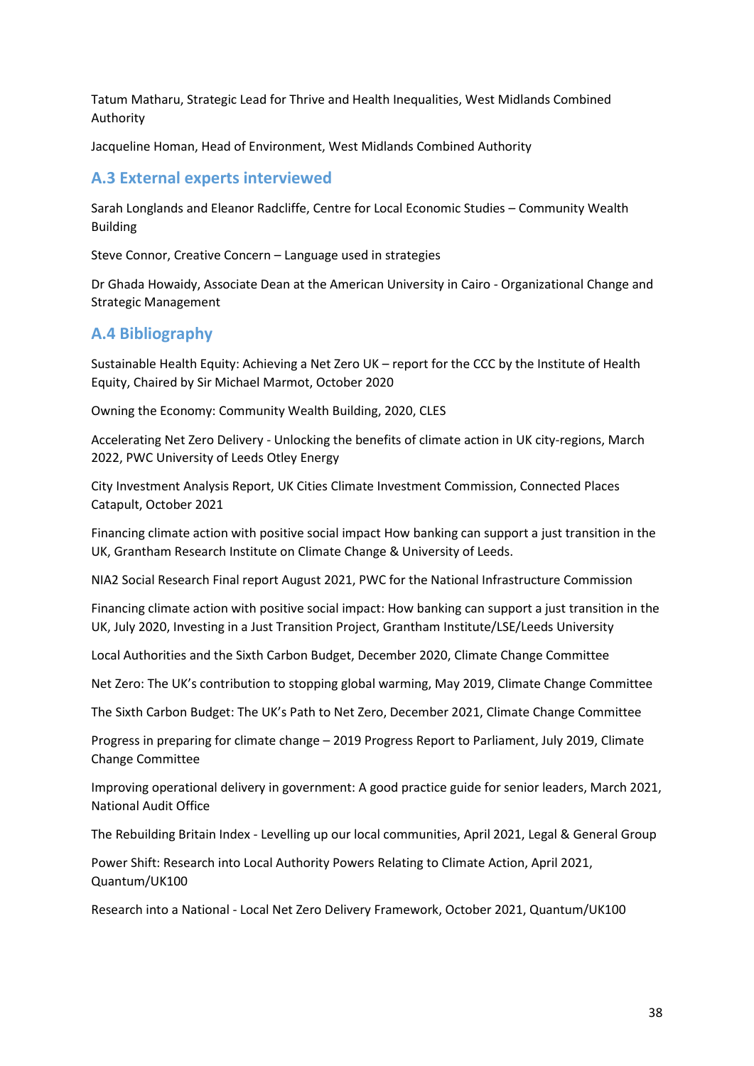Tatum Matharu, Strategic Lead for Thrive and Health Inequalities, West Midlands Combined Authority

Jacqueline Homan, Head of Environment, West Midlands Combined Authority

## A.3 External experts interviewed

Sarah Longlands and Eleanor Radcliffe, Centre for Local Economic Studies – Community Wealth Building

Steve Connor, Creative Concern – Language used in strategies

Dr Ghada Howaidy, Associate Dean at the American University in Cairo - Organizational Change and Strategic Management

## A.4 Bibliography

Sustainable Health Equity: Achieving a Net Zero UK – report for the CCC by the Institute of Health Equity, Chaired by Sir Michael Marmot, October 2020

Owning the Economy: Community Wealth Building, 2020, CLES

Accelerating Net Zero Delivery - Unlocking the benefits of climate action in UK city-regions, March 2022, PWC University of Leeds Otley Energy

City Investment Analysis Report, UK Cities Climate Investment Commission, Connected Places Catapult, October 2021

Financing climate action with positive social impact How banking can support a just transition in the UK, Grantham Research Institute on Climate Change & University of Leeds.

NIA2 Social Research Final report August 2021, PWC for the National Infrastructure Commission

Financing climate action with positive social impact: How banking can support a just transition in the UK, July 2020, Investing in a Just Transition Project, Grantham Institute/LSE/Leeds University

Local Authorities and the Sixth Carbon Budget, December 2020, Climate Change Committee

Net Zero: The UK's contribution to stopping global warming, May 2019, Climate Change Committee

The Sixth Carbon Budget: The UK's Path to Net Zero, December 2021, Climate Change Committee

Progress in preparing for climate change – 2019 Progress Report to Parliament, July 2019, Climate Change Committee

Improving operational delivery in government: A good practice guide for senior leaders, March 2021, National Audit Office

The Rebuilding Britain Index - Levelling up our local communities, April 2021, Legal & General Group

Power Shift: Research into Local Authority Powers Relating to Climate Action, April 2021, Quantum/UK100

Research into a National - Local Net Zero Delivery Framework, October 2021, Quantum/UK100